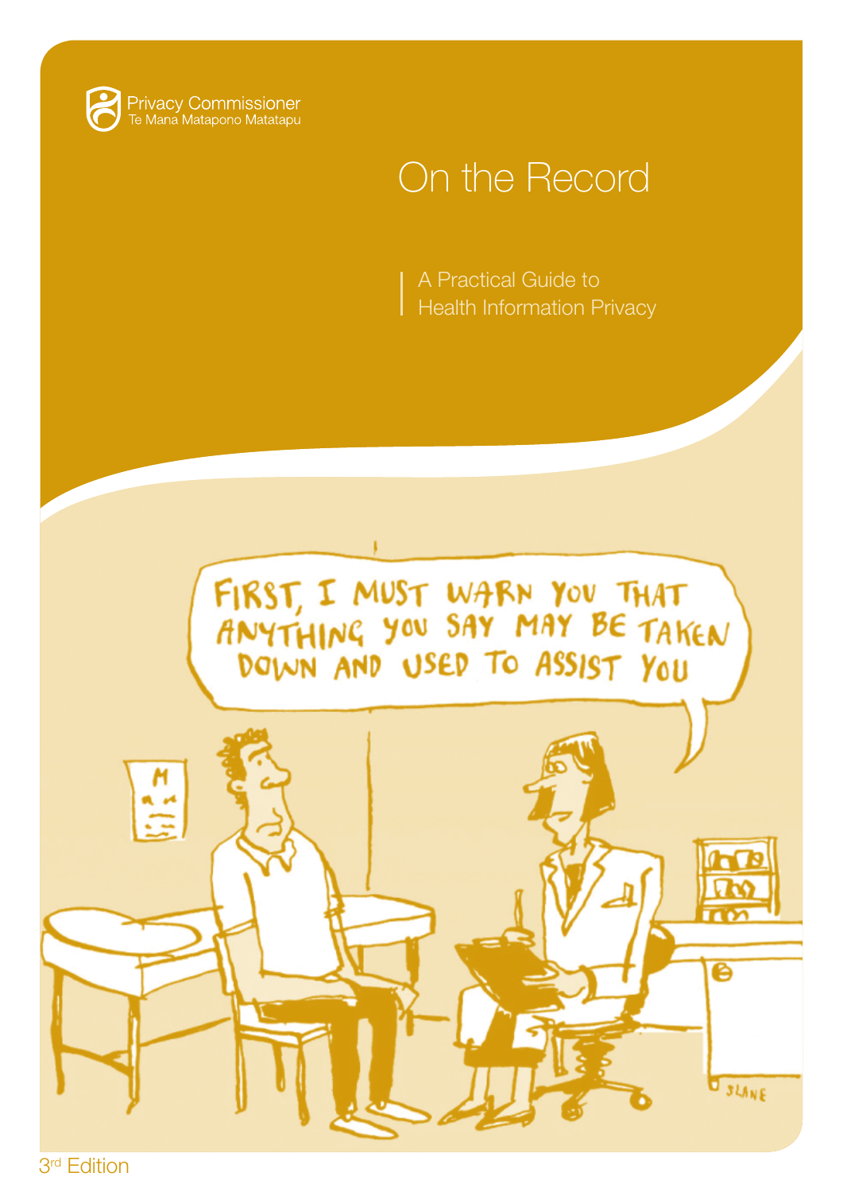Privacy Commissioner
Te Mana Matapono Matatapu

# On the Record

A Practical Guide to Health Information Privacy

FIRST, I MUST WARN YOU THAT ANYTHING YOU SAY MAY BE TAKEN DOWN AND USED TO ASSIST YOU

3rd Edition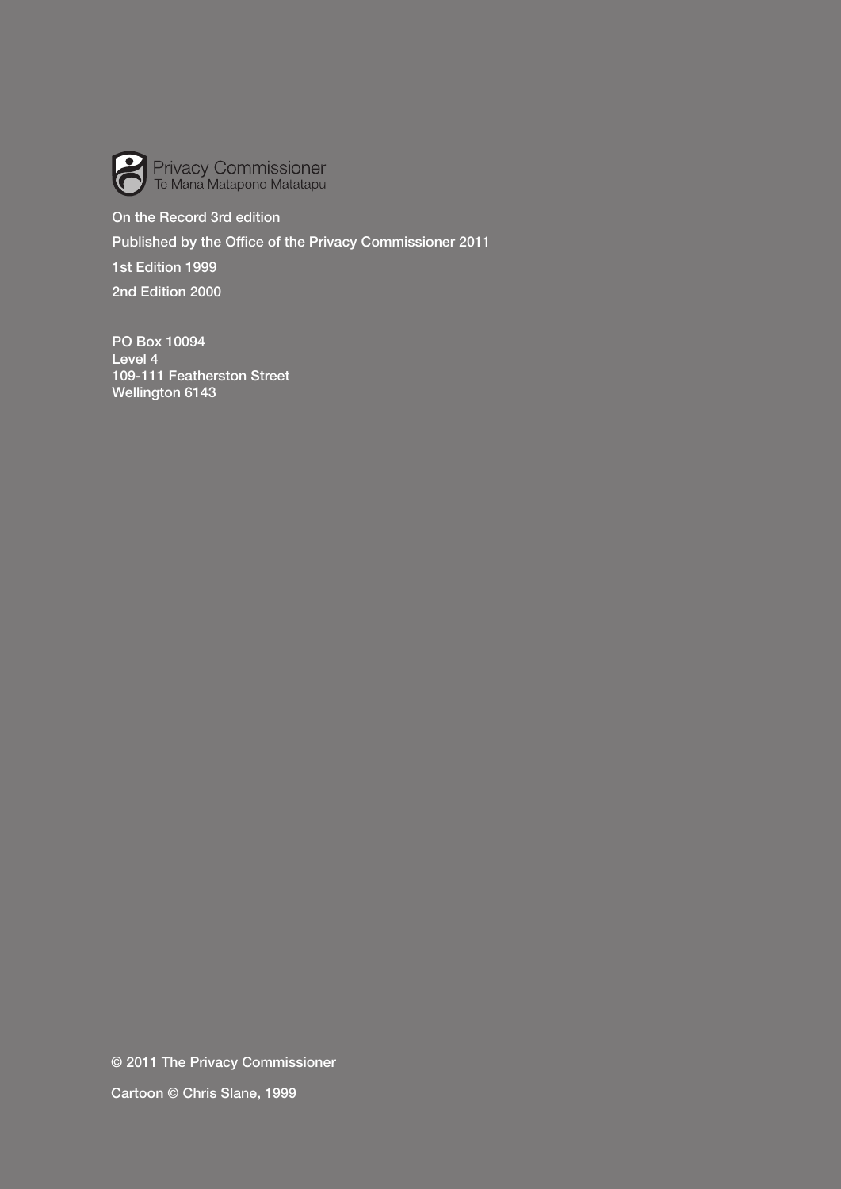Privacy Commissioner
Te Mana Matapono Matatapu

On the Record 3rd edition

Published by the Office of the Privacy Commissioner 2011

1st Edition 1999

2nd Edition 2000

PO Box 10094
Level 4
109-111 Featherston Street
Wellington 6143

© 2011 The Privacy Commissioner

Cartoon © Chris Slane, 1999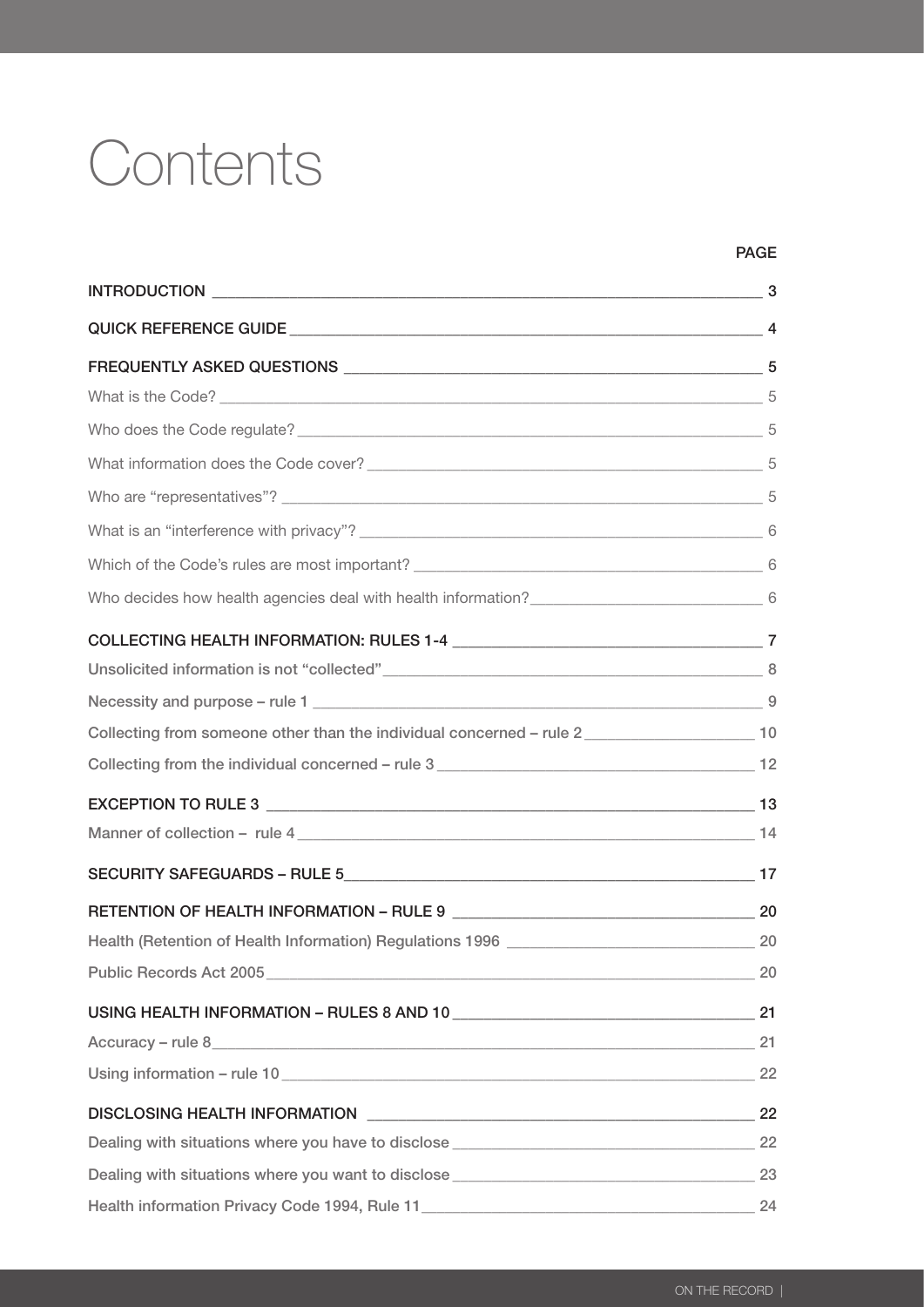# Contents

| | PAGE |
|---|---|
| **INTRODUCTION** | 3 |
| **QUICK REFERENCE GUIDE** | 4 |
| **FREQUENTLY ASKED QUESTIONS** | 5 |
| What is the Code? | 5 |
| Who does the Code regulate? | 5 |
| What information does the Code cover? | 5 |
| Who are "representatives"? | 5 |
| What is an "interference with privacy"? | 6 |
| Which of the Code's rules are most important? | 6 |
| Who decides how health agencies deal with health information? | 6 |
| **COLLECTING HEALTH INFORMATION: RULES 1-4** | 7 |
| Unsolicited information is not "collected" | 8 |
| Necessity and purpose – rule 1 | 9 |
| Collecting from someone other than the individual concerned – rule 2 | 10 |
| Collecting from the individual concerned – rule 3 | 12 |
| **EXCEPTION TO RULE 3** | 13 |
| Manner of collection – rule 4 | 14 |
| **SECURITY SAFEGUARDS – RULE 5** | 17 |
| **RETENTION OF HEALTH INFORMATION – RULE 9** | 20 |
| Health (Retention of Health Information) Regulations 1996 | 20 |
| Public Records Act 2005 | 20 |
| **USING HEALTH INFORMATION – RULES 8 AND 10** | 21 |
| Accuracy – rule 8 | 21 |
| Using information – rule 10 | 22 |
| **DISCLOSING HEALTH INFORMATION** | 22 |
| Dealing with situations where you have to disclose | 22 |
| Dealing with situations where you want to disclose | 23 |
| Health information Privacy Code 1994, Rule 11 | 24 |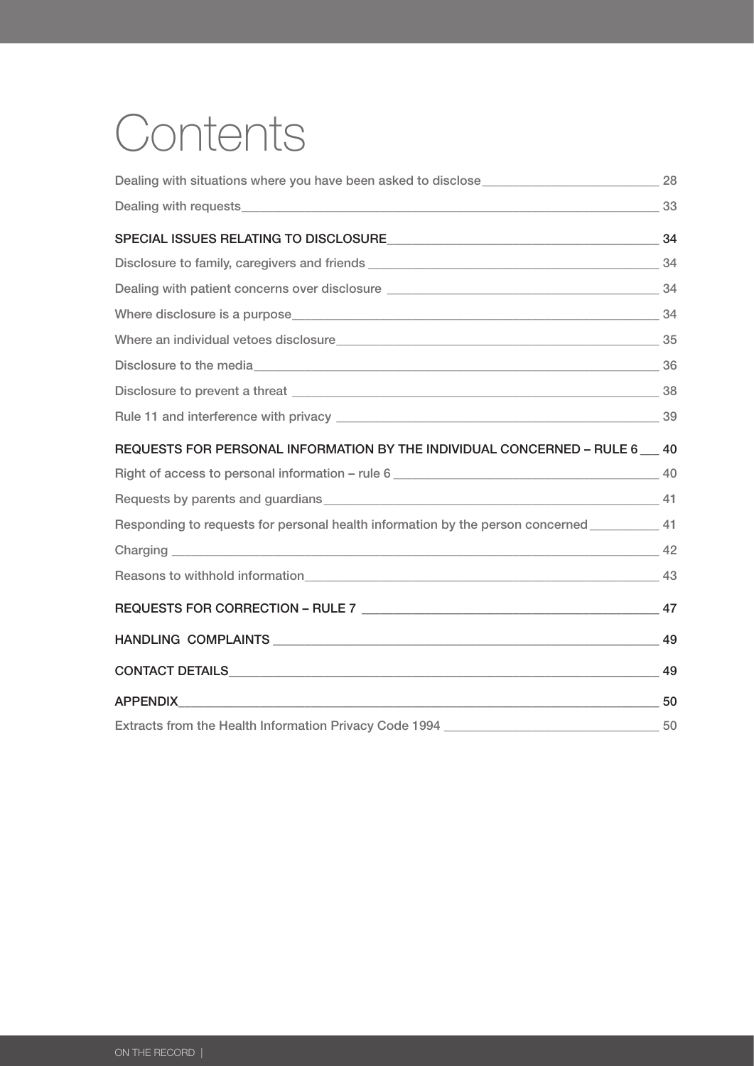# Contents

Dealing with situations where you have been asked to disclose 28

Dealing with requests 33

**SPECIAL ISSUES RELATING TO DISCLOSURE** 34

Disclosure to family, caregivers and friends 34

Dealing with patient concerns over disclosure 34

Where disclosure is a purpose 34

Where an individual vetoes disclosure 35

Disclosure to the media 36

Disclosure to prevent a threat 38

Rule 11 and interference with privacy 39

**REQUESTS FOR PERSONAL INFORMATION BY THE INDIVIDUAL CONCERNED – RULE 6** 40

Right of access to personal information – rule 6 40

Requests by parents and guardians 41

Responding to requests for personal health information by the person concerned 41

Charging 42

Reasons to withhold information 43

**REQUESTS FOR CORRECTION – RULE 7** 47

**HANDLING COMPLAINTS** 49

**CONTACT DETAILS** 49

**APPENDIX** 50

Extracts from the Health Information Privacy Code 1994 50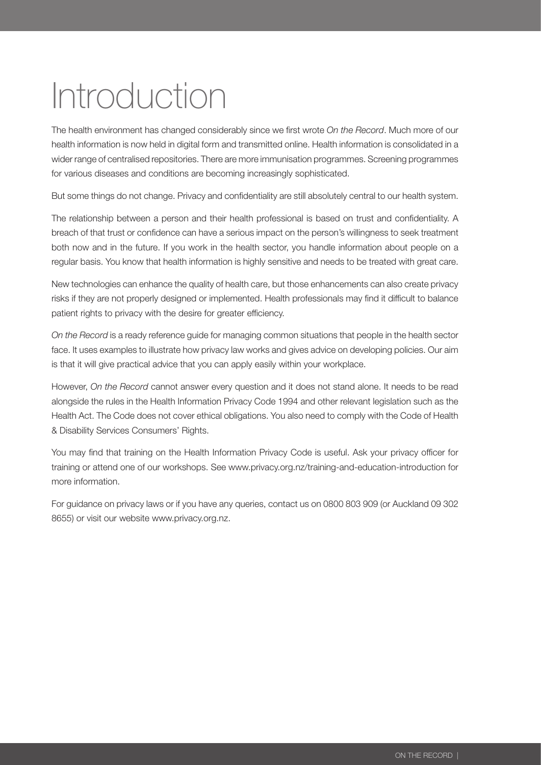# Introduction

The health environment has changed considerably since we first wrote *On the Record*. Much more of our health information is now held in digital form and transmitted online. Health information is consolidated in a wider range of centralised repositories. There are more immunisation programmes. Screening programmes for various diseases and conditions are becoming increasingly sophisticated.

But some things do not change. Privacy and confidentiality are still absolutely central to our health system.

The relationship between a person and their health professional is based on trust and confidentiality. A breach of that trust or confidence can have a serious impact on the person's willingness to seek treatment both now and in the future. If you work in the health sector, you handle information about people on a regular basis. You know that health information is highly sensitive and needs to be treated with great care.

New technologies can enhance the quality of health care, but those enhancements can also create privacy risks if they are not properly designed or implemented. Health professionals may find it difficult to balance patient rights to privacy with the desire for greater efficiency.

*On the Record* is a ready reference guide for managing common situations that people in the health sector face. It uses examples to illustrate how privacy law works and gives advice on developing policies. Our aim is that it will give practical advice that you can apply easily within your workplace.

However, *On the Record* cannot answer every question and it does not stand alone. It needs to be read alongside the rules in the Health Information Privacy Code 1994 and other relevant legislation such as the Health Act. The Code does not cover ethical obligations. You also need to comply with the Code of Health & Disability Services Consumers' Rights.

You may find that training on the Health Information Privacy Code is useful. Ask your privacy officer for training or attend one of our workshops. See www.privacy.org.nz/training-and-education-introduction for more information.

For guidance on privacy laws or if you have any queries, contact us on 0800 803 909 (or Auckland 09 302 8655) or visit our website www.privacy.org.nz.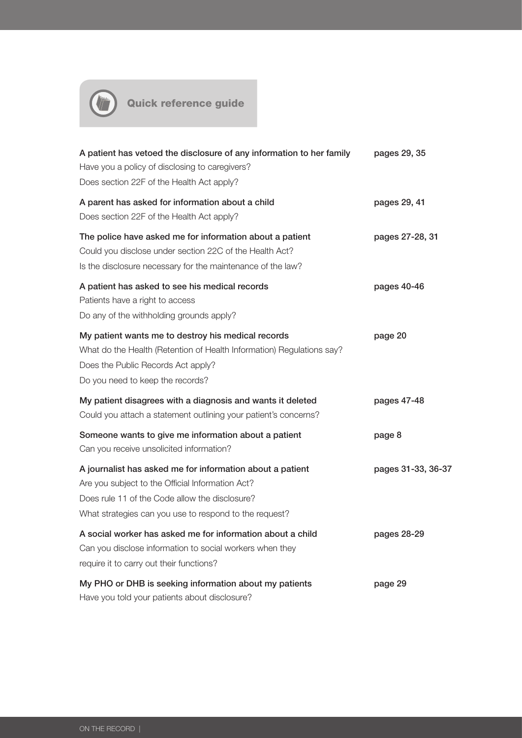## Quick reference guide

| | |
|---|---|
| **A patient has vetoed the disclosure of any information to her family**<br>Have you a policy of disclosing to caregivers?<br>Does section 22F of the Health Act apply? | **pages 29, 35** |
| **A parent has asked for information about a child**<br>Does section 22F of the Health Act apply? | **pages 29, 41** |
| **The police have asked me for information about a patient**<br>Could you disclose under section 22C of the Health Act?<br>Is the disclosure necessary for the maintenance of the law? | **pages 27-28, 31** |
| **A patient has asked to see his medical records**<br>Patients have a right to access<br>Do any of the withholding grounds apply? | **pages 40-46** |
| **My patient wants me to destroy his medical records**<br>What do the Health (Retention of Health Information) Regulations say?<br>Does the Public Records Act apply?<br>Do you need to keep the records? | **page 20** |
| **My patient disagrees with a diagnosis and wants it deleted**<br>Could you attach a statement outlining your patient's concerns? | **pages 47-48** |
| **Someone wants to give me information about a patient**<br>Can you receive unsolicited information? | **page 8** |
| **A journalist has asked me for information about a patient**<br>Are you subject to the Official Information Act?<br>Does rule 11 of the Code allow the disclosure?<br>What strategies can you use to respond to the request? | **pages 31-33, 36-37** |
| **A social worker has asked me for information about a child**<br>Can you disclose information to social workers when they require it to carry out their functions? | **pages 28-29** |
| **My PHO or DHB is seeking information about my patients**<br>Have you told your patients about disclosure? | **page 29** |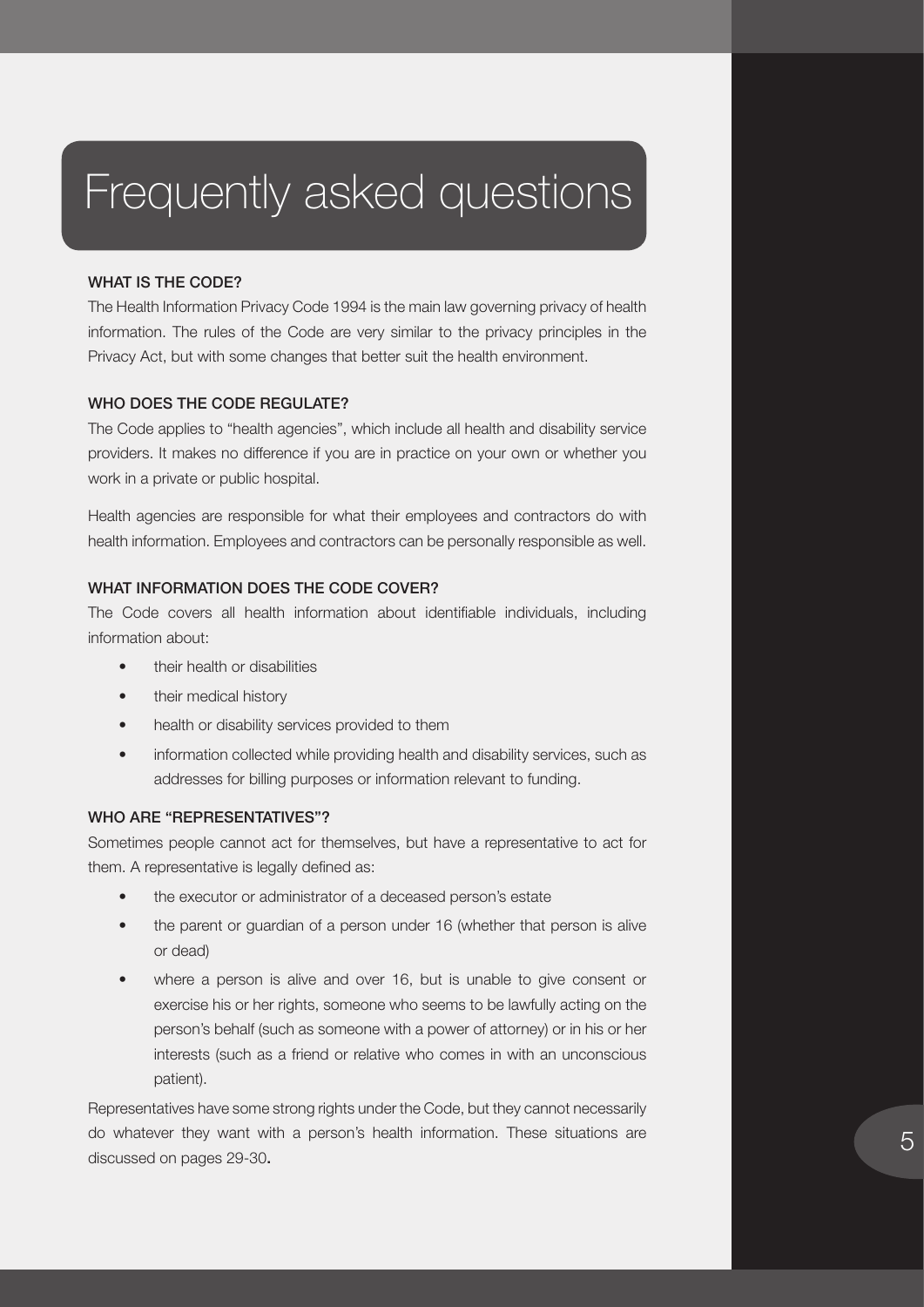# Frequently asked questions

### WHAT IS THE CODE?

The Health Information Privacy Code 1994 is the main law governing privacy of health information. The rules of the Code are very similar to the privacy principles in the Privacy Act, but with some changes that better suit the health environment.

### WHO DOES THE CODE REGULATE?

The Code applies to "health agencies", which include all health and disability service providers. It makes no difference if you are in practice on your own or whether you work in a private or public hospital.

Health agencies are responsible for what their employees and contractors do with health information. Employees and contractors can be personally responsible as well.

### WHAT INFORMATION DOES THE CODE COVER?

The Code covers all health information about identifiable individuals, including information about:

- their health or disabilities
- their medical history
- health or disability services provided to them
- information collected while providing health and disability services, such as addresses for billing purposes or information relevant to funding.

### WHO ARE "REPRESENTATIVES"?

Sometimes people cannot act for themselves, but have a representative to act for them. A representative is legally defined as:

- the executor or administrator of a deceased person's estate
- the parent or guardian of a person under 16 (whether that person is alive or dead)
- where a person is alive and over 16, but is unable to give consent or exercise his or her rights, someone who seems to be lawfully acting on the person's behalf (such as someone with a power of attorney) or in his or her interests (such as a friend or relative who comes in with an unconscious patient).

Representatives have some strong rights under the Code, but they cannot necessarily do whatever they want with a person's health information. These situations are discussed on pages 29-30.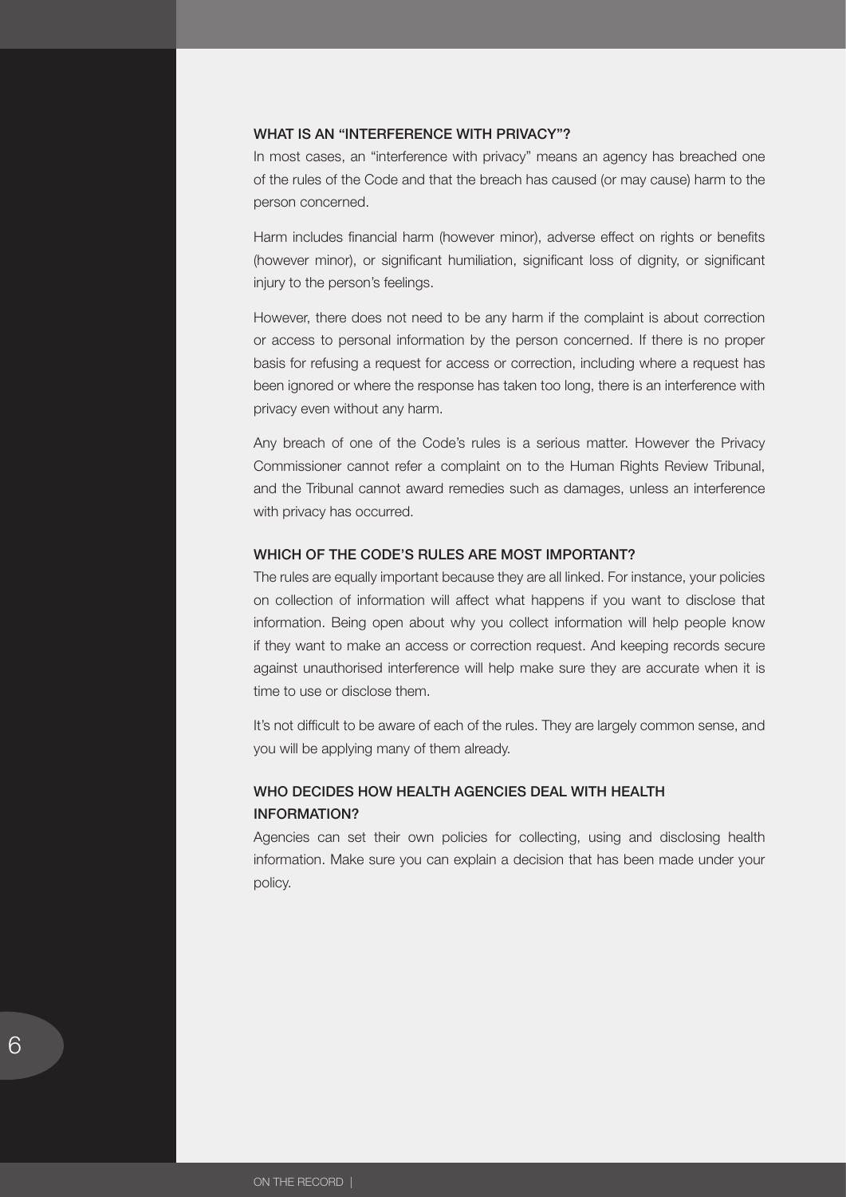## WHAT IS AN "INTERFERENCE WITH PRIVACY"?

In most cases, an "interference with privacy" means an agency has breached one of the rules of the Code and that the breach has caused (or may cause) harm to the person concerned.

Harm includes financial harm (however minor), adverse effect on rights or benefits (however minor), or significant humiliation, significant loss of dignity, or significant injury to the person's feelings.

However, there does not need to be any harm if the complaint is about correction or access to personal information by the person concerned. If there is no proper basis for refusing a request for access or correction, including where a request has been ignored or where the response has taken too long, there is an interference with privacy even without any harm.

Any breach of one of the Code's rules is a serious matter. However the Privacy Commissioner cannot refer a complaint on to the Human Rights Review Tribunal, and the Tribunal cannot award remedies such as damages, unless an interference with privacy has occurred.

## WHICH OF THE CODE'S RULES ARE MOST IMPORTANT?

The rules are equally important because they are all linked. For instance, your policies on collection of information will affect what happens if you want to disclose that information. Being open about why you collect information will help people know if they want to make an access or correction request. And keeping records secure against unauthorised interference will help make sure they are accurate when it is time to use or disclose them.

It's not difficult to be aware of each of the rules. They are largely common sense, and you will be applying many of them already.

## WHO DECIDES HOW HEALTH AGENCIES DEAL WITH HEALTH INFORMATION?

Agencies can set their own policies for collecting, using and disclosing health information. Make sure you can explain a decision that has been made under your policy.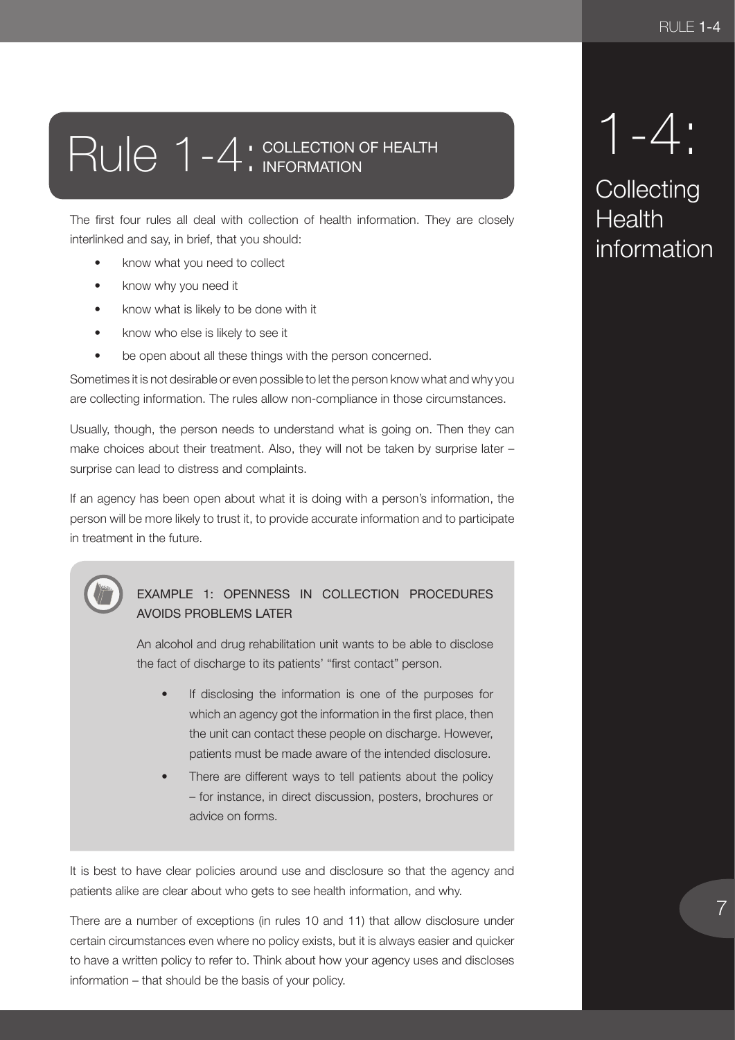# Rule 1-4: COLLECTION OF HEALTH INFORMATION

The first four rules all deal with collection of health information. They are closely interlinked and say, in brief, that you should:

- know what you need to collect
- know why you need it
- know what is likely to be done with it
- know who else is likely to see it
- be open about all these things with the person concerned.

Sometimes it is not desirable or even possible to let the person know what and why you are collecting information. The rules allow non-compliance in those circumstances.

Usually, though, the person needs to understand what is going on. Then they can make choices about their treatment. Also, they will not be taken by surprise later – surprise can lead to distress and complaints.

If an agency has been open about what it is doing with a person's information, the person will be more likely to trust it, to provide accurate information and to participate in treatment in the future.

> **EXAMPLE 1: OPENNESS IN COLLECTION PROCEDURES AVOIDS PROBLEMS LATER**
>
> An alcohol and drug rehabilitation unit wants to be able to disclose the fact of discharge to its patients' "first contact" person.
>
> - If disclosing the information is one of the purposes for which an agency got the information in the first place, then the unit can contact these people on discharge. However, patients must be made aware of the intended disclosure.
> - There are different ways to tell patients about the policy – for instance, in direct discussion, posters, brochures or advice on forms.

It is best to have clear policies around use and disclosure so that the agency and patients alike are clear about who gets to see health information, and why.

There are a number of exceptions (in rules 10 and 11) that allow disclosure under certain circumstances even where no policy exists, but it is always easier and quicker to have a written policy to refer to. Think about how your agency uses and discloses information – that should be the basis of your policy.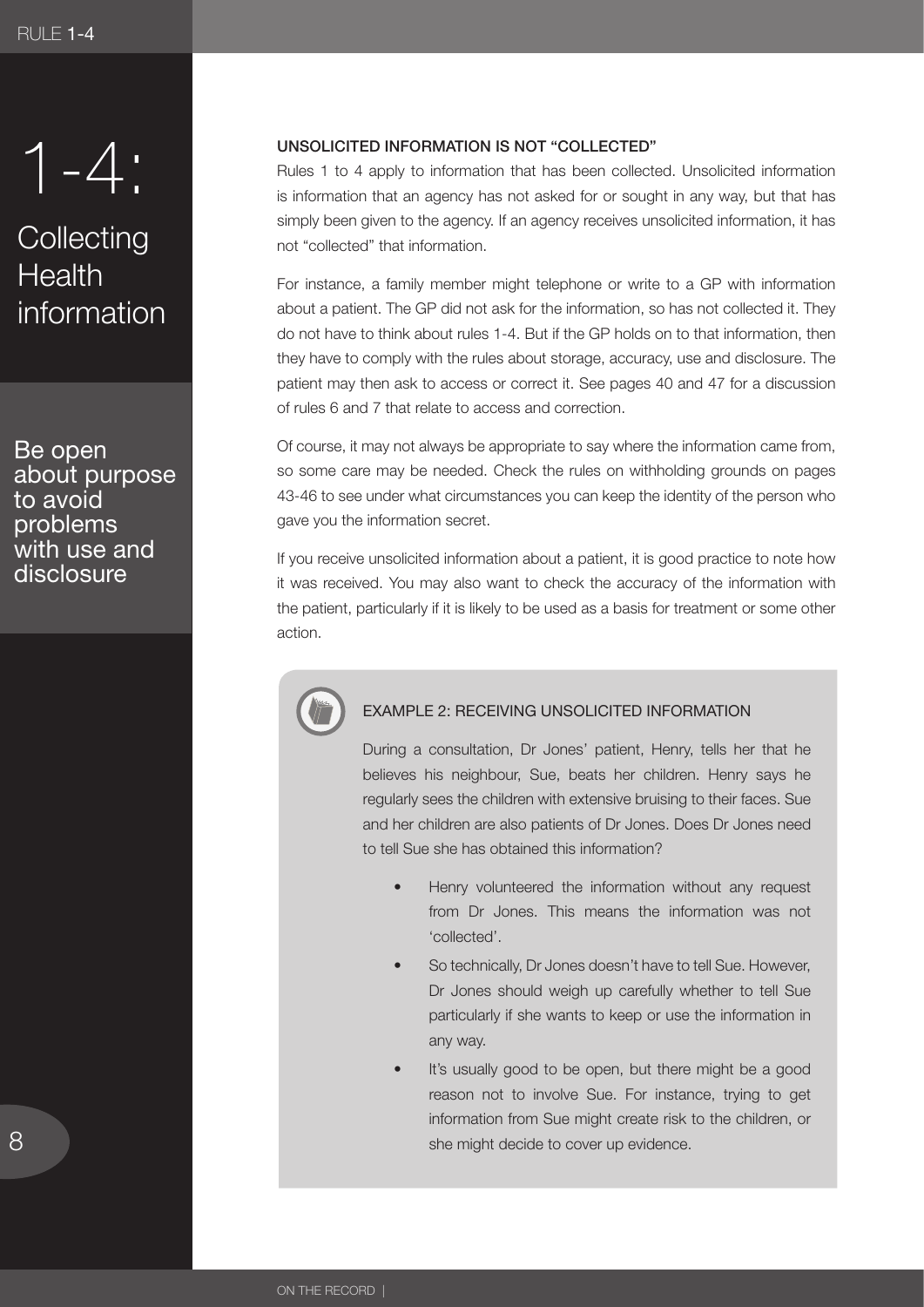# 1-4: Collecting Health information

**Be open about purpose to avoid problems with use and disclosure**

## UNSOLICITED INFORMATION IS NOT "COLLECTED"

Rules 1 to 4 apply to information that has been collected. Unsolicited information is information that an agency has not asked for or sought in any way, but that has simply been given to the agency. If an agency receives unsolicited information, it has not "collected" that information.

For instance, a family member might telephone or write to a GP with information about a patient. The GP did not ask for the information, so has not collected it. They do not have to think about rules 1-4. But if the GP holds on to that information, then they have to comply with the rules about storage, accuracy, use and disclosure. The patient may then ask to access or correct it. See pages 40 and 47 for a discussion of rules 6 and 7 that relate to access and correction.

Of course, it may not always be appropriate to say where the information came from, so some care may be needed. Check the rules on withholding grounds on pages 43-46 to see under what circumstances you can keep the identity of the person who gave you the information secret.

If you receive unsolicited information about a patient, it is good practice to note how it was received. You may also want to check the accuracy of the information with the patient, particularly if it is likely to be used as a basis for treatment or some other action.

### EXAMPLE 2: RECEIVING UNSOLICITED INFORMATION

During a consultation, Dr Jones' patient, Henry, tells her that he believes his neighbour, Sue, beats her children. Henry says he regularly sees the children with extensive bruising to their faces. Sue and her children are also patients of Dr Jones. Does Dr Jones need to tell Sue she has obtained this information?

- Henry volunteered the information without any request from Dr Jones. This means the information was not 'collected'.
- So technically, Dr Jones doesn't have to tell Sue. However, Dr Jones should weigh up carefully whether to tell Sue particularly if she wants to keep or use the information in any way.
- It's usually good to be open, but there might be a good reason not to involve Sue. For instance, trying to get information from Sue might create risk to the children, or she might decide to cover up evidence.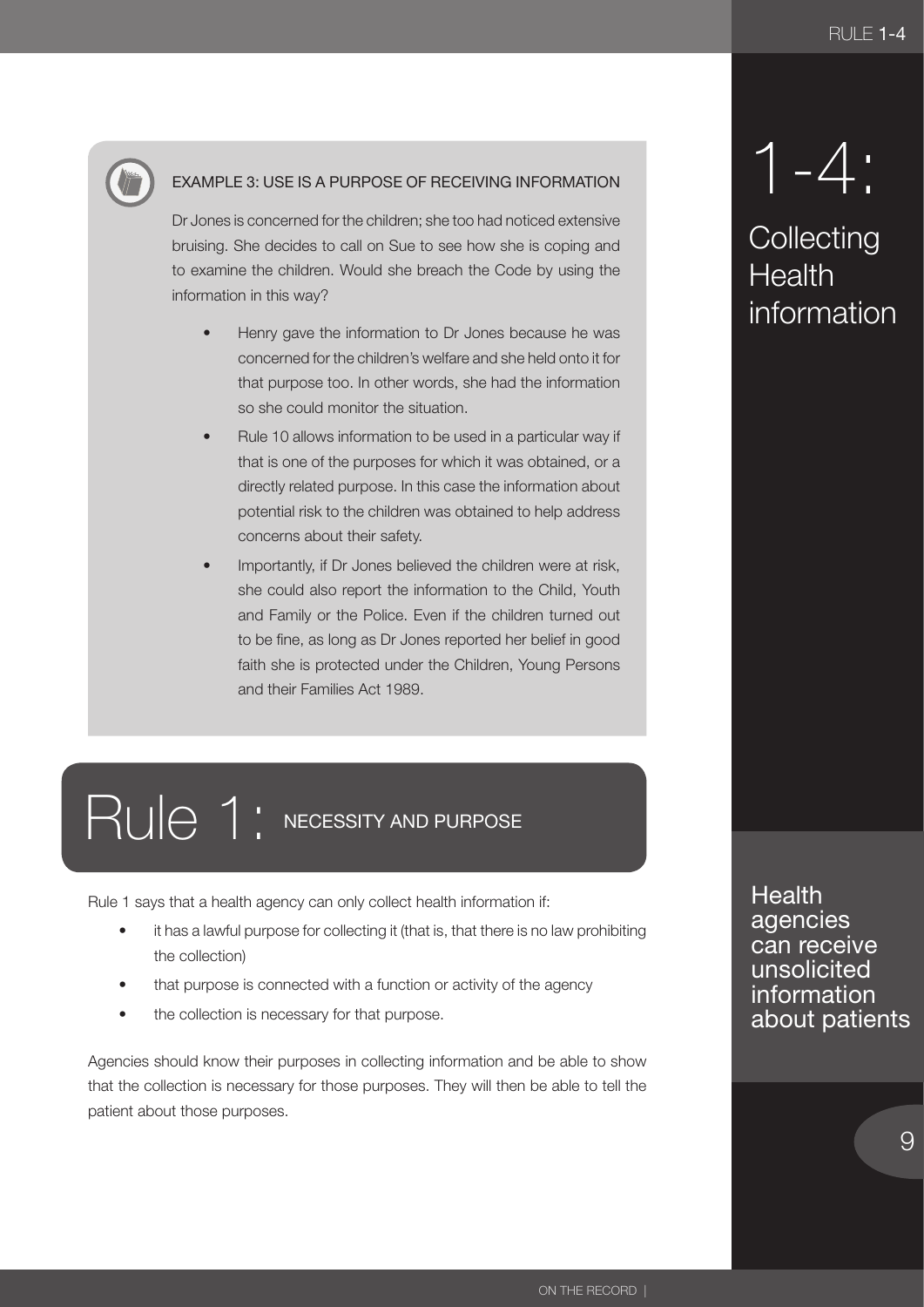EXAMPLE 3: USE IS A PURPOSE OF RECEIVING INFORMATION

Dr Jones is concerned for the children; she too had noticed extensive bruising. She decides to call on Sue to see how she is coping and to examine the children. Would she breach the Code by using the information in this way?

- Henry gave the information to Dr Jones because he was concerned for the children's welfare and she held onto it for that purpose too. In other words, she had the information so she could monitor the situation.
- Rule 10 allows information to be used in a particular way if that is one of the purposes for which it was obtained, or a directly related purpose. In this case the information about potential risk to the children was obtained to help address concerns about their safety.
- Importantly, if Dr Jones believed the children were at risk, she could also report the information to the Child, Youth and Family or the Police. Even if the children turned out to be fine, as long as Dr Jones reported her belief in good faith she is protected under the Children, Young Persons and their Families Act 1989.

# 1-4: Collecting Health information

## Rule 1: NECESSITY AND PURPOSE

Rule 1 says that a health agency can only collect health information if:

- it has a lawful purpose for collecting it (that is, that there is no law prohibiting the collection)
- that purpose is connected with a function or activity of the agency
- the collection is necessary for that purpose.

Agencies should know their purposes in collecting information and be able to show that the collection is necessary for those purposes. They will then be able to tell the patient about those purposes.

Health agencies can receive unsolicited information about patients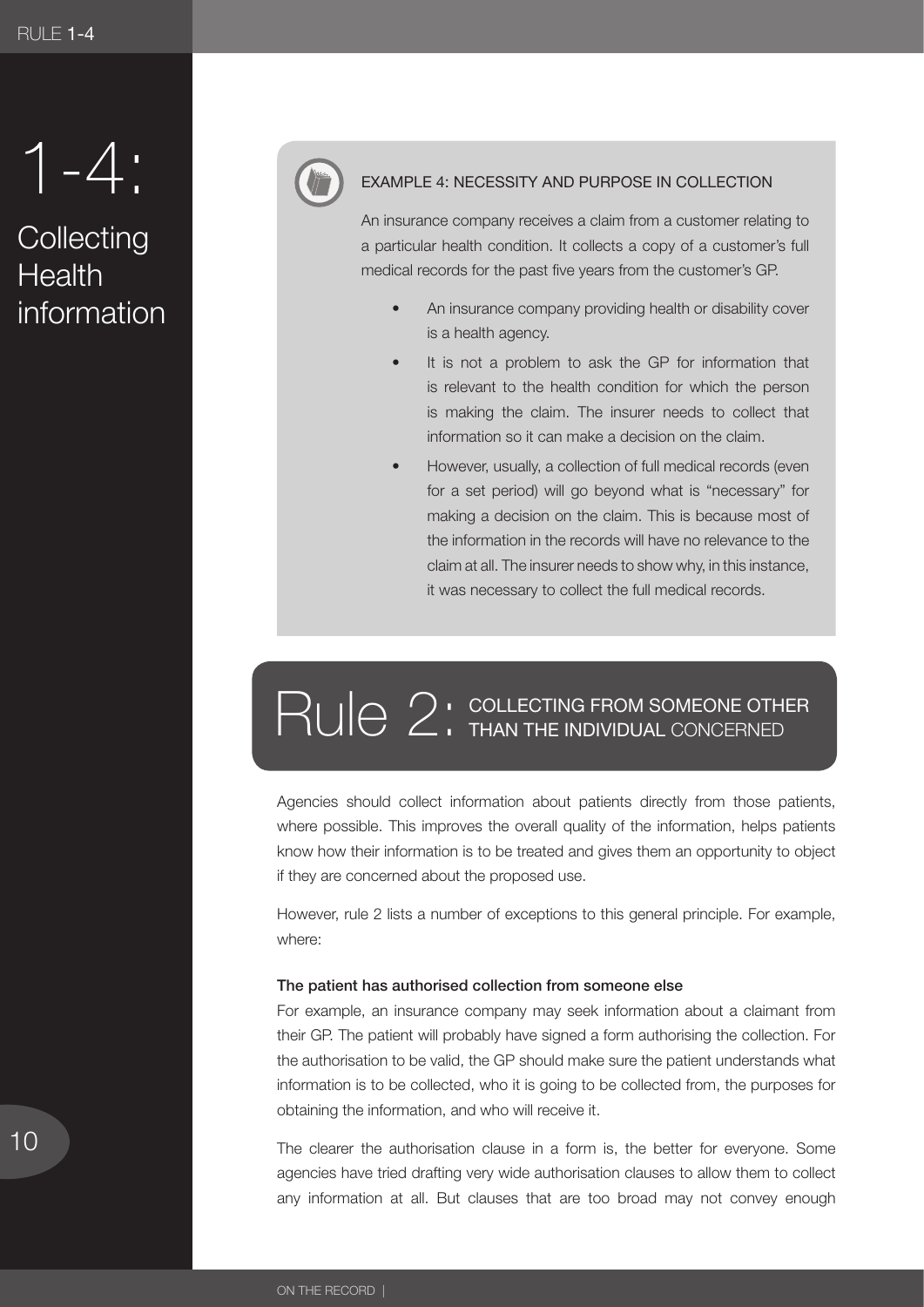### EXAMPLE 4: NECESSITY AND PURPOSE IN COLLECTION

An insurance company receives a claim from a customer relating to a particular health condition. It collects a copy of a customer's full medical records for the past five years from the customer's GP.

- An insurance company providing health or disability cover is a health agency.
- It is not a problem to ask the GP for information that is relevant to the health condition for which the person is making the claim. The insurer needs to collect that information so it can make a decision on the claim.
- However, usually, a collection of full medical records (even for a set period) will go beyond what is "necessary" for making a decision on the claim. This is because most of the information in the records will have no relevance to the claim at all. The insurer needs to show why, in this instance, it was necessary to collect the full medical records.

## Rule 2: COLLECTING FROM SOMEONE OTHER THAN THE INDIVIDUAL CONCERNED

Agencies should collect information about patients directly from those patients, where possible. This improves the overall quality of the information, helps patients know how their information is to be treated and gives them an opportunity to object if they are concerned about the proposed use.

However, rule 2 lists a number of exceptions to this general principle. For example, where:

**The patient has authorised collection from someone else**

For example, an insurance company may seek information about a claimant from their GP. The patient will probably have signed a form authorising the collection. For the authorisation to be valid, the GP should make sure the patient understands what information is to be collected, who it is going to be collected from, the purposes for obtaining the information, and who will receive it.

The clearer the authorisation clause in a form is, the better for everyone. Some agencies have tried drafting very wide authorisation clauses to allow them to collect any information at all. But clauses that are too broad may not convey enough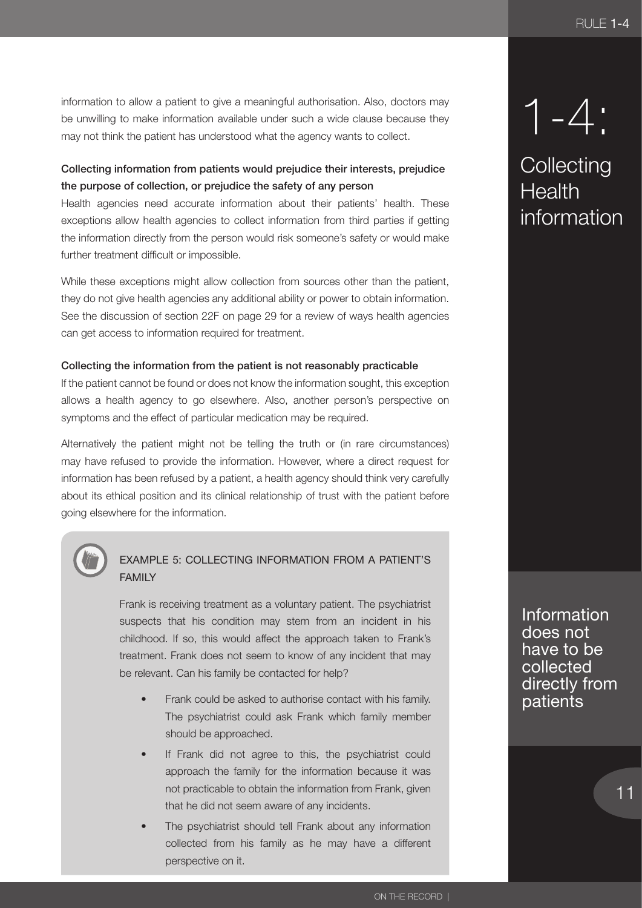information to allow a patient to give a meaningful authorisation. Also, doctors may be unwilling to make information available under such a wide clause because they may not think the patient has understood what the agency wants to collect.

#### Collecting information from patients would prejudice their interests, prejudice the purpose of collection, or prejudice the safety of any person

Health agencies need accurate information about their patients' health. These exceptions allow health agencies to collect information from third parties if getting the information directly from the person would risk someone's safety or would make further treatment difficult or impossible.

While these exceptions might allow collection from sources other than the patient, they do not give health agencies any additional ability or power to obtain information. See the discussion of section 22F on page 29 for a review of ways health agencies can get access to information required for treatment.

#### Collecting the information from the patient is not reasonably practicable

If the patient cannot be found or does not know the information sought, this exception allows a health agency to go elsewhere. Also, another person's perspective on symptoms and the effect of particular medication may be required.

Alternatively the patient might not be telling the truth or (in rare circumstances) may have refused to provide the information. However, where a direct request for information has been refused by a patient, a health agency should think very carefully about its ethical position and its clinical relationship of trust with the patient before going elsewhere for the information.

> **EXAMPLE 5: COLLECTING INFORMATION FROM A PATIENT'S FAMILY**
>
> Frank is receiving treatment as a voluntary patient. The psychiatrist suspects that his condition may stem from an incident in his childhood. If so, this would affect the approach taken to Frank's treatment. Frank does not seem to know of any incident that may be relevant. Can his family be contacted for help?
>
> - Frank could be asked to authorise contact with his family. The psychiatrist could ask Frank which family member should be approached.
> - If Frank did not agree to this, the psychiatrist could approach the family for the information because it was not practicable to obtain the information from Frank, given that he did not seem aware of any incidents.
> - The psychiatrist should tell Frank about any information collected from his family as he may have a different perspective on it.

1-4: Collecting Health information

Information does not have to be collected directly from patients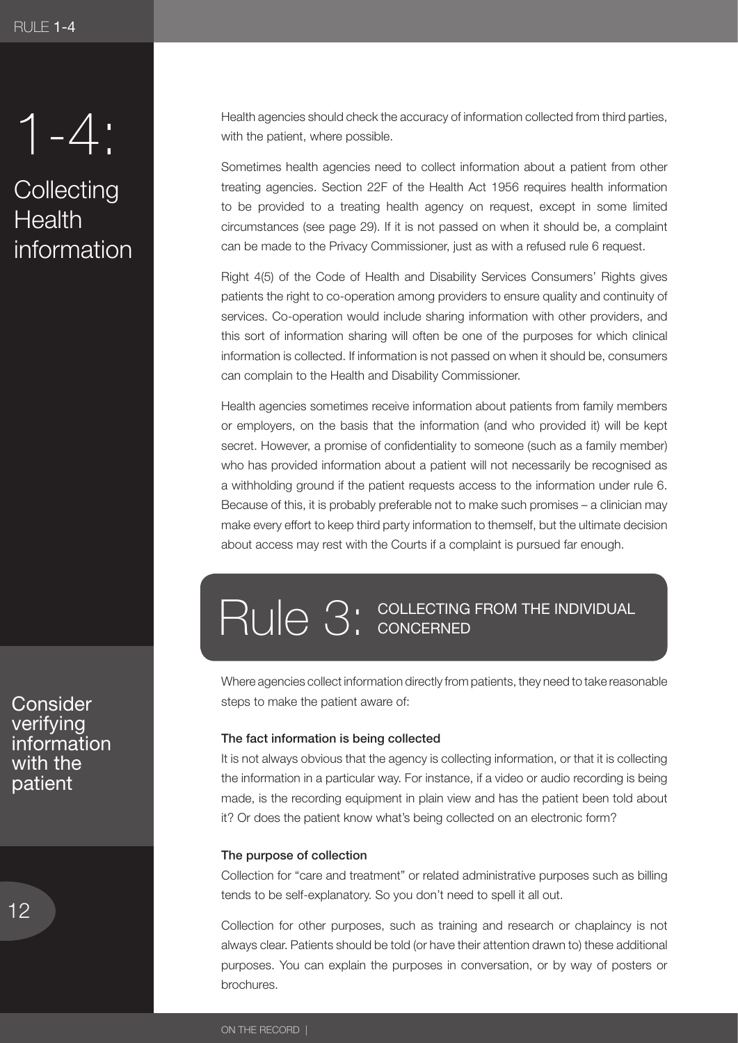# 1-4: Collecting Health information

Health agencies should check the accuracy of information collected from third parties, with the patient, where possible.

Consider verifying information with the patient

Sometimes health agencies need to collect information about a patient from other treating agencies. Section 22F of the Health Act 1956 requires health information to be provided to a treating health agency on request, except in some limited circumstances (see page 29). If it is not passed on when it should be, a complaint can be made to the Privacy Commissioner, just as with a refused rule 6 request.

Right 4(5) of the Code of Health and Disability Services Consumers' Rights gives patients the right to co-operation among providers to ensure quality and continuity of services. Co-operation would include sharing information with other providers, and this sort of information sharing will often be one of the purposes for which clinical information is collected. If information is not passed on when it should be, consumers can complain to the Health and Disability Commissioner.

Health agencies sometimes receive information about patients from family members or employers, on the basis that the information (and who provided it) will be kept secret. However, a promise of confidentiality to someone (such as a family member) who has provided information about a patient will not necessarily be recognised as a withholding ground if the patient requests access to the information under rule 6. Because of this, it is probably preferable not to make such promises – a clinician may make every effort to keep third party information to themself, but the ultimate decision about access may rest with the Courts if a complaint is pursued far enough.

## Rule 3: COLLECTING FROM THE INDIVIDUAL CONCERNED

Where agencies collect information directly from patients, they need to take reasonable steps to make the patient aware of:

**The fact information is being collected**

It is not always obvious that the agency is collecting information, or that it is collecting the information in a particular way. For instance, if a video or audio recording is being made, is the recording equipment in plain view and has the patient been told about it? Or does the patient know what's being collected on an electronic form?

**The purpose of collection**

Collection for "care and treatment" or related administrative purposes such as billing tends to be self-explanatory. So you don't need to spell it all out.

Collection for other purposes, such as training and research or chaplaincy is not always clear. Patients should be told (or have their attention drawn to) these additional purposes. You can explain the purposes in conversation, or by way of posters or brochures.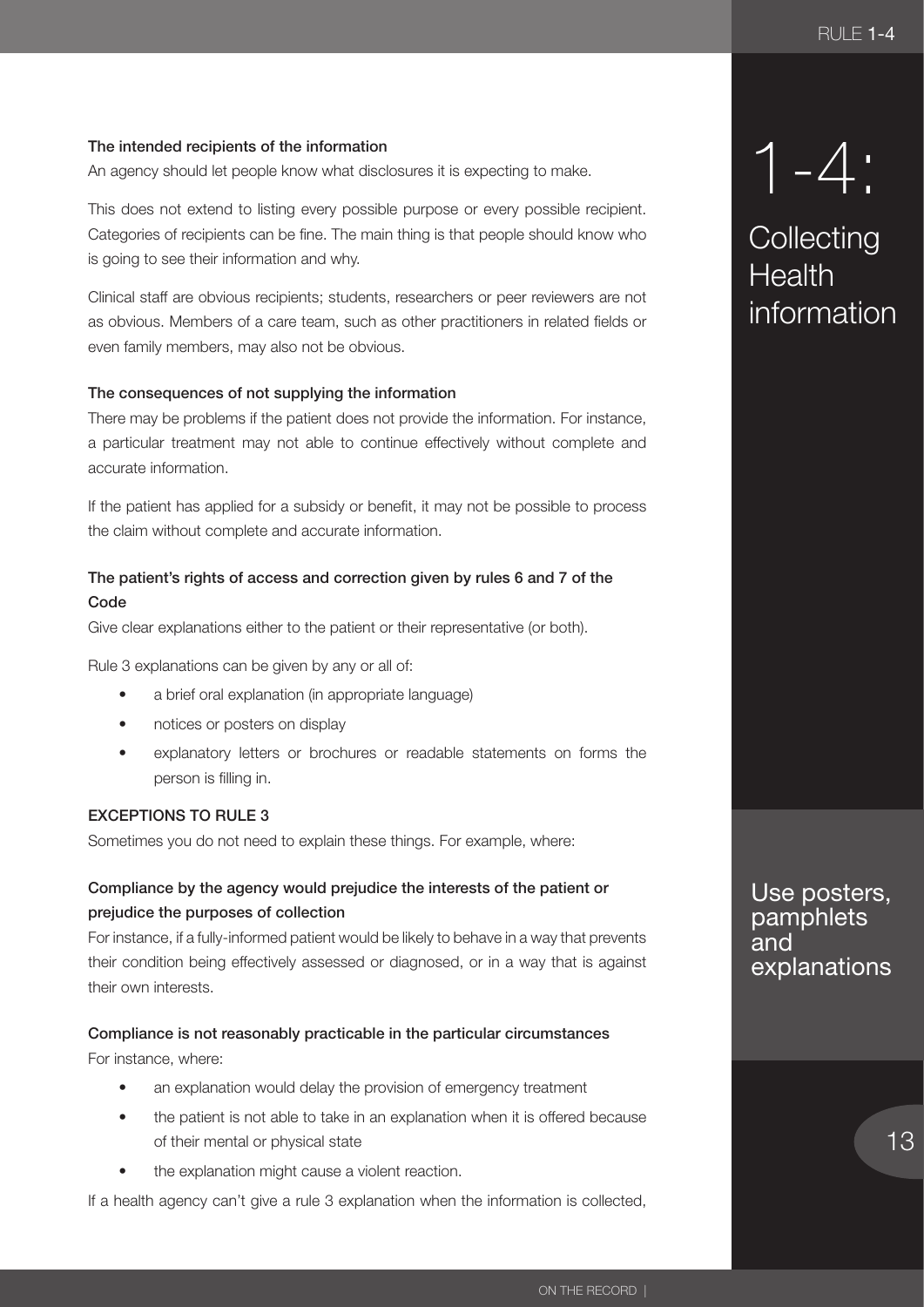#### The intended recipients of the information

An agency should let people know what disclosures it is expecting to make.

This does not extend to listing every possible purpose or every possible recipient. Categories of recipients can be fine. The main thing is that people should know who is going to see their information and why.

Clinical staff are obvious recipients; students, researchers or peer reviewers are not as obvious. Members of a care team, such as other practitioners in related fields or even family members, may also not be obvious.

#### The consequences of not supplying the information

There may be problems if the patient does not provide the information. For instance, a particular treatment may not able to continue effectively without complete and accurate information.

If the patient has applied for a subsidy or benefit, it may not be possible to process the claim without complete and accurate information.

#### The patient's rights of access and correction given by rules 6 and 7 of the Code

Give clear explanations either to the patient or their representative (or both).

Rule 3 explanations can be given by any or all of:

- a brief oral explanation (in appropriate language)
- notices or posters on display
- explanatory letters or brochures or readable statements on forms the person is filling in.

#### EXCEPTIONS TO RULE 3

Sometimes you do not need to explain these things. For example, where:

#### Compliance by the agency would prejudice the interests of the patient or prejudice the purposes of collection

For instance, if a fully-informed patient would be likely to behave in a way that prevents their condition being effectively assessed or diagnosed, or in a way that is against their own interests.

#### Compliance is not reasonably practicable in the particular circumstances

For instance, where:

- an explanation would delay the provision of emergency treatment
- the patient is not able to take in an explanation when it is offered because of their mental or physical state
- the explanation might cause a violent reaction.

If a health agency can't give a rule 3 explanation when the information is collected,

# 1-4: Collecting Health information

Use posters, pamphlets and explanations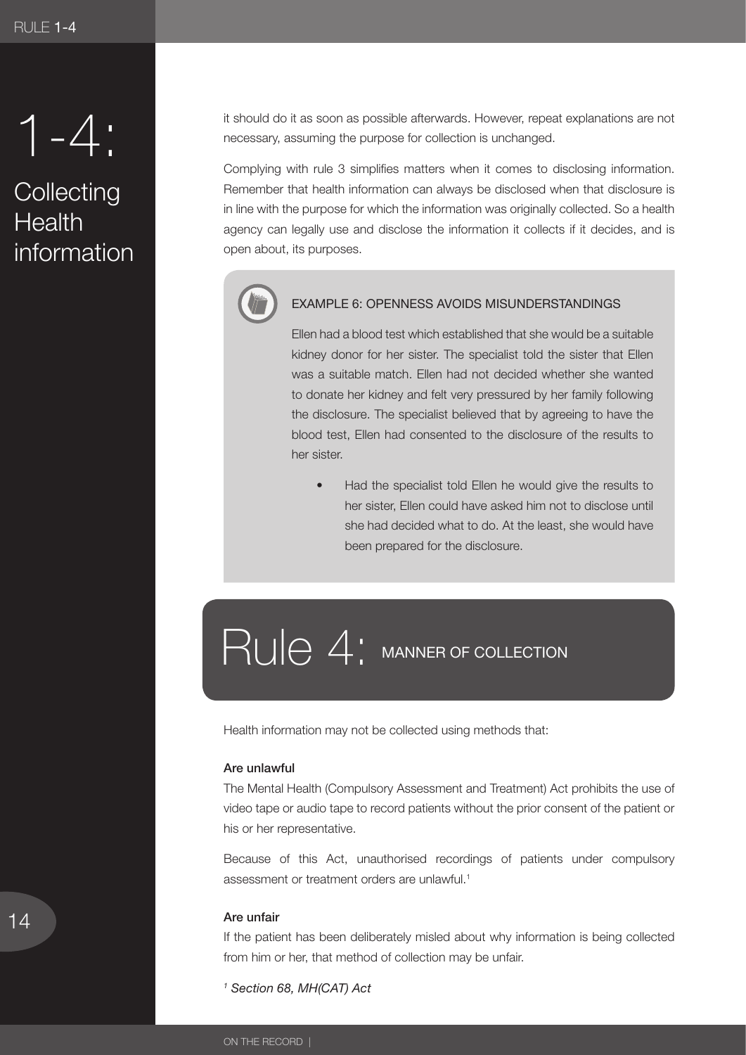# 1-4: Collecting Health information

it should do it as soon as possible afterwards. However, repeat explanations are not necessary, assuming the purpose for collection is unchanged.

Complying with rule 3 simplifies matters when it comes to disclosing information. Remember that health information can always be disclosed when that disclosure is in line with the purpose for which the information was originally collected. So a health agency can legally use and disclose the information it collects if it decides, and is open about, its purposes.

> **EXAMPLE 6: OPENNESS AVOIDS MISUNDERSTANDINGS**
>
> Ellen had a blood test which established that she would be a suitable kidney donor for her sister. The specialist told the sister that Ellen was a suitable match. Ellen had not decided whether she wanted to donate her kidney and felt very pressured by her family following the disclosure. The specialist believed that by agreeing to have the blood test, Ellen had consented to the disclosure of the results to her sister.
>
> - Had the specialist told Ellen he would give the results to her sister, Ellen could have asked him not to disclose until she had decided what to do. At the least, she would have been prepared for the disclosure.

## Rule 4: MANNER OF COLLECTION

Health information may not be collected using methods that:

**Are unlawful**

The Mental Health (Compulsory Assessment and Treatment) Act prohibits the use of video tape or audio tape to record patients without the prior consent of the patient or his or her representative.

Because of this Act, unauthorised recordings of patients under compulsory assessment or treatment orders are unlawful.[1]

**Are unfair**

If the patient has been deliberately misled about why information is being collected from him or her, that method of collection may be unfair.

*[1] Section 68, MH(CAT) Act*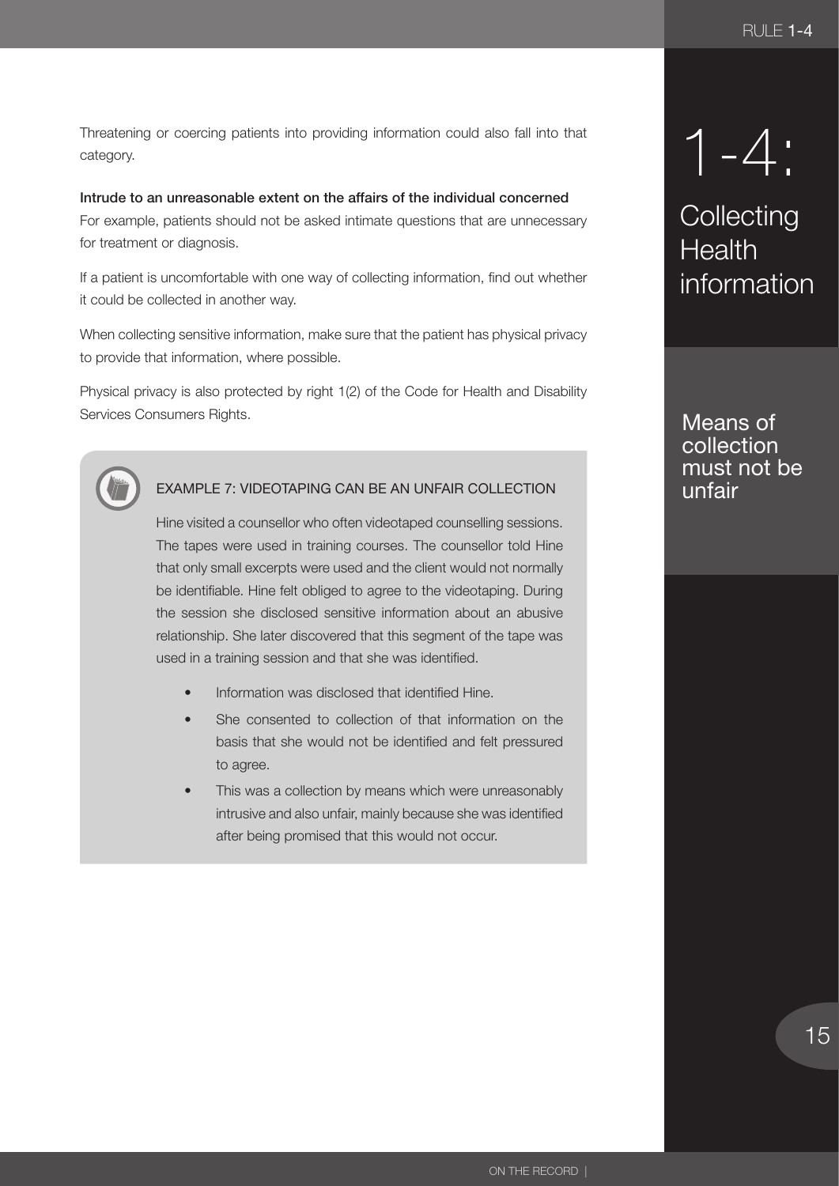# 1-4: Collecting Health information

## Means of collection must not be unfair

Threatening or coercing patients into providing information could also fall into that category.

**Intrude to an unreasonable extent on the affairs of the individual concerned**
For example, patients should not be asked intimate questions that are unnecessary for treatment or diagnosis.

If a patient is uncomfortable with one way of collecting information, find out whether it could be collected in another way.

When collecting sensitive information, make sure that the patient has physical privacy to provide that information, where possible.

Physical privacy is also protected by right 1(2) of the Code for Health and Disability Services Consumers Rights.

### EXAMPLE 7: VIDEOTAPING CAN BE AN UNFAIR COLLECTION

Hine visited a counsellor who often videotaped counselling sessions. The tapes were used in training courses. The counsellor told Hine that only small excerpts were used and the client would not normally be identifiable. Hine felt obliged to agree to the videotaping. During the session she disclosed sensitive information about an abusive relationship. She later discovered that this segment of the tape was used in a training session and that she was identified.

- Information was disclosed that identified Hine.
- She consented to collection of that information on the basis that she would not be identified and felt pressured to agree.
- This was a collection by means which were unreasonably intrusive and also unfair, mainly because she was identified after being promised that this would not occur.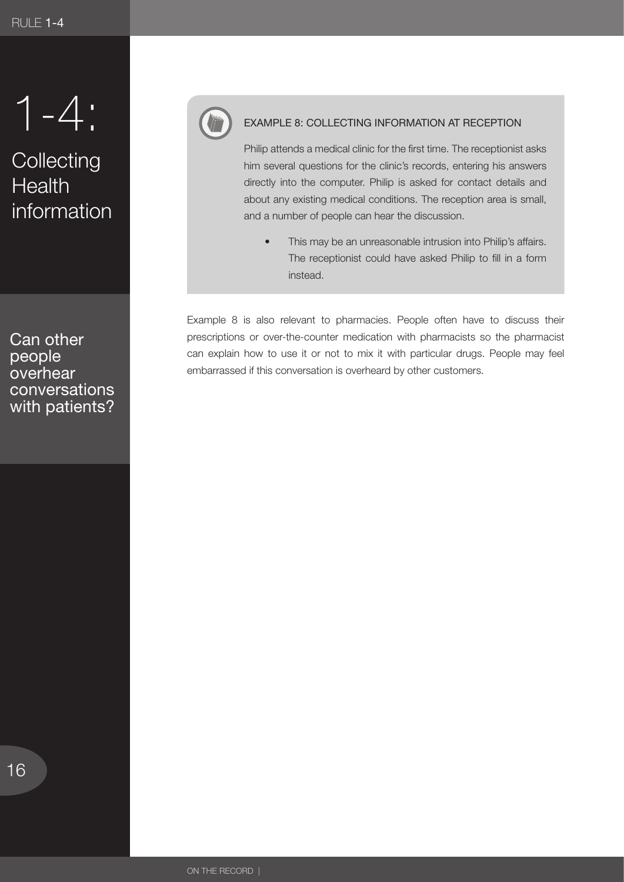# 1-4:

## Collecting Health information

### Can other people overhear conversations with patients?

> **EXAMPLE 8: COLLECTING INFORMATION AT RECEPTION**
>
> Philip attends a medical clinic for the first time. The receptionist asks him several questions for the clinic's records, entering his answers directly into the computer. Philip is asked for contact details and about any existing medical conditions. The reception area is small, and a number of people can hear the discussion.
>
> - This may be an unreasonable intrusion into Philip's affairs. The receptionist could have asked Philip to fill in a form instead.

Example 8 is also relevant to pharmacies. People often have to discuss their prescriptions or over-the-counter medication with pharmacists so the pharmacist can explain how to use it or not to mix it with particular drugs. People may feel embarrassed if this conversation is overheard by other customers.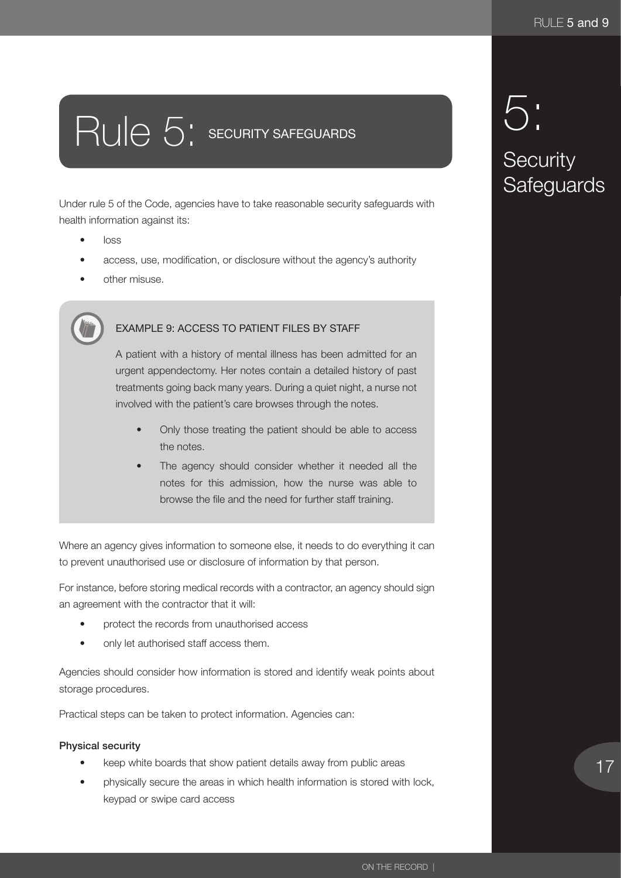# Rule 5: SECURITY SAFEGUARDS

Under rule 5 of the Code, agencies have to take reasonable security safeguards with health information against its:

- loss
- access, use, modification, or disclosure without the agency's authority
- other misuse.

> **EXAMPLE 9: ACCESS TO PATIENT FILES BY STAFF**
>
> A patient with a history of mental illness has been admitted for an urgent appendectomy. Her notes contain a detailed history of past treatments going back many years. During a quiet night, a nurse not involved with the patient's care browses through the notes.
>
> - Only those treating the patient should be able to access the notes.
> - The agency should consider whether it needed all the notes for this admission, how the nurse was able to browse the file and the need for further staff training.

Where an agency gives information to someone else, it needs to do everything it can to prevent unauthorised use or disclosure of information by that person.

For instance, before storing medical records with a contractor, an agency should sign an agreement with the contractor that it will:

- protect the records from unauthorised access
- only let authorised staff access them.

Agencies should consider how information is stored and identify weak points about storage procedures.

Practical steps can be taken to protect information. Agencies can:

**Physical security**

- keep white boards that show patient details away from public areas
- physically secure the areas in which health information is stored with lock, keypad or swipe card access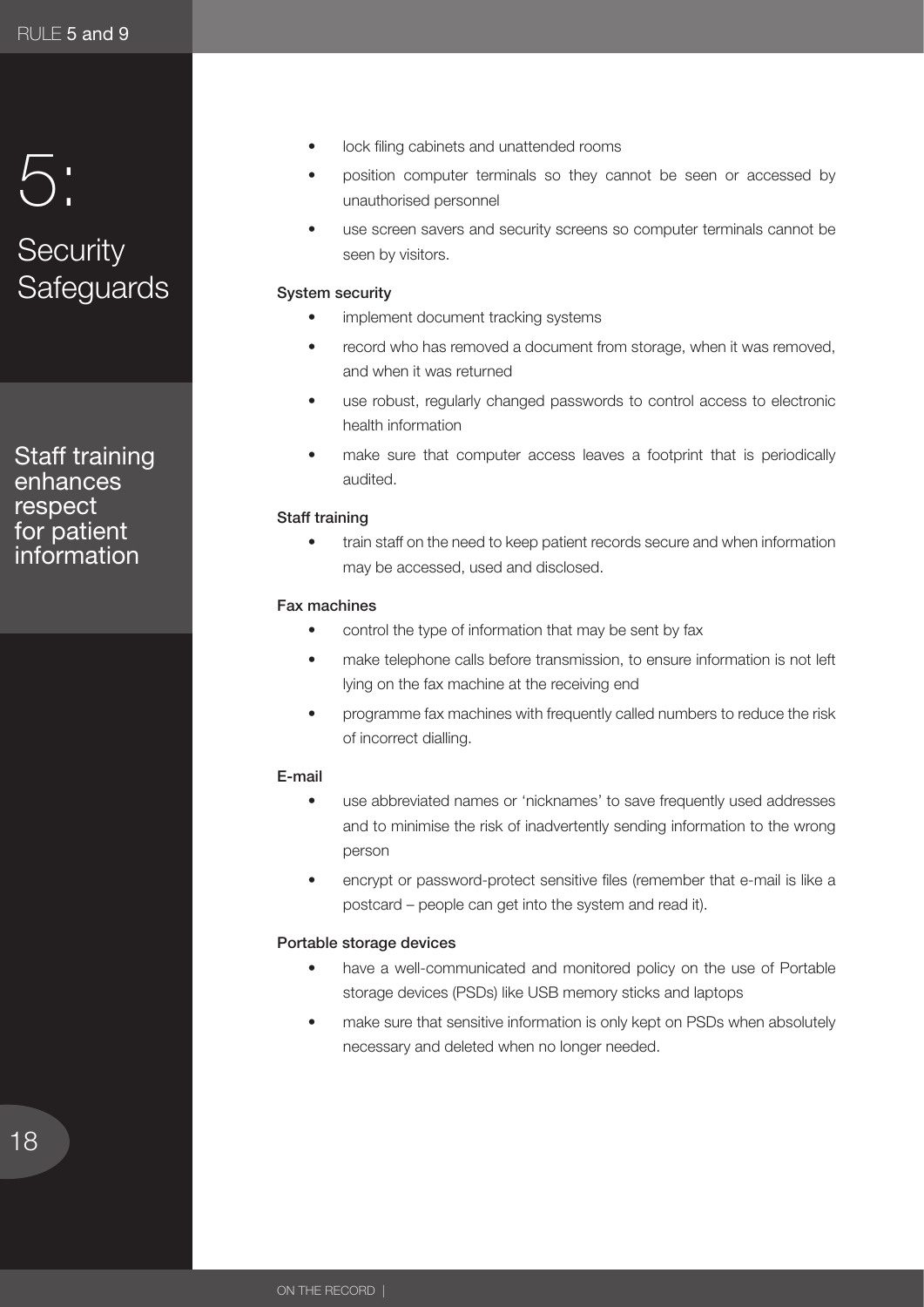# 5:

## Security Safeguards

Staff training enhances respect for patient information

- lock filing cabinets and unattended rooms
- position computer terminals so they cannot be seen or accessed by unauthorised personnel
- use screen savers and security screens so computer terminals cannot be seen by visitors.

**System security**

- implement document tracking systems
- record who has removed a document from storage, when it was removed, and when it was returned
- use robust, regularly changed passwords to control access to electronic health information
- make sure that computer access leaves a footprint that is periodically audited.

**Staff training**

- train staff on the need to keep patient records secure and when information may be accessed, used and disclosed.

**Fax machines**

- control the type of information that may be sent by fax
- make telephone calls before transmission, to ensure information is not left lying on the fax machine at the receiving end
- programme fax machines with frequently called numbers to reduce the risk of incorrect dialling.

**E-mail**

- use abbreviated names or 'nicknames' to save frequently used addresses and to minimise the risk of inadvertently sending information to the wrong person
- encrypt or password-protect sensitive files (remember that e-mail is like a postcard – people can get into the system and read it).

**Portable storage devices**

- have a well-communicated and monitored policy on the use of Portable storage devices (PSDs) like USB memory sticks and laptops
- make sure that sensitive information is only kept on PSDs when absolutely necessary and deleted when no longer needed.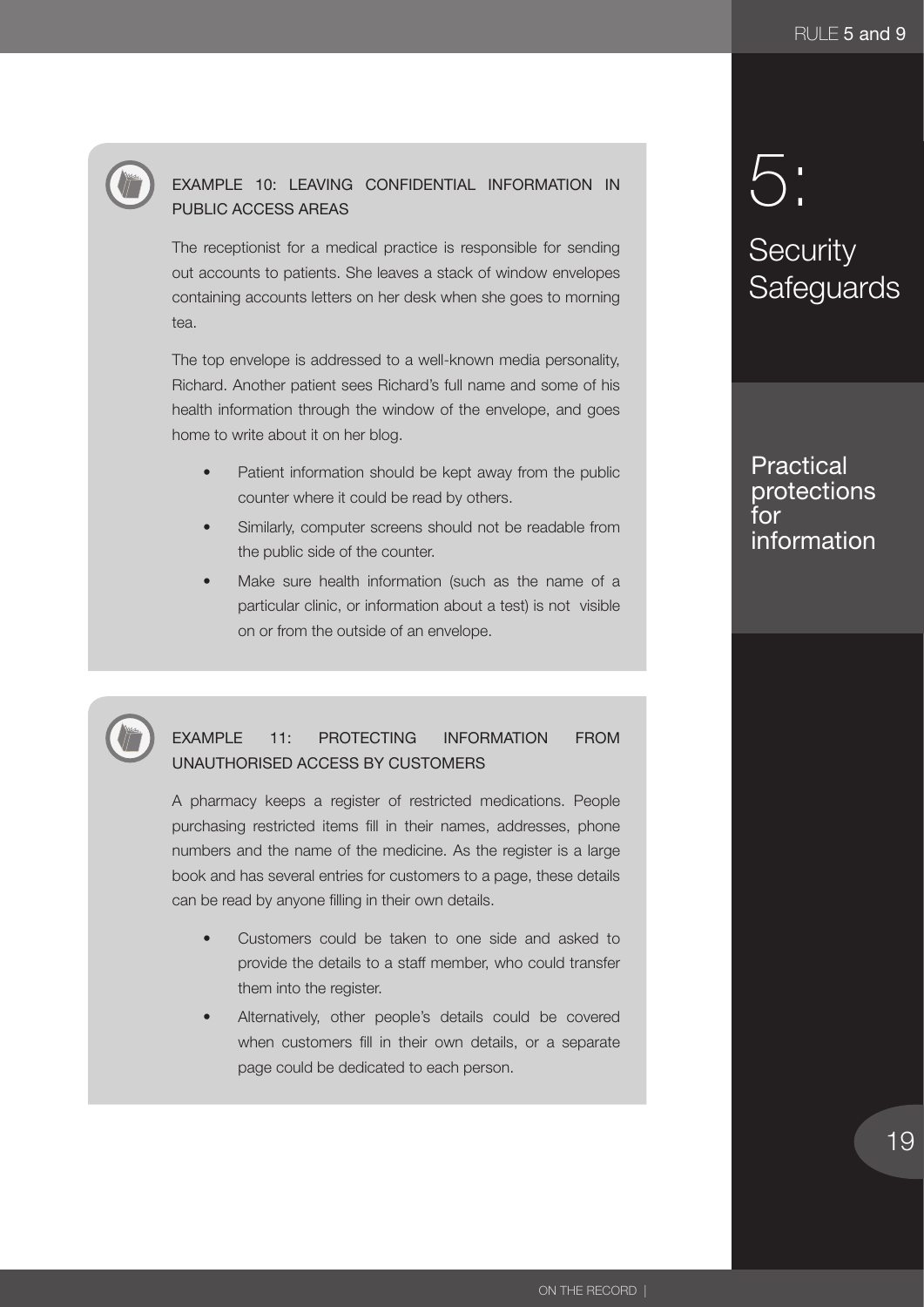# 5: Security Safeguards

## Practical protections for information

### EXAMPLE 10: LEAVING CONFIDENTIAL INFORMATION IN PUBLIC ACCESS AREAS

The receptionist for a medical practice is responsible for sending out accounts to patients. She leaves a stack of window envelopes containing accounts letters on her desk when she goes to morning tea.

The top envelope is addressed to a well-known media personality, Richard. Another patient sees Richard's full name and some of his health information through the window of the envelope, and goes home to write about it on her blog.

- Patient information should be kept away from the public counter where it could be read by others.
- Similarly, computer screens should not be readable from the public side of the counter.
- Make sure health information (such as the name of a particular clinic, or information about a test) is not visible on or from the outside of an envelope.

### EXAMPLE 11: PROTECTING INFORMATION FROM UNAUTHORISED ACCESS BY CUSTOMERS

A pharmacy keeps a register of restricted medications. People purchasing restricted items fill in their names, addresses, phone numbers and the name of the medicine. As the register is a large book and has several entries for customers to a page, these details can be read by anyone filling in their own details.

- Customers could be taken to one side and asked to provide the details to a staff member, who could transfer them into the register.
- Alternatively, other people's details could be covered when customers fill in their own details, or a separate page could be dedicated to each person.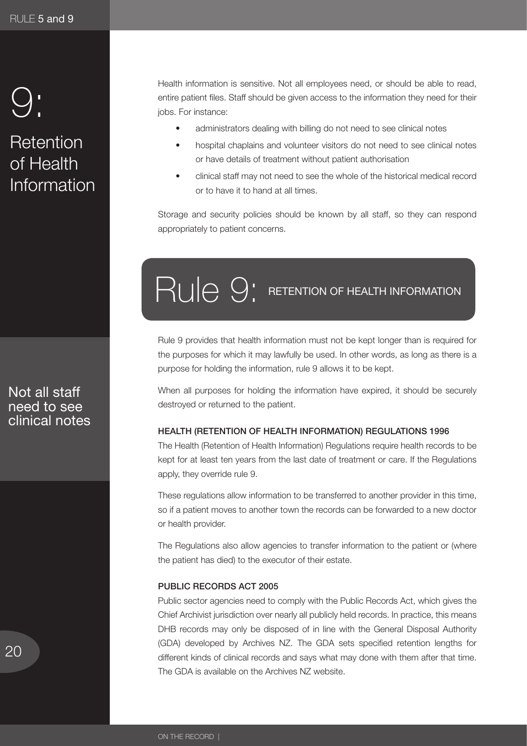# 9: Retention of Health Information

Health information is sensitive. Not all employees need, or should be able to read, entire patient files. Staff should be given access to the information they need for their jobs. For instance:

- administrators dealing with billing do not need to see clinical notes
- hospital chaplains and volunteer visitors do not need to see clinical notes or have details of treatment without patient authorisation
- clinical staff may not need to see the whole of the historical medical record or to have it to hand at all times.

Storage and security policies should be known by all staff, so they can respond appropriately to patient concerns.

Not all staff need to see clinical notes

## Rule 9: RETENTION OF HEALTH INFORMATION

Rule 9 provides that health information must not be kept longer than is required for the purposes for which it may lawfully be used. In other words, as long as there is a purpose for holding the information, rule 9 allows it to be kept.

When all purposes for holding the information have expired, it should be securely destroyed or returned to the patient.

### HEALTH (RETENTION OF HEALTH INFORMATION) REGULATIONS 1996

The Health (Retention of Health Information) Regulations require health records to be kept for at least ten years from the last date of treatment or care. If the Regulations apply, they override rule 9.

These regulations allow information to be transferred to another provider in this time, so if a patient moves to another town the records can be forwarded to a new doctor or health provider.

The Regulations also allow agencies to transfer information to the patient or (where the patient has died) to the executor of their estate.

### PUBLIC RECORDS ACT 2005

Public sector agencies need to comply with the Public Records Act, which gives the Chief Archivist jurisdiction over nearly all publicly held records. In practice, this means DHB records may only be disposed of in line with the General Disposal Authority (GDA) developed by Archives NZ. The GDA sets specified retention lengths for different kinds of clinical records and says what may done with them after that time. The GDA is available on the Archives NZ website.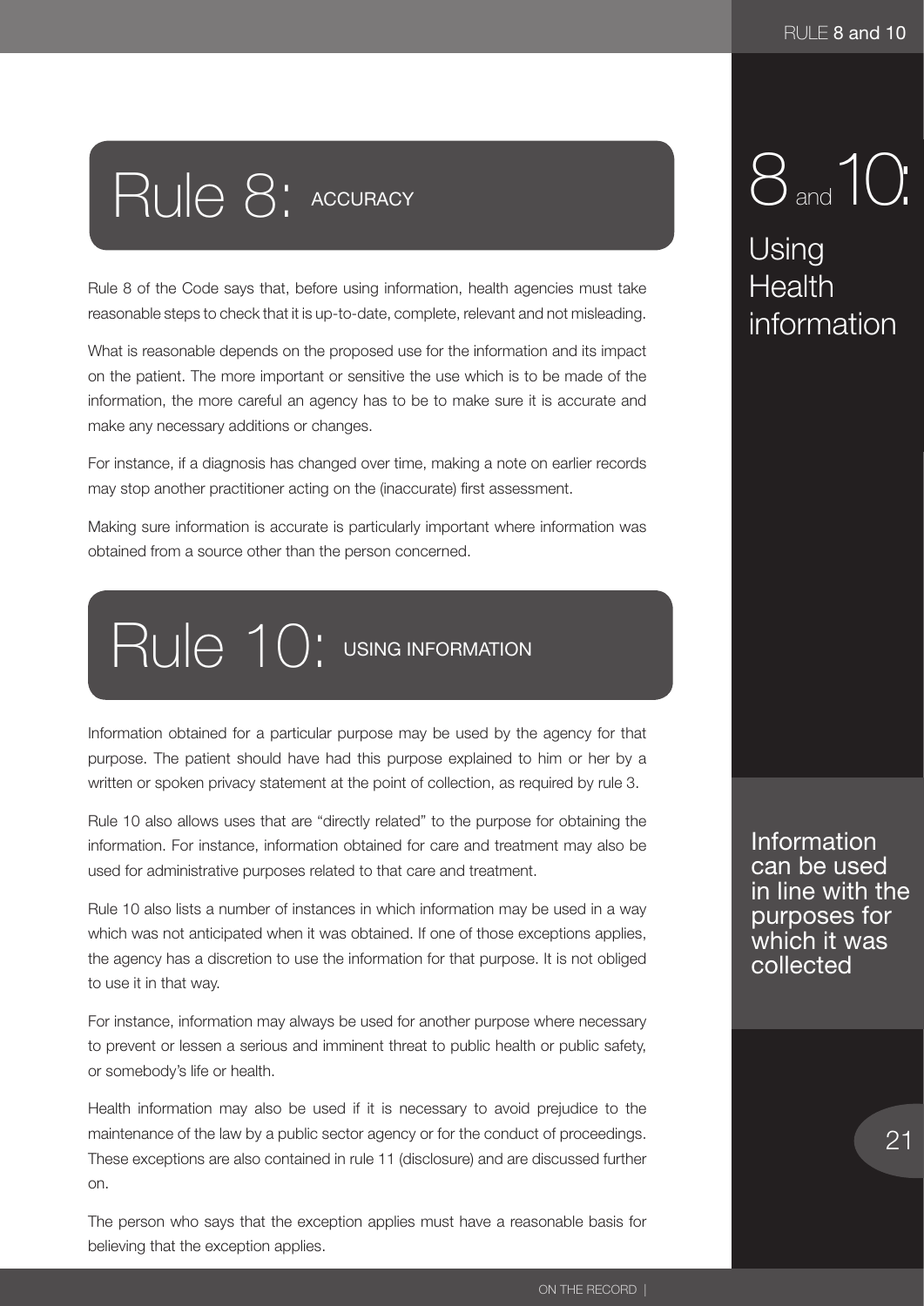# Rule 8: ACCURACY

Rule 8 of the Code says that, before using information, health agencies must take reasonable steps to check that it is up-to-date, complete, relevant and not misleading.

What is reasonable depends on the proposed use for the information and its impact on the patient. The more important or sensitive the use which is to be made of the information, the more careful an agency has to be to make sure it is accurate and make any necessary additions or changes.

For instance, if a diagnosis has changed over time, making a note on earlier records may stop another practitioner acting on the (inaccurate) first assessment.

Making sure information is accurate is particularly important where information was obtained from a source other than the person concerned.

# Rule 10: USING INFORMATION

Information obtained for a particular purpose may be used by the agency for that purpose. The patient should have had this purpose explained to him or her by a written or spoken privacy statement at the point of collection, as required by rule 3.

Rule 10 also allows uses that are "directly related" to the purpose for obtaining the information. For instance, information obtained for care and treatment may also be used for administrative purposes related to that care and treatment.

Rule 10 also lists a number of instances in which information may be used in a way which was not anticipated when it was obtained. If one of those exceptions applies, the agency has a discretion to use the information for that purpose. It is not obliged to use it in that way.

For instance, information may always be used for another purpose where necessary to prevent or lessen a serious and imminent threat to public health or public safety, or somebody's life or health.

Health information may also be used if it is necessary to avoid prejudice to the maintenance of the law by a public sector agency or for the conduct of proceedings. These exceptions are also contained in rule 11 (disclosure) and are discussed further on.

The person who says that the exception applies must have a reasonable basis for believing that the exception applies.

## 8 and 10: Using Health information

Information can be used in line with the purposes for which it was collected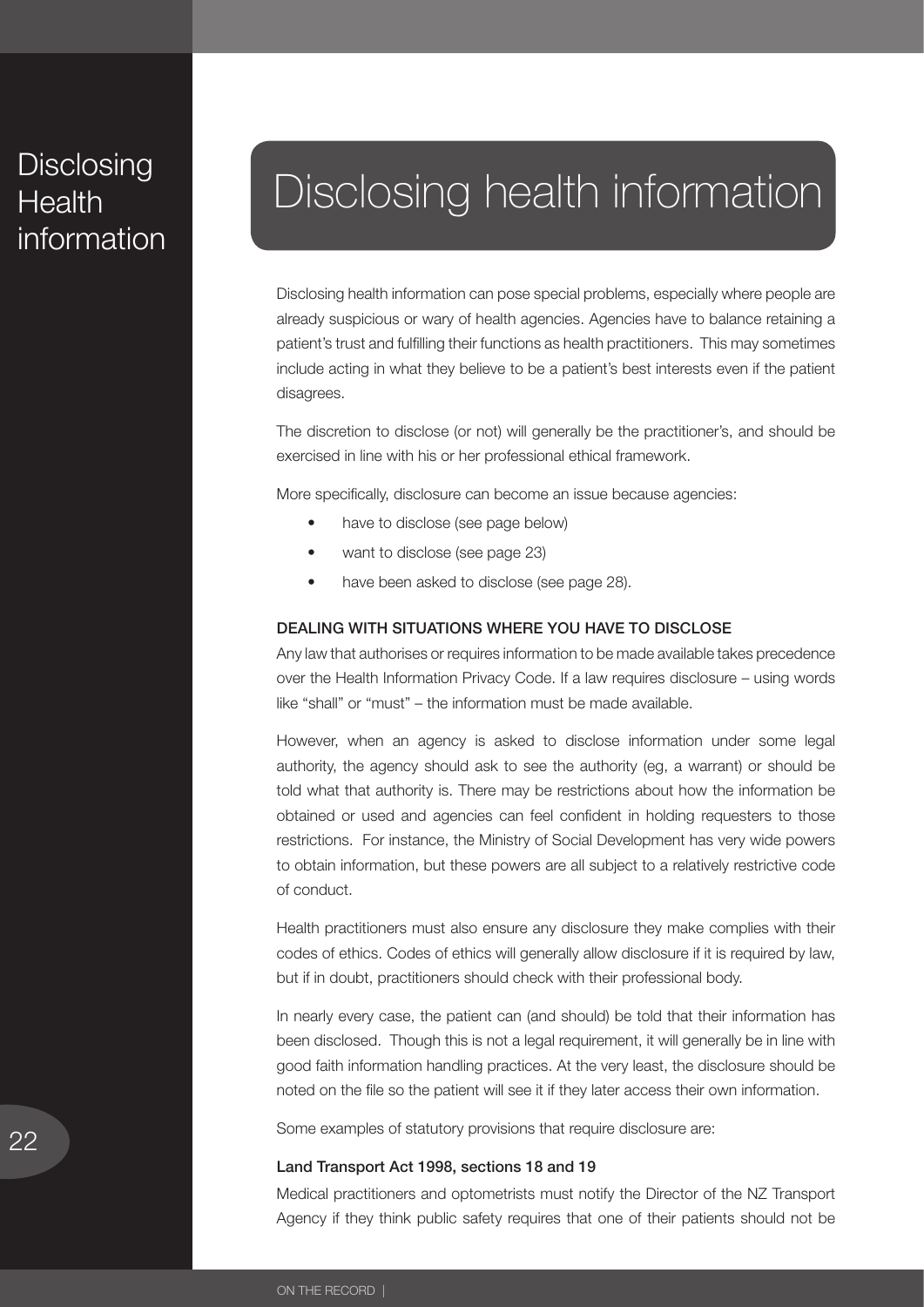# Disclosing health information

Disclosing health information can pose special problems, especially where people are already suspicious or wary of health agencies. Agencies have to balance retaining a patient's trust and fulfilling their functions as health practitioners. This may sometimes include acting in what they believe to be a patient's best interests even if the patient disagrees.

The discretion to disclose (or not) will generally be the practitioner's, and should be exercised in line with his or her professional ethical framework.

More specifically, disclosure can become an issue because agencies:

- have to disclose (see page below)
- want to disclose (see page 23)
- have been asked to disclose (see page 28).

### DEALING WITH SITUATIONS WHERE YOU HAVE TO DISCLOSE

Any law that authorises or requires information to be made available takes precedence over the Health Information Privacy Code. If a law requires disclosure – using words like "shall" or "must" – the information must be made available.

However, when an agency is asked to disclose information under some legal authority, the agency should ask to see the authority (eg, a warrant) or should be told what that authority is. There may be restrictions about how the information be obtained or used and agencies can feel confident in holding requesters to those restrictions. For instance, the Ministry of Social Development has very wide powers to obtain information, but these powers are all subject to a relatively restrictive code of conduct.

Health practitioners must also ensure any disclosure they make complies with their codes of ethics. Codes of ethics will generally allow disclosure if it is required by law, but if in doubt, practitioners should check with their professional body.

In nearly every case, the patient can (and should) be told that their information has been disclosed. Though this is not a legal requirement, it will generally be in line with good faith information handling practices. At the very least, the disclosure should be noted on the file so the patient will see it if they later access their own information.

Some examples of statutory provisions that require disclosure are:

#### Land Transport Act 1998, sections 18 and 19

Medical practitioners and optometrists must notify the Director of the NZ Transport Agency if they think public safety requires that one of their patients should not be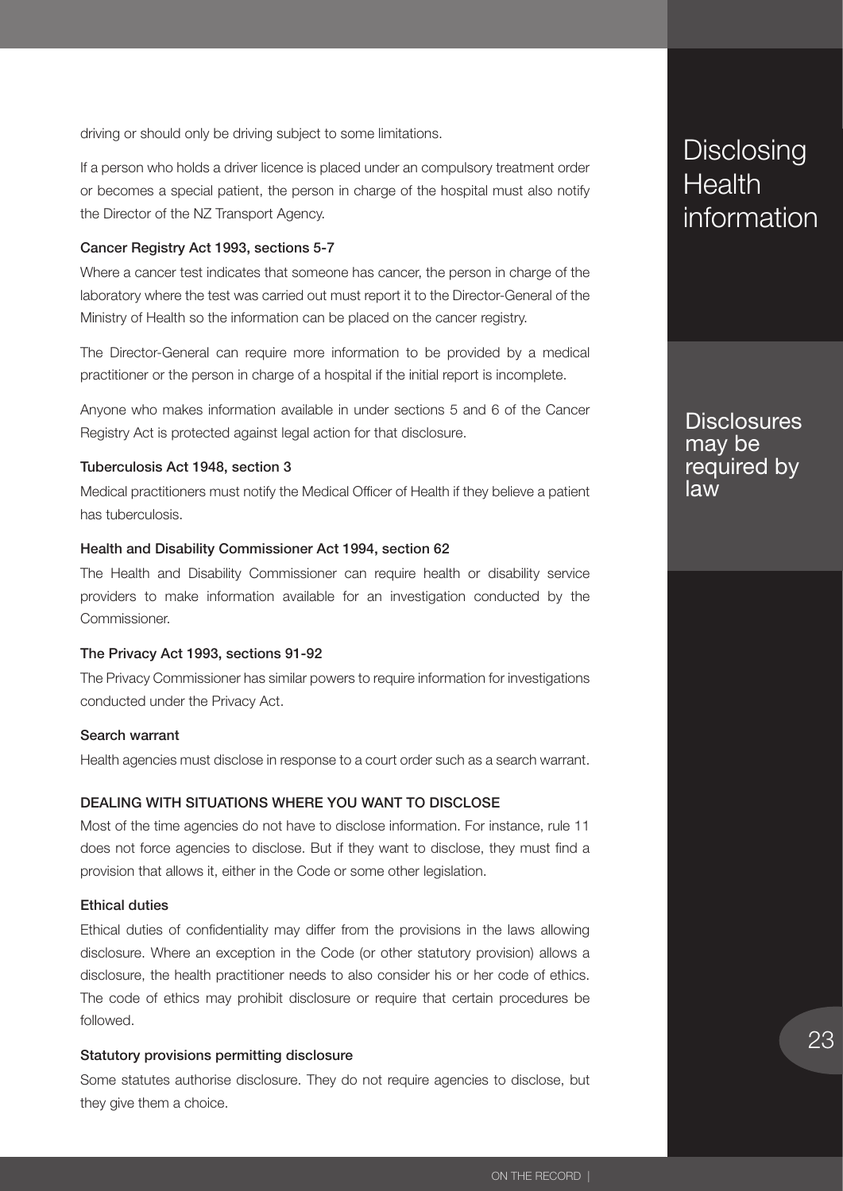driving or should only be driving subject to some limitations.

If a person who holds a driver licence is placed under an compulsory treatment order or becomes a special patient, the person in charge of the hospital must also notify the Director of the NZ Transport Agency.

**Cancer Registry Act 1993, sections 5-7**

Where a cancer test indicates that someone has cancer, the person in charge of the laboratory where the test was carried out must report it to the Director-General of the Ministry of Health so the information can be placed on the cancer registry.

The Director-General can require more information to be provided by a medical practitioner or the person in charge of a hospital if the initial report is incomplete.

Anyone who makes information available in under sections 5 and 6 of the Cancer Registry Act is protected against legal action for that disclosure.

**Tuberculosis Act 1948, section 3**

Medical practitioners must notify the Medical Officer of Health if they believe a patient has tuberculosis.

**Health and Disability Commissioner Act 1994, section 62**

The Health and Disability Commissioner can require health or disability service providers to make information available for an investigation conducted by the Commissioner.

**The Privacy Act 1993, sections 91-92**

The Privacy Commissioner has similar powers to require information for investigations conducted under the Privacy Act.

**Search warrant**

Health agencies must disclose in response to a court order such as a search warrant.

## DEALING WITH SITUATIONS WHERE YOU WANT TO DISCLOSE

Most of the time agencies do not have to disclose information. For instance, rule 11 does not force agencies to disclose. But if they want to disclose, they must find a provision that allows it, either in the Code or some other legislation.

**Ethical duties**

Ethical duties of confidentiality may differ from the provisions in the laws allowing disclosure. Where an exception in the Code (or other statutory provision) allows a disclosure, the health practitioner needs to also consider his or her code of ethics. The code of ethics may prohibit disclosure or require that certain procedures be followed.

**Statutory provisions permitting disclosure**

Some statutes authorise disclosure. They do not require agencies to disclose, but they give them a choice.

Disclosing Health information

Disclosures may be required by law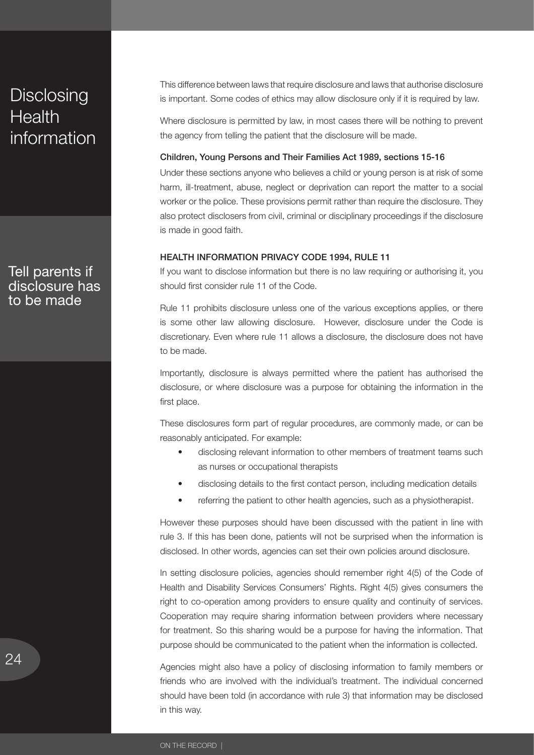# Disclosing Health information

Tell parents if disclosure has to be made

This difference between laws that require disclosure and laws that authorise disclosure is important. Some codes of ethics may allow disclosure only if it is required by law.

Where disclosure is permitted by law, in most cases there will be nothing to prevent the agency from telling the patient that the disclosure will be made.

**Children, Young Persons and Their Families Act 1989, sections 15-16**

Under these sections anyone who believes a child or young person is at risk of some harm, ill-treatment, abuse, neglect or deprivation can report the matter to a social worker or the police. These provisions permit rather than require the disclosure. They also protect disclosers from civil, criminal or disciplinary proceedings if the disclosure is made in good faith.

### HEALTH INFORMATION PRIVACY CODE 1994, RULE 11

If you want to disclose information but there is no law requiring or authorising it, you should first consider rule 11 of the Code.

Rule 11 prohibits disclosure unless one of the various exceptions applies, or there is some other law allowing disclosure. However, disclosure under the Code is discretionary. Even where rule 11 allows a disclosure, the disclosure does not have to be made.

Importantly, disclosure is always permitted where the patient has authorised the disclosure, or where disclosure was a purpose for obtaining the information in the first place.

These disclosures form part of regular procedures, are commonly made, or can be reasonably anticipated. For example:

- disclosing relevant information to other members of treatment teams such as nurses or occupational therapists
- disclosing details to the first contact person, including medication details
- referring the patient to other health agencies, such as a physiotherapist.

However these purposes should have been discussed with the patient in line with rule 3. If this has been done, patients will not be surprised when the information is disclosed. In other words, agencies can set their own policies around disclosure.

In setting disclosure policies, agencies should remember right 4(5) of the Code of Health and Disability Services Consumers' Rights. Right 4(5) gives consumers the right to co-operation among providers to ensure quality and continuity of services. Cooperation may require sharing information between providers where necessary for treatment. So this sharing would be a purpose for having the information. That purpose should be communicated to the patient when the information is collected.

Agencies might also have a policy of disclosing information to family members or friends who are involved with the individual's treatment. The individual concerned should have been told (in accordance with rule 3) that information may be disclosed in this way.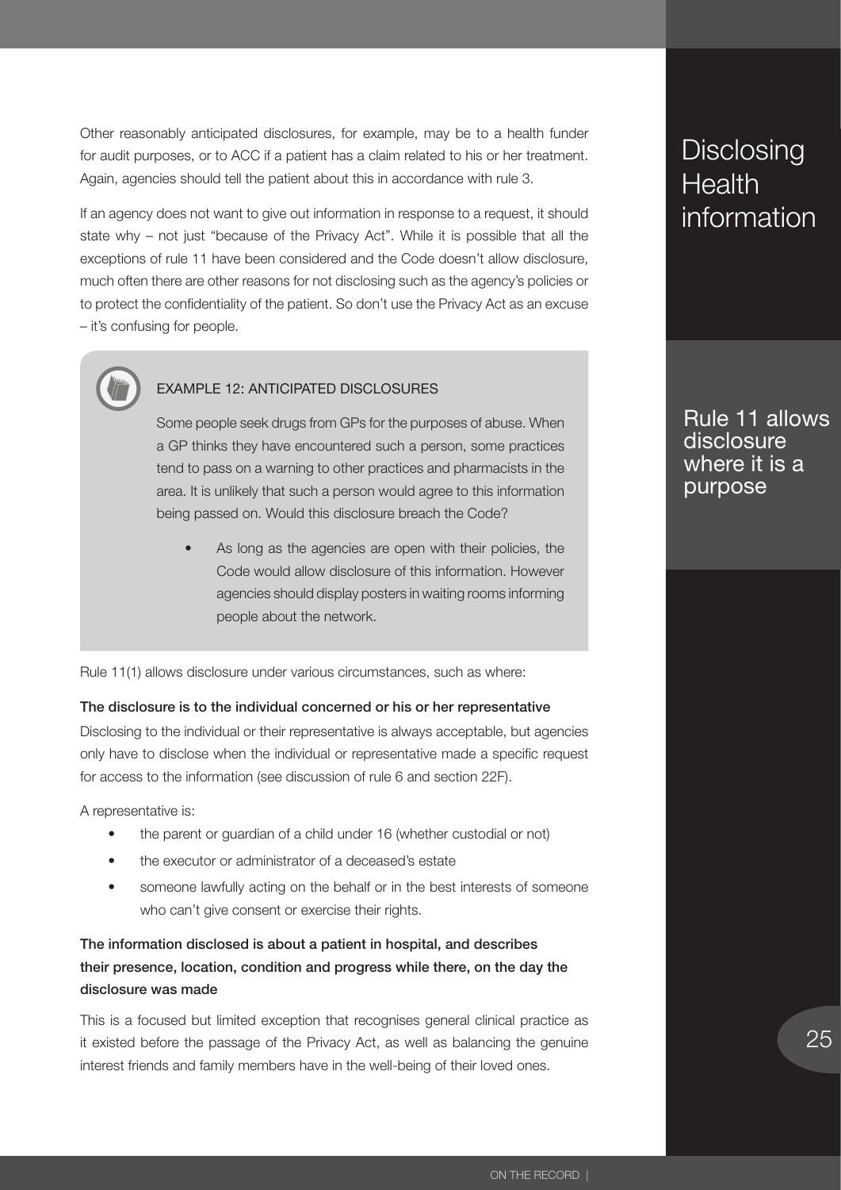Other reasonably anticipated disclosures, for example, may be to a health funder for audit purposes, or to ACC if a patient has a claim related to his or her treatment. Again, agencies should tell the patient about this in accordance with rule 3.

If an agency does not want to give out information in response to a request, it should state why – not just "because of the Privacy Act". While it is possible that all the exceptions of rule 11 have been considered and the Code doesn't allow disclosure, much often there are other reasons for not disclosing such as the agency's policies or to protect the confidentiality of the patient. So don't use the Privacy Act as an excuse – it's confusing for people.

> **EXAMPLE 12: ANTICIPATED DISCLOSURES**
>
> Some people seek drugs from GPs for the purposes of abuse. When a GP thinks they have encountered such a person, some practices tend to pass on a warning to other practices and pharmacists in the area. It is unlikely that such a person would agree to this information being passed on. Would this disclosure breach the Code?
>
> - As long as the agencies are open with their policies, the Code would allow disclosure of this information. However agencies should display posters in waiting rooms informing people about the network.

Rule 11 allows disclosure where it is a purpose

Rule 11(1) allows disclosure under various circumstances, such as where:

**The disclosure is to the individual concerned or his or her representative**

Disclosing to the individual or their representative is always acceptable, but agencies only have to disclose when the individual or representative made a specific request for access to the information (see discussion of rule 6 and section 22F).

A representative is:

- the parent or guardian of a child under 16 (whether custodial or not)
- the executor or administrator of a deceased's estate
- someone lawfully acting on the behalf or in the best interests of someone who can't give consent or exercise their rights.

**The information disclosed is about a patient in hospital, and describes their presence, location, condition and progress while there, on the day the disclosure was made**

This is a focused but limited exception that recognises general clinical practice as it existed before the passage of the Privacy Act, as well as balancing the genuine interest friends and family members have in the well-being of their loved ones.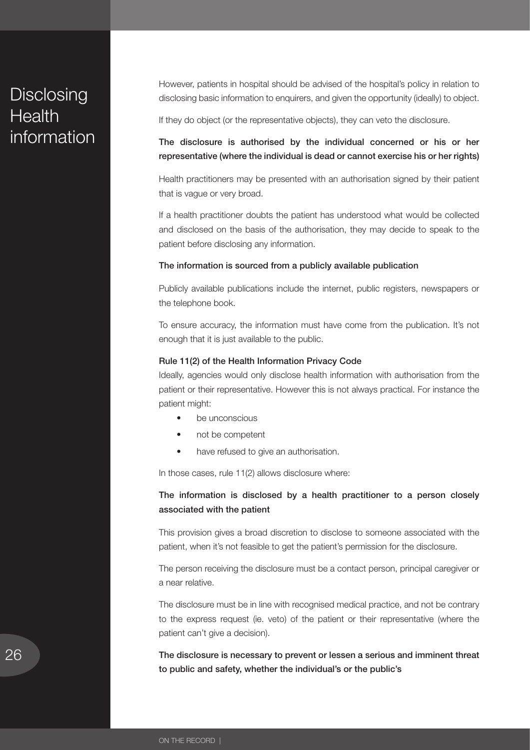However, patients in hospital should be advised of the hospital's policy in relation to disclosing basic information to enquirers, and given the opportunity (ideally) to object.

If they do object (or the representative objects), they can veto the disclosure.

**The disclosure is authorised by the individual concerned or his or her representative (where the individual is dead or cannot exercise his or her rights)**

Health practitioners may be presented with an authorisation signed by their patient that is vague or very broad.

If a health practitioner doubts the patient has understood what would be collected and disclosed on the basis of the authorisation, they may decide to speak to the patient before disclosing any information.

**The information is sourced from a publicly available publication**

Publicly available publications include the internet, public registers, newspapers or the telephone book.

To ensure accuracy, the information must have come from the publication. It's not enough that it is just available to the public.

**Rule 11(2) of the Health Information Privacy Code**

Ideally, agencies would only disclose health information with authorisation from the patient or their representative. However this is not always practical. For instance the patient might:

- be unconscious
- not be competent
- have refused to give an authorisation.

In those cases, rule 11(2) allows disclosure where:

**The information is disclosed by a health practitioner to a person closely associated with the patient**

This provision gives a broad discretion to disclose to someone associated with the patient, when it's not feasible to get the patient's permission for the disclosure.

The person receiving the disclosure must be a contact person, principal caregiver or a near relative.

The disclosure must be in line with recognised medical practice, and not be contrary to the express request (ie. veto) of the patient or their representative (where the patient can't give a decision).

**The disclosure is necessary to prevent or lessen a serious and imminent threat to public and safety, whether the individual's or the public's**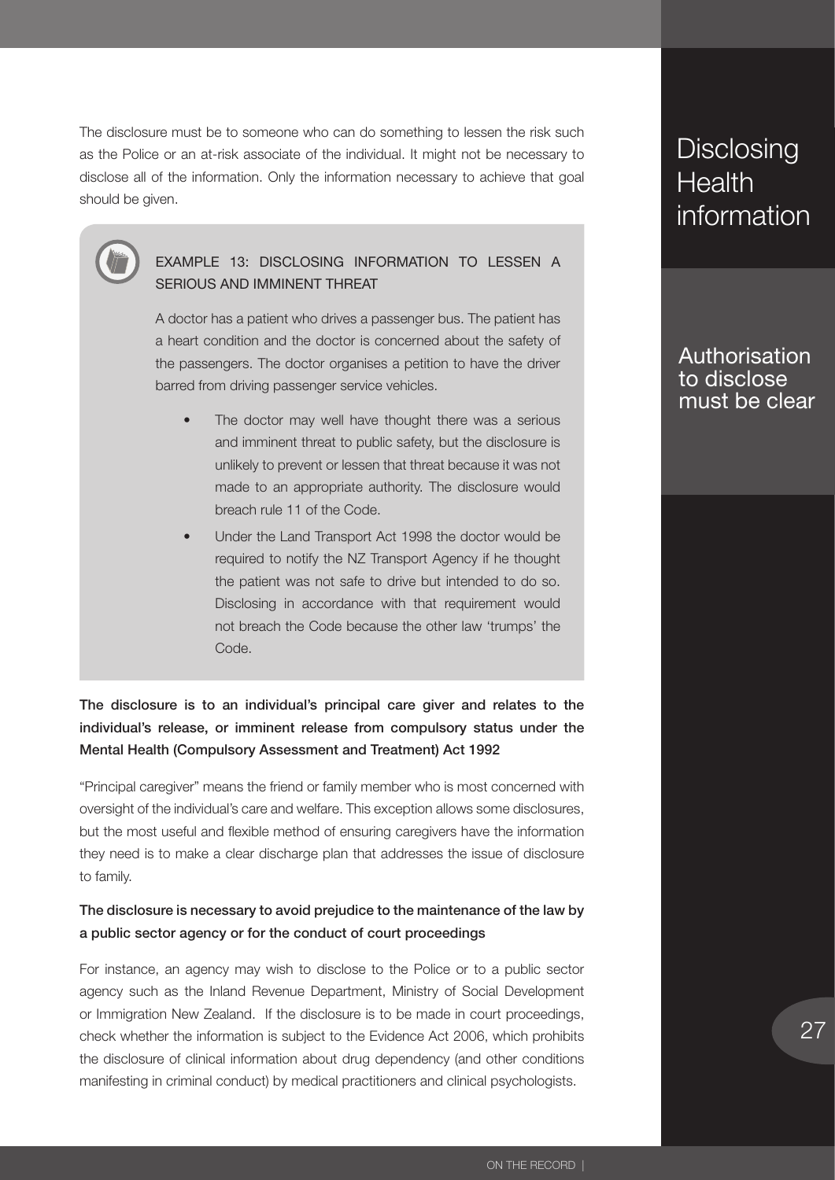The disclosure must be to someone who can do something to lessen the risk such as the Police or an at-risk associate of the individual. It might not be necessary to disclose all of the information. Only the information necessary to achieve that goal should be given.

### EXAMPLE 13: DISCLOSING INFORMATION TO LESSEN A SERIOUS AND IMMINENT THREAT

A doctor has a patient who drives a passenger bus. The patient has a heart condition and the doctor is concerned about the safety of the passengers. The doctor organises a petition to have the driver barred from driving passenger service vehicles.

- The doctor may well have thought there was a serious and imminent threat to public safety, but the disclosure is unlikely to prevent or lessen that threat because it was not made to an appropriate authority. The disclosure would breach rule 11 of the Code.
- Under the Land Transport Act 1998 the doctor would be required to notify the NZ Transport Agency if he thought the patient was not safe to drive but intended to do so. Disclosing in accordance with that requirement would not breach the Code because the other law 'trumps' the Code.

**The disclosure is to an individual's principal care giver and relates to the individual's release, or imminent release from compulsory status under the Mental Health (Compulsory Assessment and Treatment) Act 1992**

"Principal caregiver" means the friend or family member who is most concerned with oversight of the individual's care and welfare. This exception allows some disclosures, but the most useful and flexible method of ensuring caregivers have the information they need is to make a clear discharge plan that addresses the issue of disclosure to family.

**The disclosure is necessary to avoid prejudice to the maintenance of the law by a public sector agency or for the conduct of court proceedings**

For instance, an agency may wish to disclose to the Police or to a public sector agency such as the Inland Revenue Department, Ministry of Social Development or Immigration New Zealand. If the disclosure is to be made in court proceedings, check whether the information is subject to the Evidence Act 2006, which prohibits the disclosure of clinical information about drug dependency (and other conditions manifesting in criminal conduct) by medical practitioners and clinical psychologists.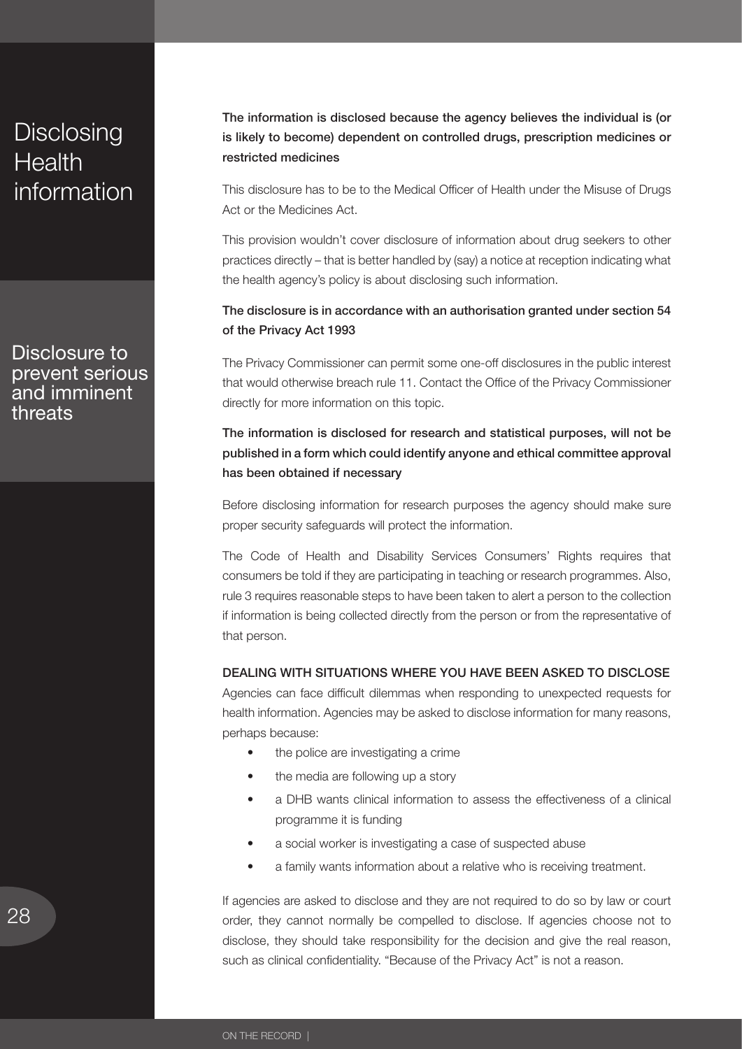**The information is disclosed because the agency believes the individual is (or is likely to become) dependent on controlled drugs, prescription medicines or restricted medicines**

This disclosure has to be to the Medical Officer of Health under the Misuse of Drugs Act or the Medicines Act.

This provision wouldn't cover disclosure of information about drug seekers to other practices directly – that is better handled by (say) a notice at reception indicating what the health agency's policy is about disclosing such information.

**The disclosure is in accordance with an authorisation granted under section 54 of the Privacy Act 1993**

The Privacy Commissioner can permit some one-off disclosures in the public interest that would otherwise breach rule 11. Contact the Office of the Privacy Commissioner directly for more information on this topic.

**The information is disclosed for research and statistical purposes, will not be published in a form which could identify anyone and ethical committee approval has been obtained if necessary**

Before disclosing information for research purposes the agency should make sure proper security safeguards will protect the information.

The Code of Health and Disability Services Consumers' Rights requires that consumers be told if they are participating in teaching or research programmes. Also, rule 3 requires reasonable steps to have been taken to alert a person to the collection if information is being collected directly from the person or from the representative of that person.

## DEALING WITH SITUATIONS WHERE YOU HAVE BEEN ASKED TO DISCLOSE

Agencies can face difficult dilemmas when responding to unexpected requests for health information. Agencies may be asked to disclose information for many reasons, perhaps because:

- the police are investigating a crime
- the media are following up a story
- a DHB wants clinical information to assess the effectiveness of a clinical programme it is funding
- a social worker is investigating a case of suspected abuse
- a family wants information about a relative who is receiving treatment.

If agencies are asked to disclose and they are not required to do so by law or court order, they cannot normally be compelled to disclose. If agencies choose not to disclose, they should take responsibility for the decision and give the real reason, such as clinical confidentiality. "Because of the Privacy Act" is not a reason.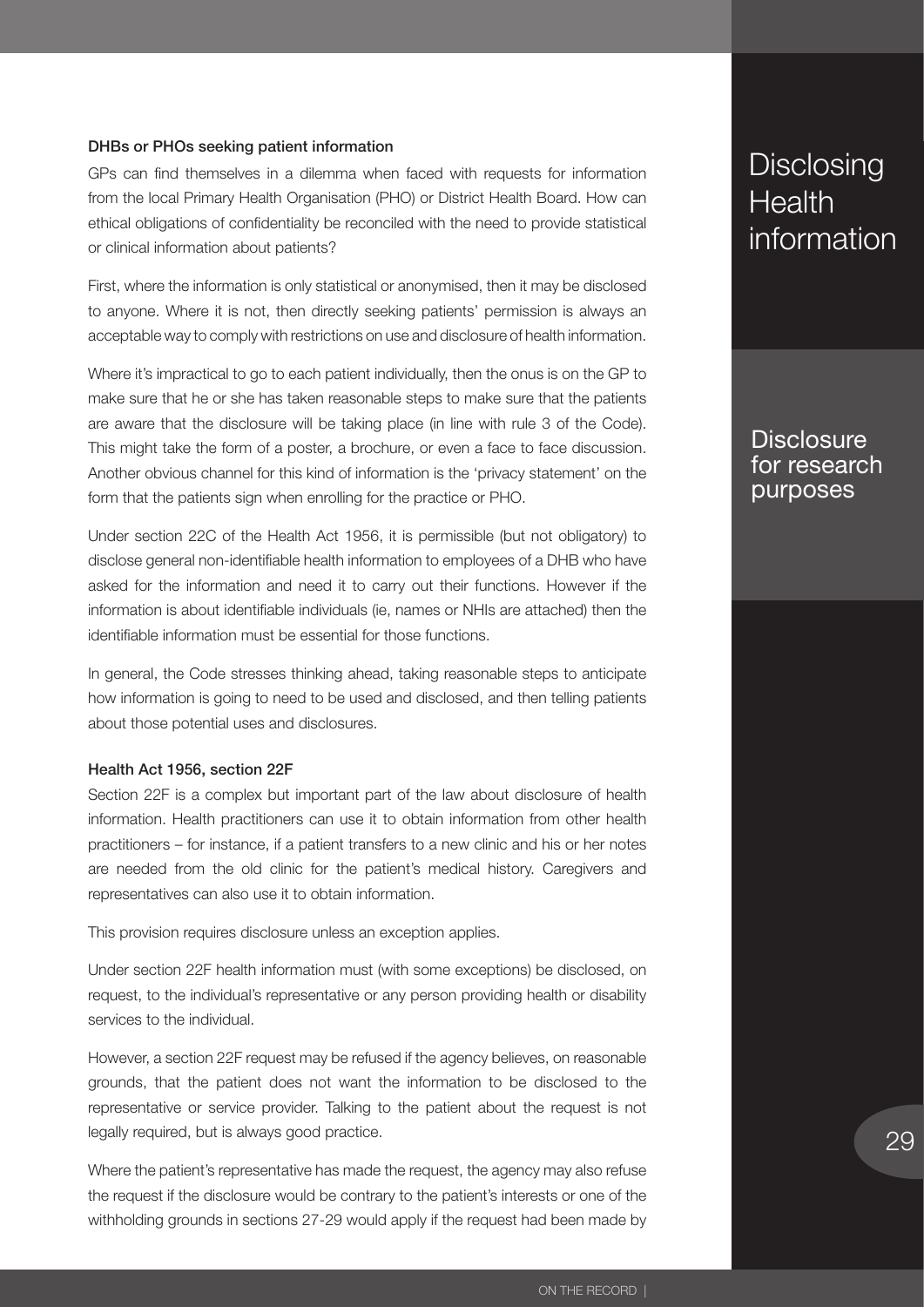### DHBs or PHOs seeking patient information

GPs can find themselves in a dilemma when faced with requests for information from the local Primary Health Organisation (PHO) or District Health Board. How can ethical obligations of confidentiality be reconciled with the need to provide statistical or clinical information about patients?

First, where the information is only statistical or anonymised, then it may be disclosed to anyone. Where it is not, then directly seeking patients' permission is always an acceptable way to comply with restrictions on use and disclosure of health information.

Where it's impractical to go to each patient individually, then the onus is on the GP to make sure that he or she has taken reasonable steps to make sure that the patients are aware that the disclosure will be taking place (in line with rule 3 of the Code). This might take the form of a poster, a brochure, or even a face to face discussion. Another obvious channel for this kind of information is the 'privacy statement' on the form that the patients sign when enrolling for the practice or PHO.

Under section 22C of the Health Act 1956, it is permissible (but not obligatory) to disclose general non-identifiable health information to employees of a DHB who have asked for the information and need it to carry out their functions. However if the information is about identifiable individuals (ie, names or NHIs are attached) then the identifiable information must be essential for those functions.

In general, the Code stresses thinking ahead, taking reasonable steps to anticipate how information is going to need to be used and disclosed, and then telling patients about those potential uses and disclosures.

### Health Act 1956, section 22F

Section 22F is a complex but important part of the law about disclosure of health information. Health practitioners can use it to obtain information from other health practitioners – for instance, if a patient transfers to a new clinic and his or her notes are needed from the old clinic for the patient's medical history. Caregivers and representatives can also use it to obtain information.

This provision requires disclosure unless an exception applies.

Under section 22F health information must (with some exceptions) be disclosed, on request, to the individual's representative or any person providing health or disability services to the individual.

However, a section 22F request may be refused if the agency believes, on reasonable grounds, that the patient does not want the information to be disclosed to the representative or service provider. Talking to the patient about the request is not legally required, but is always good practice.

Where the patient's representative has made the request, the agency may also refuse the request if the disclosure would be contrary to the patient's interests or one of the withholding grounds in sections 27-29 would apply if the request had been made by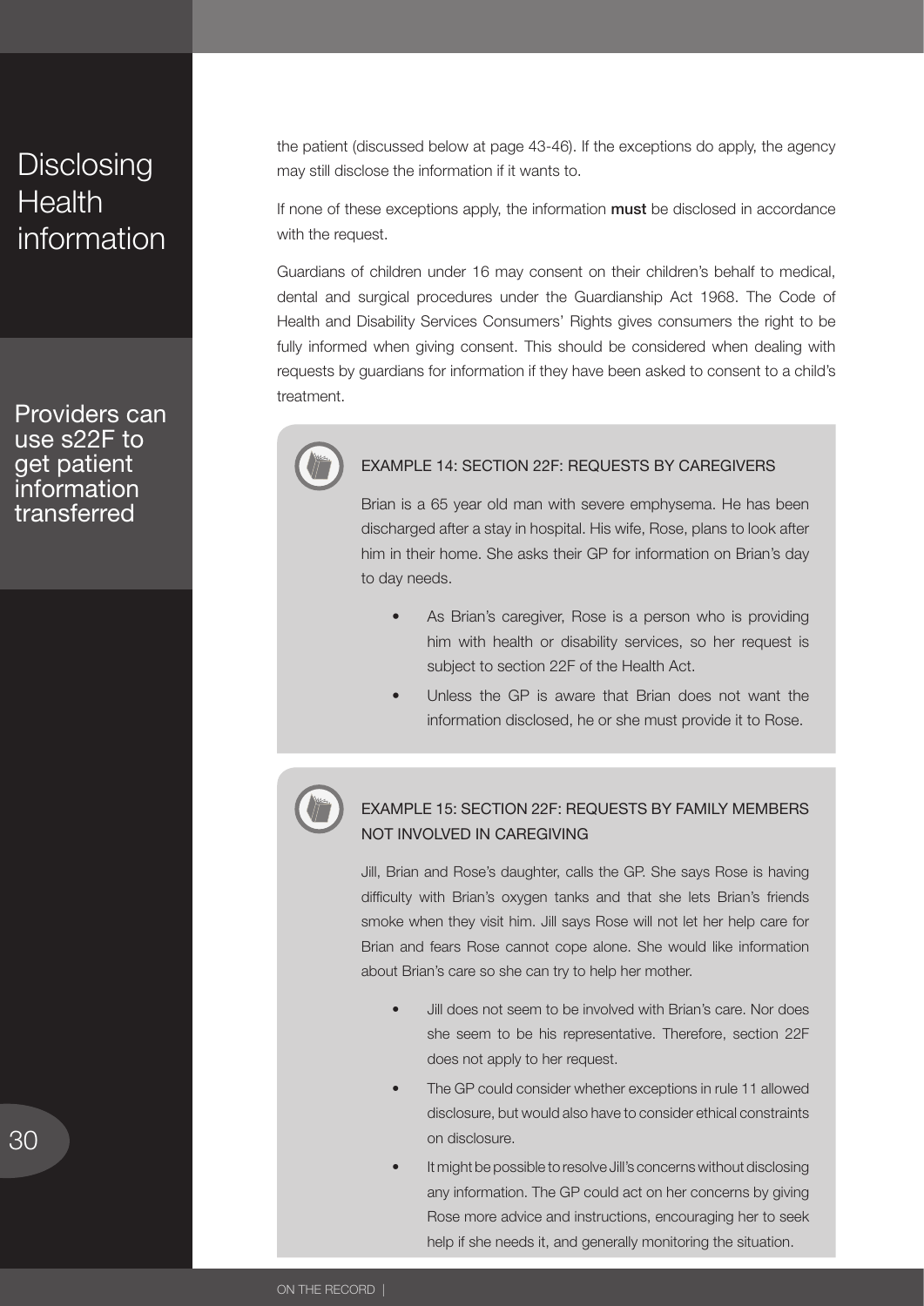# Disclosing Health information

the patient (discussed below at page 43-46). If the exceptions do apply, the agency may still disclose the information if it wants to.

If none of these exceptions apply, the information **must** be disclosed in accordance with the request.

Guardians of children under 16 may consent on their children's behalf to medical, dental and surgical procedures under the Guardianship Act 1968. The Code of Health and Disability Services Consumers' Rights gives consumers the right to be fully informed when giving consent. This should be considered when dealing with requests by guardians for information if they have been asked to consent to a child's treatment.

**Providers can use s22F to get patient information transferred**

### EXAMPLE 14: SECTION 22F: REQUESTS BY CAREGIVERS

Brian is a 65 year old man with severe emphysema. He has been discharged after a stay in hospital. His wife, Rose, plans to look after him in their home. She asks their GP for information on Brian's day to day needs.

- As Brian's caregiver, Rose is a person who is providing him with health or disability services, so her request is subject to section 22F of the Health Act.
- Unless the GP is aware that Brian does not want the information disclosed, he or she must provide it to Rose.

### EXAMPLE 15: SECTION 22F: REQUESTS BY FAMILY MEMBERS NOT INVOLVED IN CAREGIVING

Jill, Brian and Rose's daughter, calls the GP. She says Rose is having difficulty with Brian's oxygen tanks and that she lets Brian's friends smoke when they visit him. Jill says Rose will not let her help care for Brian and fears Rose cannot cope alone. She would like information about Brian's care so she can try to help her mother.

- Jill does not seem to be involved with Brian's care. Nor does she seem to be his representative. Therefore, section 22F does not apply to her request.
- The GP could consider whether exceptions in rule 11 allowed disclosure, but would also have to consider ethical constraints on disclosure.
- It might be possible to resolve Jill's concerns without disclosing any information. The GP could act on her concerns by giving Rose more advice and instructions, encouraging her to seek help if she needs it, and generally monitoring the situation.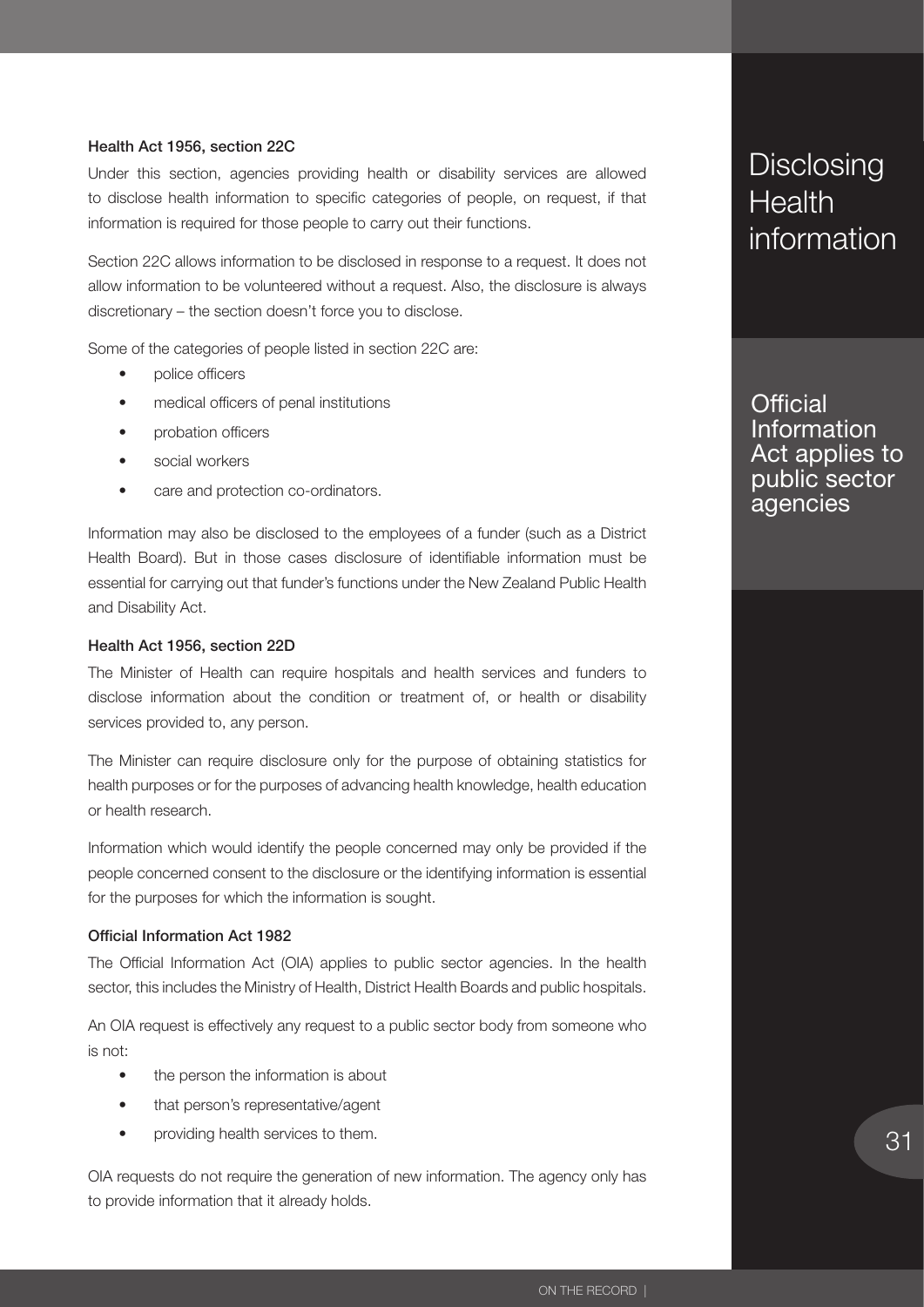**Health Act 1956, section 22C**

Under this section, agencies providing health or disability services are allowed to disclose health information to specific categories of people, on request, if that information is required for those people to carry out their functions.

Section 22C allows information to be disclosed in response to a request. It does not allow information to be volunteered without a request. Also, the disclosure is always discretionary – the section doesn't force you to disclose.

Some of the categories of people listed in section 22C are:

- police officers
- medical officers of penal institutions
- probation officers
- social workers
- care and protection co-ordinators.

Information may also be disclosed to the employees of a funder (such as a District Health Board). But in those cases disclosure of identifiable information must be essential for carrying out that funder's functions under the New Zealand Public Health and Disability Act.

**Health Act 1956, section 22D**

The Minister of Health can require hospitals and health services and funders to disclose information about the condition or treatment of, or health or disability services provided to, any person.

The Minister can require disclosure only for the purpose of obtaining statistics for health purposes or for the purposes of advancing health knowledge, health education or health research.

Information which would identify the people concerned may only be provided if the people concerned consent to the disclosure or the identifying information is essential for the purposes for which the information is sought.

**Official Information Act 1982**

The Official Information Act (OIA) applies to public sector agencies. In the health sector, this includes the Ministry of Health, District Health Boards and public hospitals.

An OIA request is effectively any request to a public sector body from someone who is not:

- the person the information is about
- that person's representative/agent
- providing health services to them.

OIA requests do not require the generation of new information. The agency only has to provide information that it already holds.

Official Information Act applies to public sector agencies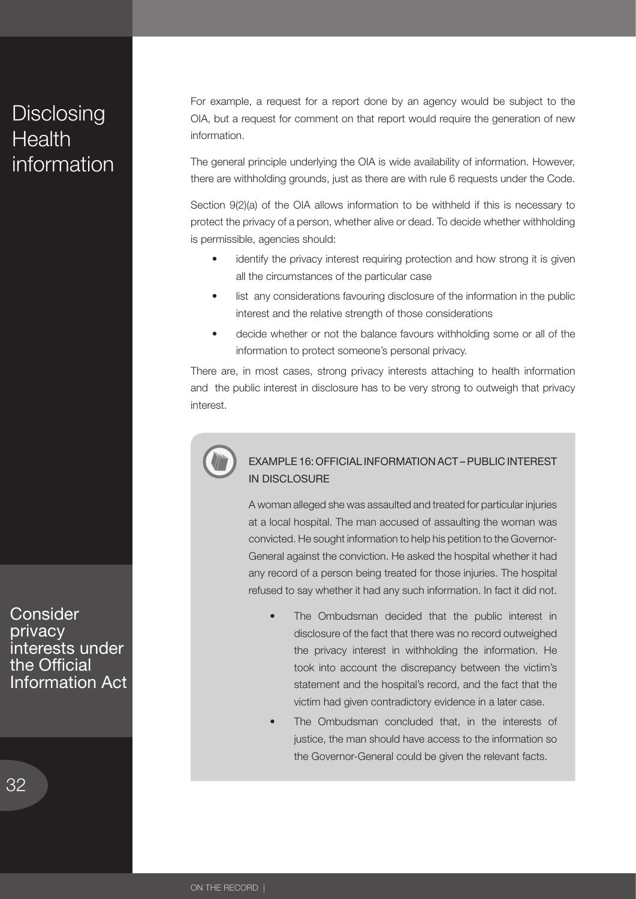For example, a request for a report done by an agency would be subject to the OIA, but a request for comment on that report would require the generation of new information.

The general principle underlying the OIA is wide availability of information. However, there are withholding grounds, just as there are with rule 6 requests under the Code.

## Consider privacy interests under the Official Information Act

Section 9(2)(a) of the OIA allows information to be withheld if this is necessary to protect the privacy of a person, whether alive or dead. To decide whether withholding is permissible, agencies should:

- identify the privacy interest requiring protection and how strong it is given all the circumstances of the particular case
- list any considerations favouring disclosure of the information in the public interest and the relative strength of those considerations
- decide whether or not the balance favours withholding some or all of the information to protect someone's personal privacy.

There are, in most cases, strong privacy interests attaching to health information and the public interest in disclosure has to be very strong to outweigh that privacy interest.

### EXAMPLE 16: OFFICIAL INFORMATION ACT – PUBLIC INTEREST IN DISCLOSURE

A woman alleged she was assaulted and treated for particular injuries at a local hospital. The man accused of assaulting the woman was convicted. He sought information to help his petition to the Governor-General against the conviction. He asked the hospital whether it had any record of a person being treated for those injuries. The hospital refused to say whether it had any such information. In fact it did not.

- The Ombudsman decided that the public interest in disclosure of the fact that there was no record outweighed the privacy interest in withholding the information. He took into account the discrepancy between the victim's statement and the hospital's record, and the fact that the victim had given contradictory evidence in a later case.
- The Ombudsman concluded that, in the interests of justice, the man should have access to the information so the Governor-General could be given the relevant facts.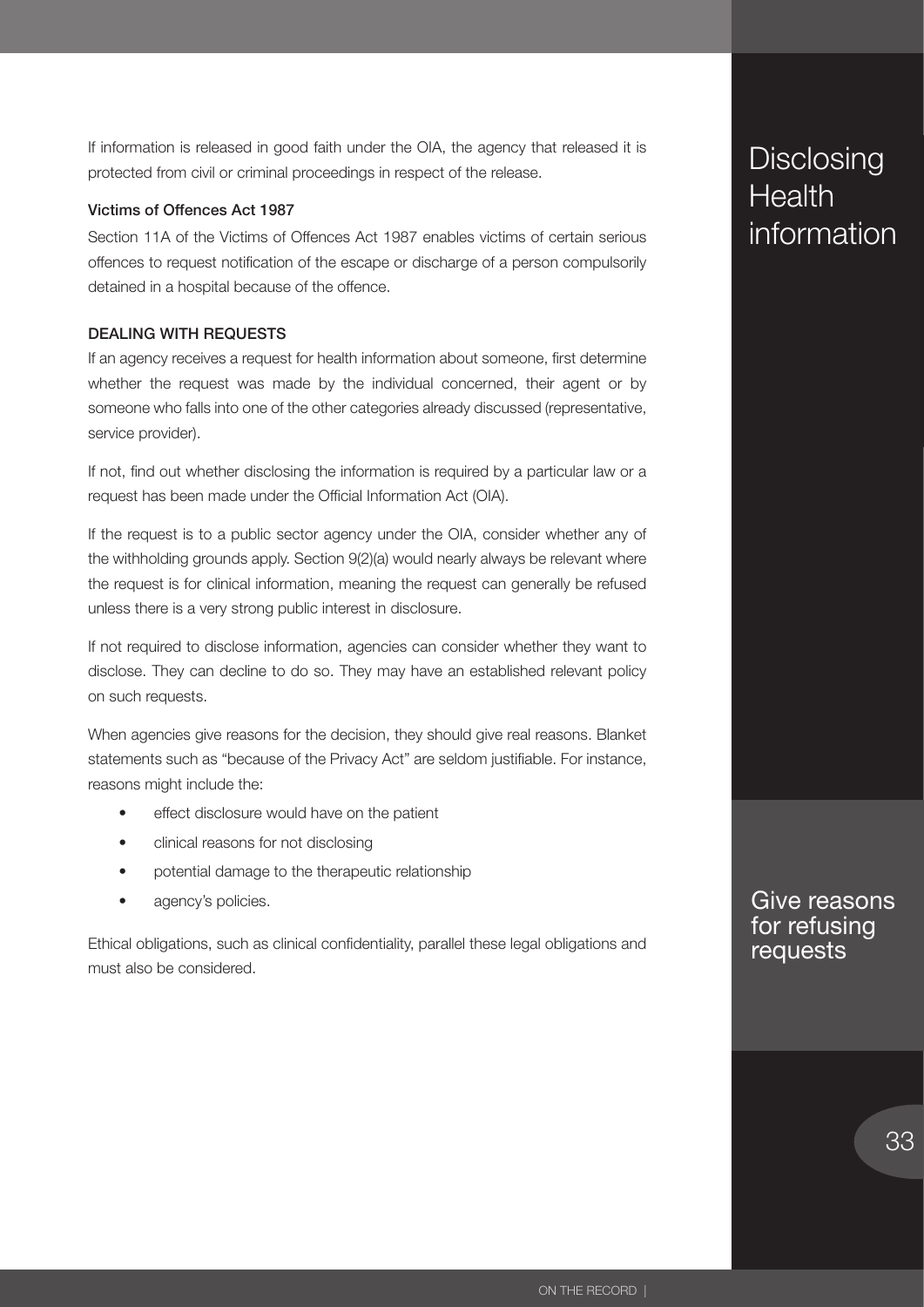If information is released in good faith under the OIA, the agency that released it is protected from civil or criminal proceedings in respect of the release.

**Victims of Offences Act 1987**

Section 11A of the Victims of Offences Act 1987 enables victims of certain serious offences to request notification of the escape or discharge of a person compulsorily detained in a hospital because of the offence.

### DEALING WITH REQUESTS

If an agency receives a request for health information about someone, first determine whether the request was made by the individual concerned, their agent or by someone who falls into one of the other categories already discussed (representative, service provider).

If not, find out whether disclosing the information is required by a particular law or a request has been made under the Official Information Act (OIA).

If the request is to a public sector agency under the OIA, consider whether any of the withholding grounds apply. Section 9(2)(a) would nearly always be relevant where the request is for clinical information, meaning the request can generally be refused unless there is a very strong public interest in disclosure.

If not required to disclose information, agencies can consider whether they want to disclose. They can decline to do so. They may have an established relevant policy on such requests.

When agencies give reasons for the decision, they should give real reasons. Blanket statements such as "because of the Privacy Act" are seldom justifiable. For instance, reasons might include the:

- effect disclosure would have on the patient
- clinical reasons for not disclosing
- potential damage to the therapeutic relationship
- agency's policies.

Ethical obligations, such as clinical confidentiality, parallel these legal obligations and must also be considered.

Give reasons for refusing requests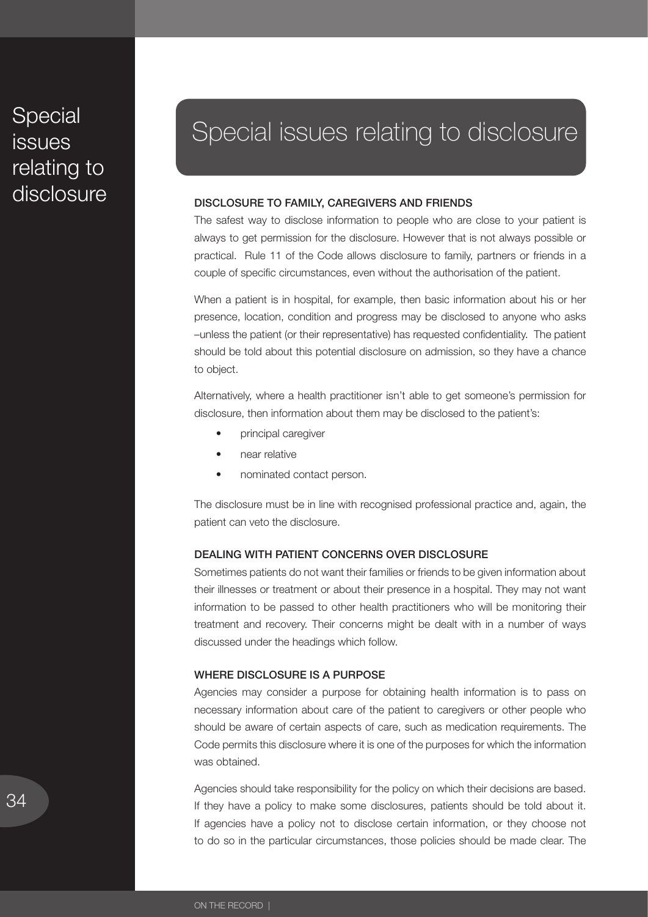# Special issues relating to disclosure

## DISCLOSURE TO FAMILY, CAREGIVERS AND FRIENDS

The safest way to disclose information to people who are close to your patient is always to get permission for the disclosure. However that is not always possible or practical. Rule 11 of the Code allows disclosure to family, partners or friends in a couple of specific circumstances, even without the authorisation of the patient.

When a patient is in hospital, for example, then basic information about his or her presence, location, condition and progress may be disclosed to anyone who asks –unless the patient (or their representative) has requested confidentiality. The patient should be told about this potential disclosure on admission, so they have a chance to object.

Alternatively, where a health practitioner isn't able to get someone's permission for disclosure, then information about them may be disclosed to the patient's:

- principal caregiver
- near relative
- nominated contact person.

The disclosure must be in line with recognised professional practice and, again, the patient can veto the disclosure.

## DEALING WITH PATIENT CONCERNS OVER DISCLOSURE

Sometimes patients do not want their families or friends to be given information about their illnesses or treatment or about their presence in a hospital. They may not want information to be passed to other health practitioners who will be monitoring their treatment and recovery. Their concerns might be dealt with in a number of ways discussed under the headings which follow.

## WHERE DISCLOSURE IS A PURPOSE

Agencies may consider a purpose for obtaining health information is to pass on necessary information about care of the patient to caregivers or other people who should be aware of certain aspects of care, such as medication requirements. The Code permits this disclosure where it is one of the purposes for which the information was obtained.

Agencies should take responsibility for the policy on which their decisions are based. If they have a policy to make some disclosures, patients should be told about it. If agencies have a policy not to disclose certain information, or they choose not to do so in the particular circumstances, those policies should be made clear. The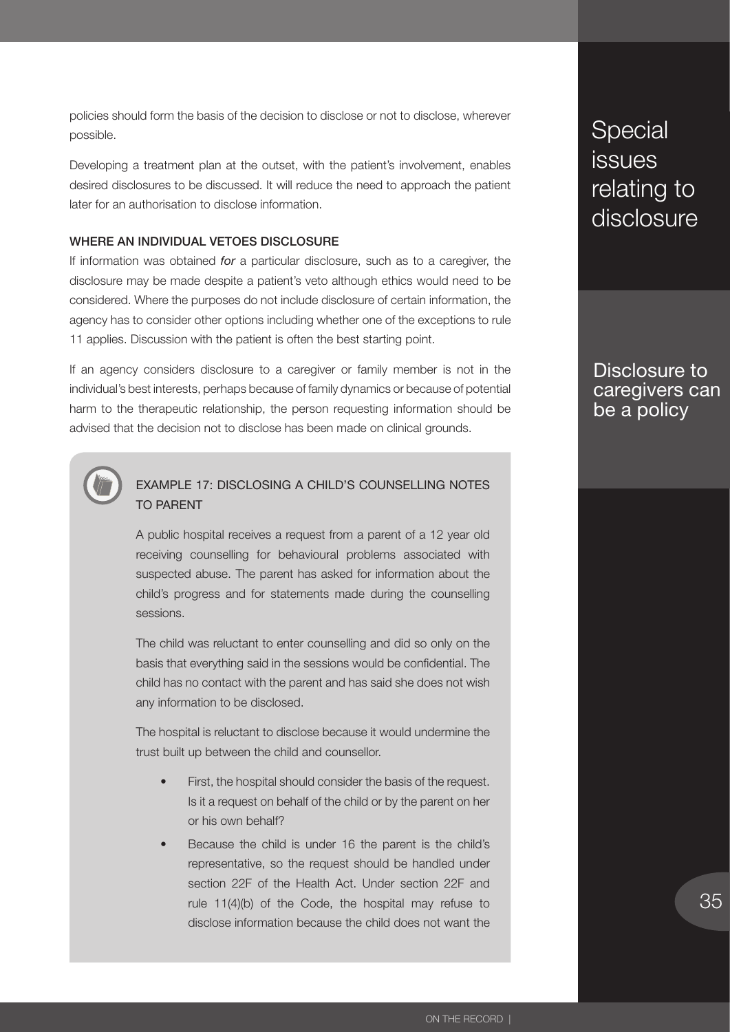policies should form the basis of the decision to disclose or not to disclose, wherever possible.

Developing a treatment plan at the outset, with the patient's involvement, enables desired disclosures to be discussed. It will reduce the need to approach the patient later for an authorisation to disclose information.

Special issues relating to disclosure

### WHERE AN INDIVIDUAL VETOES DISCLOSURE

If information was obtained *for* a particular disclosure, such as to a caregiver, the disclosure may be made despite a patient's veto although ethics would need to be considered. Where the purposes do not include disclosure of certain information, the agency has to consider other options including whether one of the exceptions to rule 11 applies. Discussion with the patient is often the best starting point.

Disclosure to caregivers can be a policy

If an agency considers disclosure to a caregiver or family member is not in the individual's best interests, perhaps because of family dynamics or because of potential harm to the therapeutic relationship, the person requesting information should be advised that the decision not to disclose has been made on clinical grounds.

#### EXAMPLE 17: DISCLOSING A CHILD'S COUNSELLING NOTES TO PARENT

A public hospital receives a request from a parent of a 12 year old receiving counselling for behavioural problems associated with suspected abuse. The parent has asked for information about the child's progress and for statements made during the counselling sessions.

The child was reluctant to enter counselling and did so only on the basis that everything said in the sessions would be confidential. The child has no contact with the parent and has said she does not wish any information to be disclosed.

The hospital is reluctant to disclose because it would undermine the trust built up between the child and counsellor.

- First, the hospital should consider the basis of the request. Is it a request on behalf of the child or by the parent on her or his own behalf?
- Because the child is under 16 the parent is the child's representative, so the request should be handled under section 22F of the Health Act. Under section 22F and rule 11(4)(b) of the Code, the hospital may refuse to disclose information because the child does not want the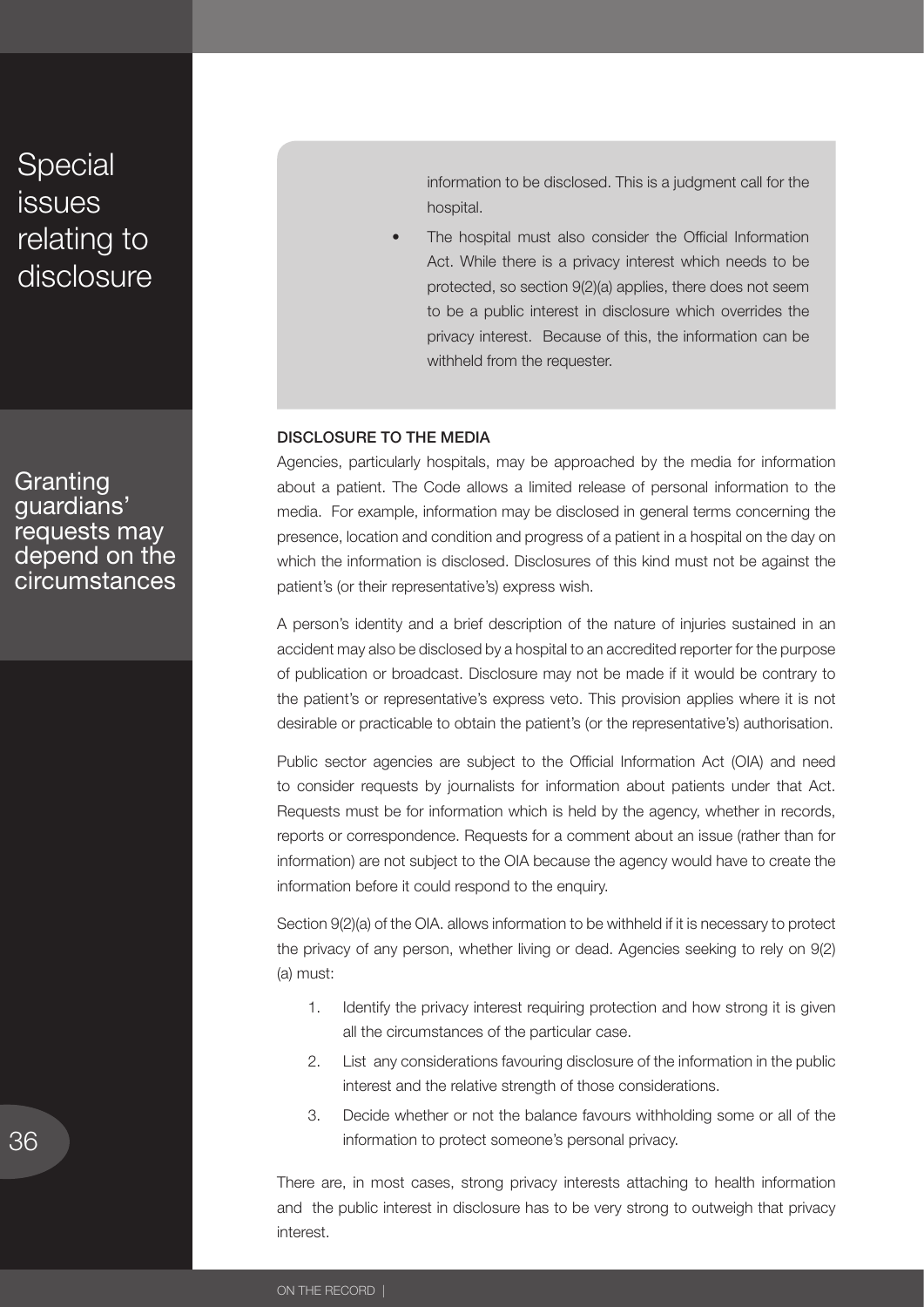information to be disclosed. This is a judgment call for the hospital.

- The hospital must also consider the Official Information Act. While there is a privacy interest which needs to be protected, so section 9(2)(a) applies, there does not seem to be a public interest in disclosure which overrides the privacy interest. Because of this, the information can be withheld from the requester.

Granting guardians' requests may depend on the circumstances

### DISCLOSURE TO THE MEDIA

Agencies, particularly hospitals, may be approached by the media for information about a patient. The Code allows a limited release of personal information to the media. For example, information may be disclosed in general terms concerning the presence, location and condition and progress of a patient in a hospital on the day on which the information is disclosed. Disclosures of this kind must not be against the patient's (or their representative's) express wish.

A person's identity and a brief description of the nature of injuries sustained in an accident may also be disclosed by a hospital to an accredited reporter for the purpose of publication or broadcast. Disclosure may not be made if it would be contrary to the patient's or representative's express veto. This provision applies where it is not desirable or practicable to obtain the patient's (or the representative's) authorisation.

Public sector agencies are subject to the Official Information Act (OIA) and need to consider requests by journalists for information about patients under that Act. Requests must be for information which is held by the agency, whether in records, reports or correspondence. Requests for a comment about an issue (rather than for information) are not subject to the OIA because the agency would have to create the information before it could respond to the enquiry.

Section 9(2)(a) of the OIA. allows information to be withheld if it is necessary to protect the privacy of any person, whether living or dead. Agencies seeking to rely on 9(2)(a) must:

1. Identify the privacy interest requiring protection and how strong it is given all the circumstances of the particular case.
2. List any considerations favouring disclosure of the information in the public interest and the relative strength of those considerations.
3. Decide whether or not the balance favours withholding some or all of the information to protect someone's personal privacy.

There are, in most cases, strong privacy interests attaching to health information and the public interest in disclosure has to be very strong to outweigh that privacy interest.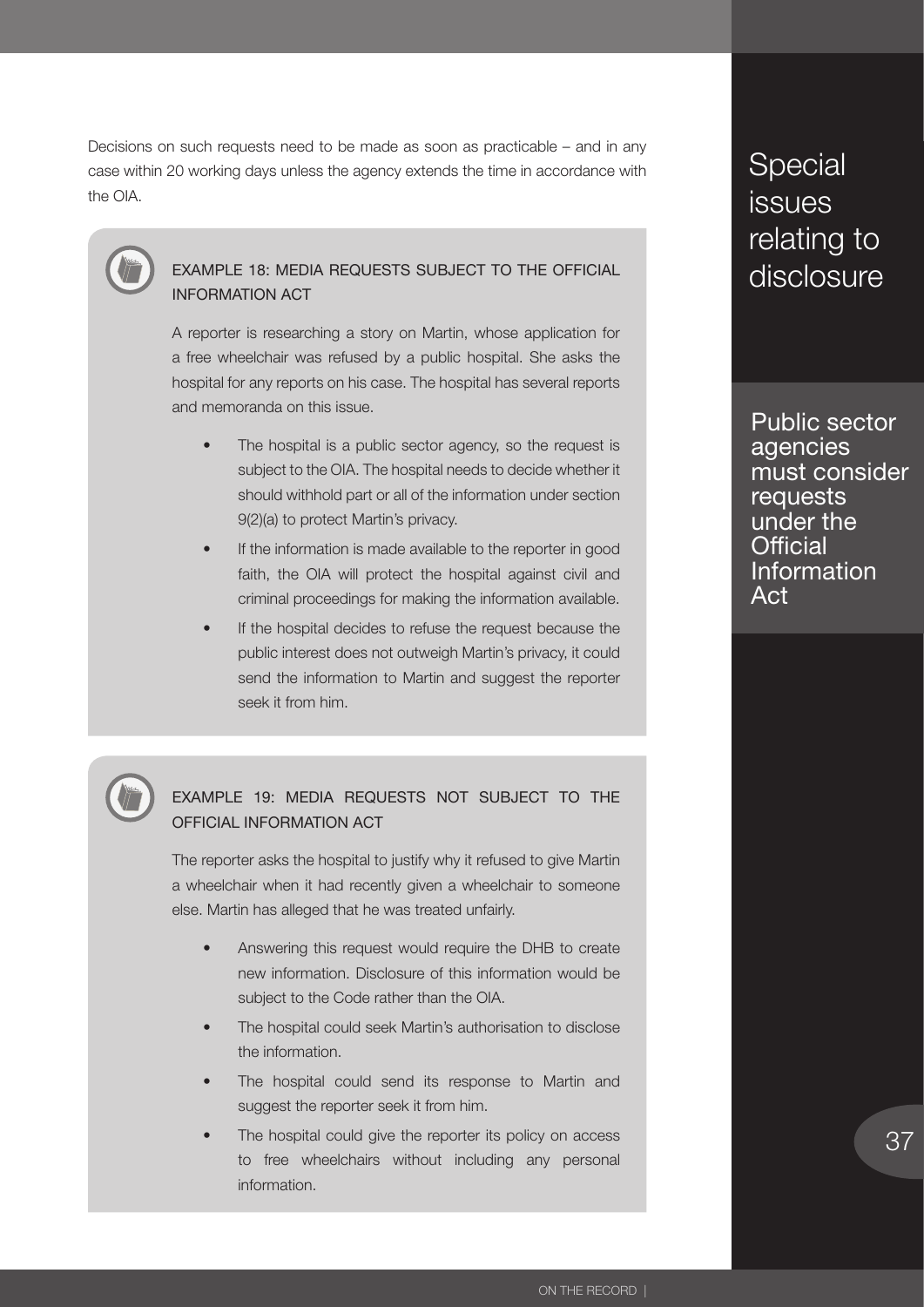Decisions on such requests need to be made as soon as practicable – and in any case within 20 working days unless the agency extends the time in accordance with the OIA.

### EXAMPLE 18: MEDIA REQUESTS SUBJECT TO THE OFFICIAL INFORMATION ACT

A reporter is researching a story on Martin, whose application for a free wheelchair was refused by a public hospital. She asks the hospital for any reports on his case. The hospital has several reports and memoranda on this issue.

- The hospital is a public sector agency, so the request is subject to the OIA. The hospital needs to decide whether it should withhold part or all of the information under section 9(2)(a) to protect Martin's privacy.
- If the information is made available to the reporter in good faith, the OIA will protect the hospital against civil and criminal proceedings for making the information available.
- If the hospital decides to refuse the request because the public interest does not outweigh Martin's privacy, it could send the information to Martin and suggest the reporter seek it from him.

### EXAMPLE 19: MEDIA REQUESTS NOT SUBJECT TO THE OFFICIAL INFORMATION ACT

The reporter asks the hospital to justify why it refused to give Martin a wheelchair when it had recently given a wheelchair to someone else. Martin has alleged that he was treated unfairly.

- Answering this request would require the DHB to create new information. Disclosure of this information would be subject to the Code rather than the OIA.
- The hospital could seek Martin's authorisation to disclose the information.
- The hospital could send its response to Martin and suggest the reporter seek it from him.
- The hospital could give the reporter its policy on access to free wheelchairs without including any personal information.

# Special issues relating to disclosure

Public sector agencies must consider requests under the Official Information Act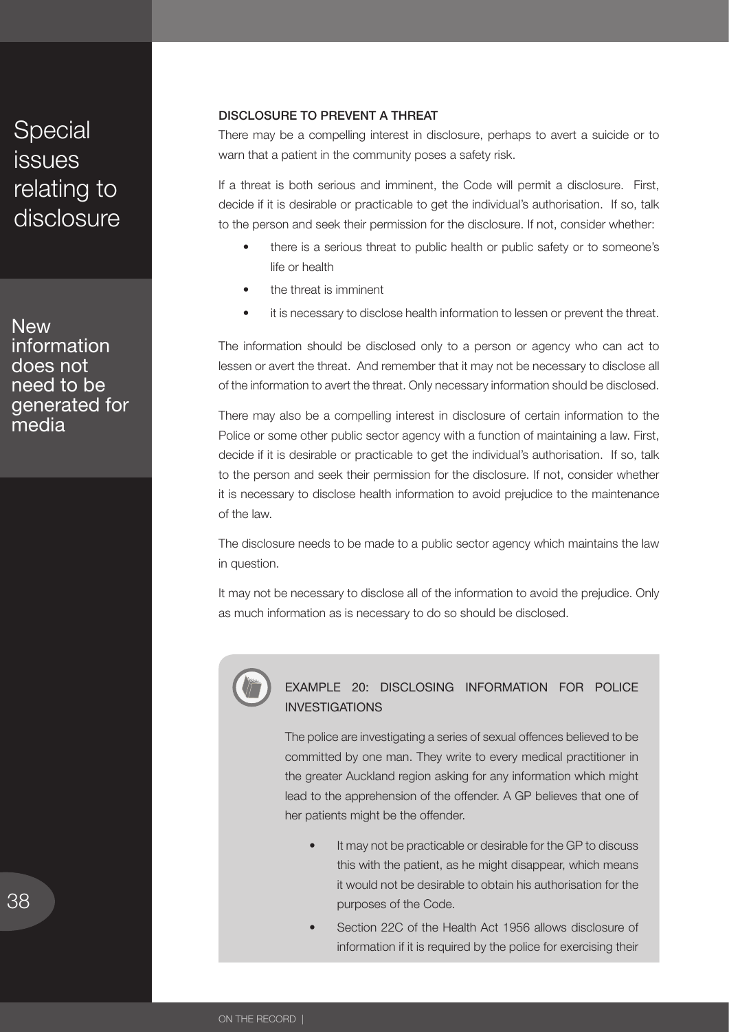Special issues relating to disclosure

New information does not need to be generated for media

### DISCLOSURE TO PREVENT A THREAT

There may be a compelling interest in disclosure, perhaps to avert a suicide or to warn that a patient in the community poses a safety risk.

If a threat is both serious and imminent, the Code will permit a disclosure. First, decide if it is desirable or practicable to get the individual's authorisation. If so, talk to the person and seek their permission for the disclosure. If not, consider whether:

- there is a serious threat to public health or public safety or to someone's life or health
- the threat is imminent
- it is necessary to disclose health information to lessen or prevent the threat.

The information should be disclosed only to a person or agency who can act to lessen or avert the threat. And remember that it may not be necessary to disclose all of the information to avert the threat. Only necessary information should be disclosed.

There may also be a compelling interest in disclosure of certain information to the Police or some other public sector agency with a function of maintaining a law. First, decide if it is desirable or practicable to get the individual's authorisation. If so, talk to the person and seek their permission for the disclosure. If not, consider whether it is necessary to disclose health information to avoid prejudice to the maintenance of the law.

The disclosure needs to be made to a public sector agency which maintains the law in question.

It may not be necessary to disclose all of the information to avoid the prejudice. Only as much information as is necessary to do so should be disclosed.

#### EXAMPLE 20: DISCLOSING INFORMATION FOR POLICE INVESTIGATIONS

The police are investigating a series of sexual offences believed to be committed by one man. They write to every medical practitioner in the greater Auckland region asking for any information which might lead to the apprehension of the offender. A GP believes that one of her patients might be the offender.

- It may not be practicable or desirable for the GP to discuss this with the patient, as he might disappear, which means it would not be desirable to obtain his authorisation for the purposes of the Code.
- Section 22C of the Health Act 1956 allows disclosure of information if it is required by the police for exercising their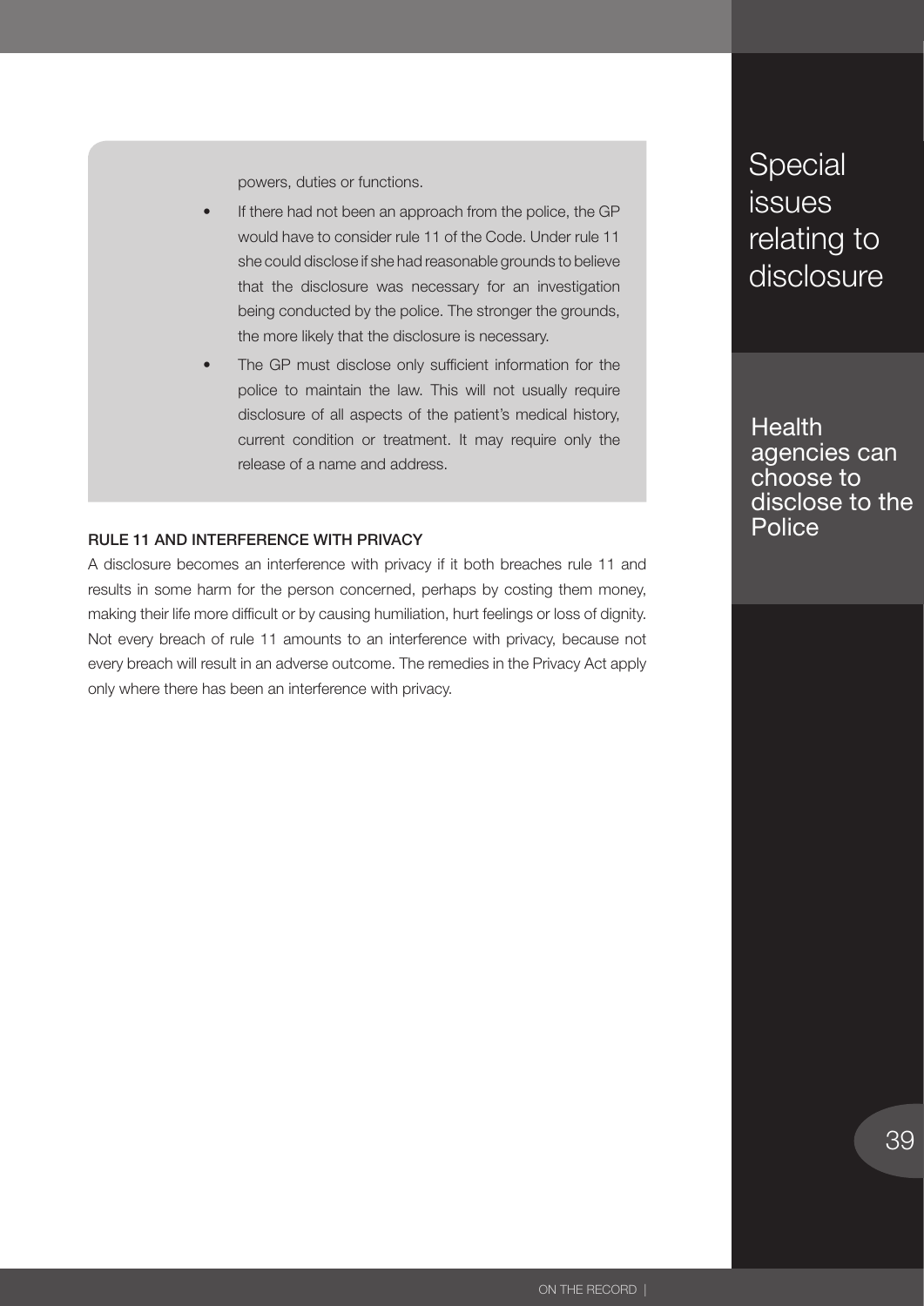powers, duties or functions.

- If there had not been an approach from the police, the GP would have to consider rule 11 of the Code. Under rule 11 she could disclose if she had reasonable grounds to believe that the disclosure was necessary for an investigation being conducted by the police. The stronger the grounds, the more likely that the disclosure is necessary.
- The GP must disclose only sufficient information for the police to maintain the law. This will not usually require disclosure of all aspects of the patient's medical history, current condition or treatment. It may require only the release of a name and address.

### RULE 11 AND INTERFERENCE WITH PRIVACY

A disclosure becomes an interference with privacy if it both breaches rule 11 and results in some harm for the person concerned, perhaps by costing them money, making their life more difficult or by causing humiliation, hurt feelings or loss of dignity. Not every breach of rule 11 amounts to an interference with privacy, because not every breach will result in an adverse outcome. The remedies in the Privacy Act apply only where there has been an interference with privacy.

Health agencies can choose to disclose to the Police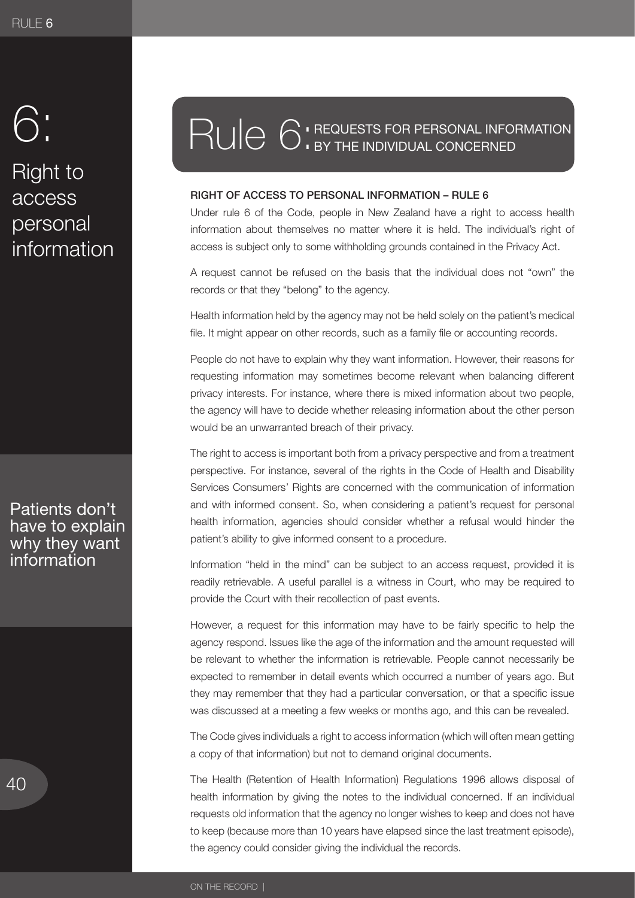# 6:

Right to access personal information

## Rule 6: REQUESTS FOR PERSONAL INFORMATION BY THE INDIVIDUAL CONCERNED

### RIGHT OF ACCESS TO PERSONAL INFORMATION – RULE 6

Under rule 6 of the Code, people in New Zealand have a right to access health information about themselves no matter where it is held. The individual's right of access is subject only to some withholding grounds contained in the Privacy Act.

A request cannot be refused on the basis that the individual does not "own" the records or that they "belong" to the agency.

Health information held by the agency may not be held solely on the patient's medical file. It might appear on other records, such as a family file or accounting records.

People do not have to explain why they want information. However, their reasons for requesting information may sometimes become relevant when balancing different privacy interests. For instance, where there is mixed information about two people, the agency will have to decide whether releasing information about the other person would be an unwarranted breach of their privacy.

Patients don't have to explain why they want information

The right to access is important both from a privacy perspective and from a treatment perspective. For instance, several of the rights in the Code of Health and Disability Services Consumers' Rights are concerned with the communication of information and with informed consent. So, when considering a patient's request for personal health information, agencies should consider whether a refusal would hinder the patient's ability to give informed consent to a procedure.

Information "held in the mind" can be subject to an access request, provided it is readily retrievable. A useful parallel is a witness in Court, who may be required to provide the Court with their recollection of past events.

However, a request for this information may have to be fairly specific to help the agency respond. Issues like the age of the information and the amount requested will be relevant to whether the information is retrievable. People cannot necessarily be expected to remember in detail events which occurred a number of years ago. But they may remember that they had a particular conversation, or that a specific issue was discussed at a meeting a few weeks or months ago, and this can be revealed.

The Code gives individuals a right to access information (which will often mean getting a copy of that information) but not to demand original documents.

The Health (Retention of Health Information) Regulations 1996 allows disposal of health information by giving the notes to the individual concerned. If an individual requests old information that the agency no longer wishes to keep and does not have to keep (because more than 10 years have elapsed since the last treatment episode), the agency could consider giving the individual the records.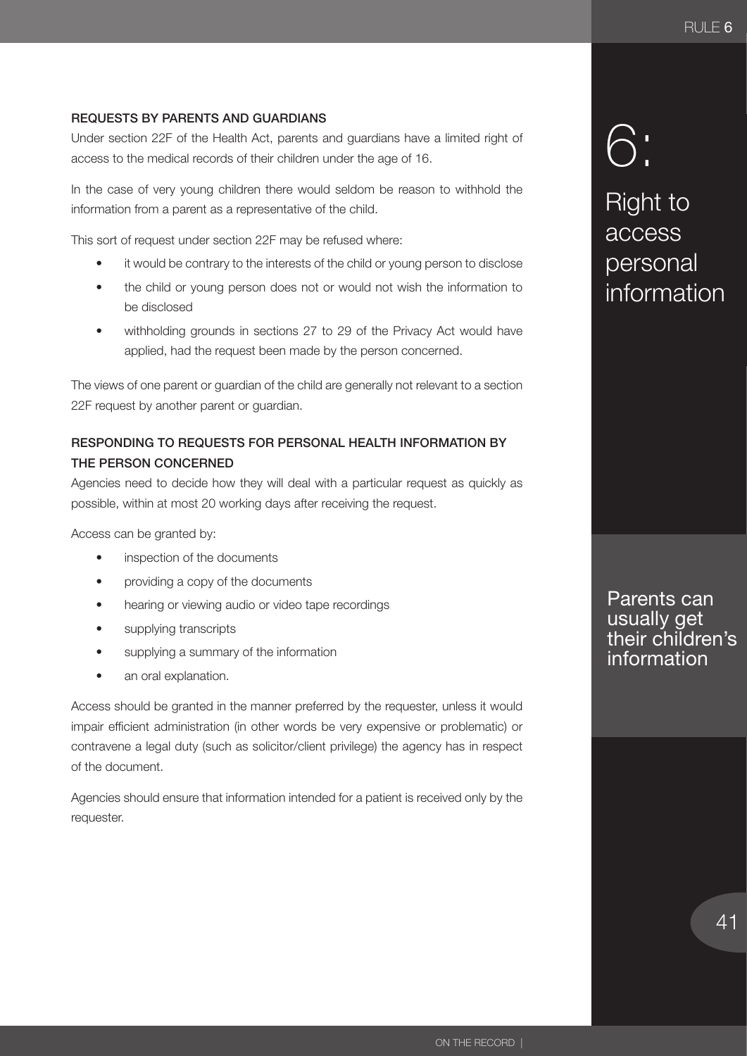### REQUESTS BY PARENTS AND GUARDIANS

Under section 22F of the Health Act, parents and guardians have a limited right of access to the medical records of their children under the age of 16.

In the case of very young children there would seldom be reason to withhold the information from a parent as a representative of the child.

This sort of request under section 22F may be refused where:

- it would be contrary to the interests of the child or young person to disclose
- the child or young person does not or would not wish the information to be disclosed
- withholding grounds in sections 27 to 29 of the Privacy Act would have applied, had the request been made by the person concerned.

The views of one parent or guardian of the child are generally not relevant to a section 22F request by another parent or guardian.

### RESPONDING TO REQUESTS FOR PERSONAL HEALTH INFORMATION BY THE PERSON CONCERNED

Agencies need to decide how they will deal with a particular request as quickly as possible, within at most 20 working days after receiving the request.

Access can be granted by:

- inspection of the documents
- providing a copy of the documents
- hearing or viewing audio or video tape recordings
- supplying transcripts
- supplying a summary of the information
- an oral explanation.

Access should be granted in the manner preferred by the requester, unless it would impair efficient administration (in other words be very expensive or problematic) or contravene a legal duty (such as solicitor/client privilege) the agency has in respect of the document.

Agencies should ensure that information intended for a patient is received only by the requester.

## 6: Right to access personal information

Parents can usually get their children's information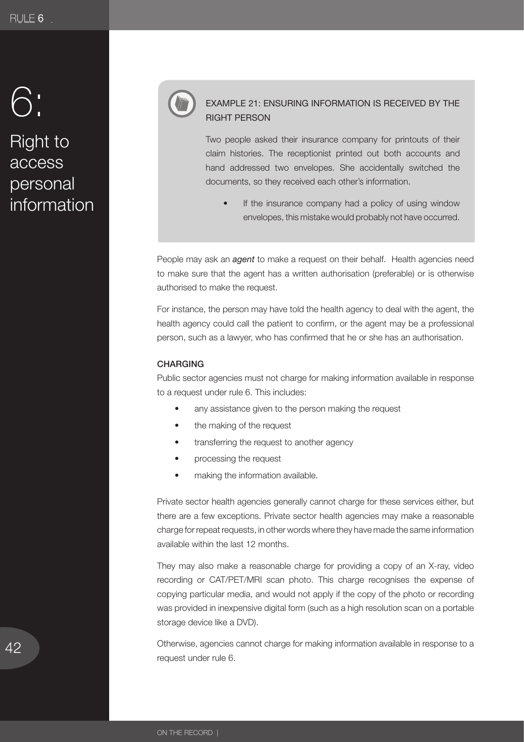### EXAMPLE 21: ENSURING INFORMATION IS RECEIVED BY THE RIGHT PERSON

Two people asked their insurance company for printouts of their claim histories. The receptionist printed out both accounts and hand addressed two envelopes. She accidentally switched the documents, so they received each other's information.

- If the insurance company had a policy of using window envelopes, this mistake would probably not have occurred.

People may ask an ***agent*** to make a request on their behalf. Health agencies need to make sure that the agent has a written authorisation (preferable) or is otherwise authorised to make the request.

For instance, the person may have told the health agency to deal with the agent, the health agency could call the patient to confirm, or the agent may be a professional person, such as a lawyer, who has confirmed that he or she has an authorisation.

### CHARGING

Public sector agencies must not charge for making information available in response to a request under rule 6. This includes:

- any assistance given to the person making the request
- the making of the request
- transferring the request to another agency
- processing the request
- making the information available.

Private sector health agencies generally cannot charge for these services either, but there are a few exceptions. Private sector health agencies may make a reasonable charge for repeat requests, in other words where they have made the same information available within the last 12 months.

They may also make a reasonable charge for providing a copy of an X-ray, video recording or CAT/PET/MRI scan photo. This charge recognises the expense of copying particular media, and would not apply if the copy of the photo or recording was provided in inexpensive digital form (such as a high resolution scan on a portable storage device like a DVD).

Otherwise, agencies cannot charge for making information available in response to a request under rule 6.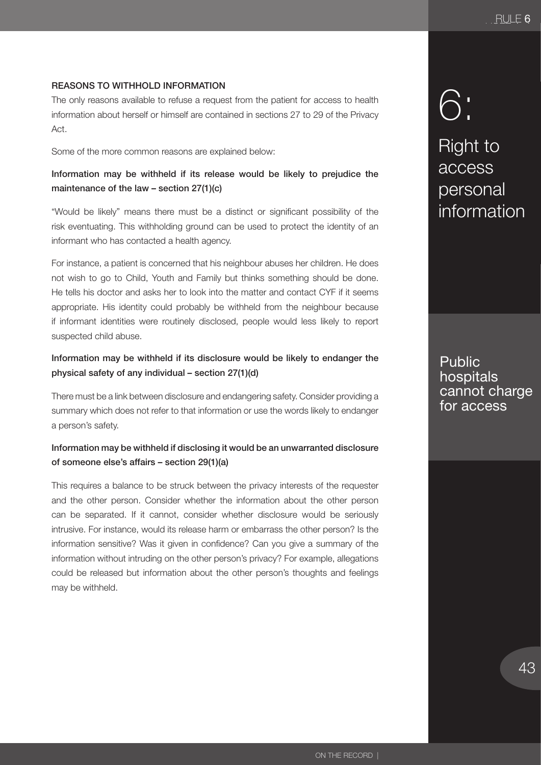## REASONS TO WITHHOLD INFORMATION

The only reasons available to refuse a request from the patient for access to health information about herself or himself are contained in sections 27 to 29 of the Privacy Act.

Some of the more common reasons are explained below:

**Information may be withheld if its release would be likely to prejudice the maintenance of the law – section 27(1)(c)**

"Would be likely" means there must be a distinct or significant possibility of the risk eventuating. This withholding ground can be used to protect the identity of an informant who has contacted a health agency.

For instance, a patient is concerned that his neighbour abuses her children. He does not wish to go to Child, Youth and Family but thinks something should be done. He tells his doctor and asks her to look into the matter and contact CYF if it seems appropriate. His identity could probably be withheld from the neighbour because if informant identities were routinely disclosed, people would less likely to report suspected child abuse.

**Information may be withheld if its disclosure would be likely to endanger the physical safety of any individual – section 27(1)(d)**

There must be a link between disclosure and endangering safety. Consider providing a summary which does not refer to that information or use the words likely to endanger a person's safety.

**Information may be withheld if disclosing it would be an unwarranted disclosure of someone else's affairs – section 29(1)(a)**

This requires a balance to be struck between the privacy interests of the requester and the other person. Consider whether the information about the other person can be separated. If it cannot, consider whether disclosure would be seriously intrusive. For instance, would its release harm or embarrass the other person? Is the information sensitive? Was it given in confidence? Can you give a summary of the information without intruding on the other person's privacy? For example, allegations could be released but information about the other person's thoughts and feelings may be withheld.

# 6: Right to access personal information

Public hospitals cannot charge for access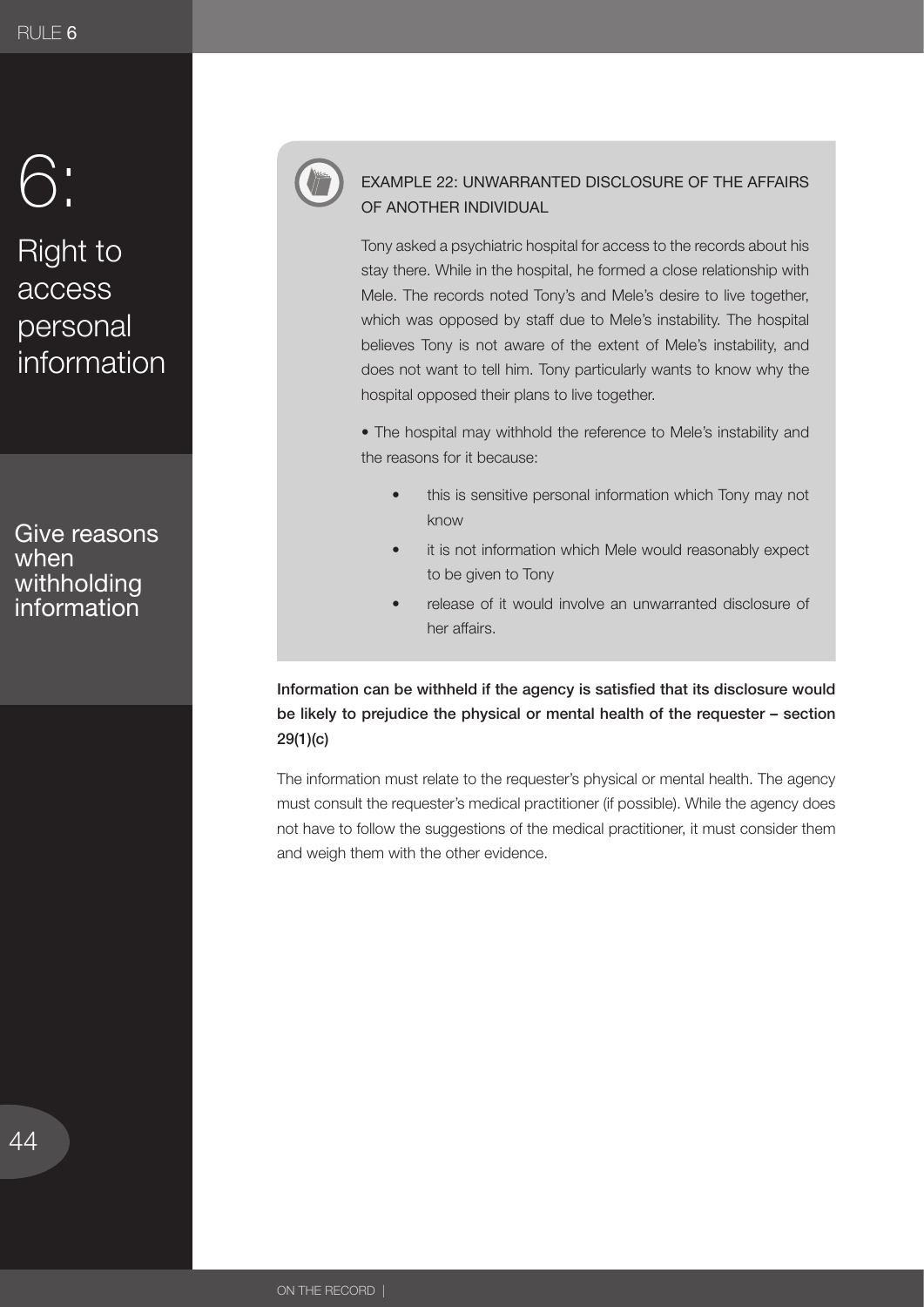# 6:

# Right to access personal information

## Give reasons when withholding information

### EXAMPLE 22: UNWARRANTED DISCLOSURE OF THE AFFAIRS OF ANOTHER INDIVIDUAL

Tony asked a psychiatric hospital for access to the records about his stay there. While in the hospital, he formed a close relationship with Mele. The records noted Tony's and Mele's desire to live together, which was opposed by staff due to Mele's instability. The hospital believes Tony is not aware of the extent of Mele's instability, and does not want to tell him. Tony particularly wants to know why the hospital opposed their plans to live together.

• The hospital may withhold the reference to Mele's instability and the reasons for it because:

- this is sensitive personal information which Tony may not know
- it is not information which Mele would reasonably expect to be given to Tony
- release of it would involve an unwarranted disclosure of her affairs.

**Information can be withheld if the agency is satisfied that its disclosure would be likely to prejudice the physical or mental health of the requester – section 29(1)(c)**

The information must relate to the requester's physical or mental health. The agency must consult the requester's medical practitioner (if possible). While the agency does not have to follow the suggestions of the medical practitioner, it must consider them and weigh them with the other evidence.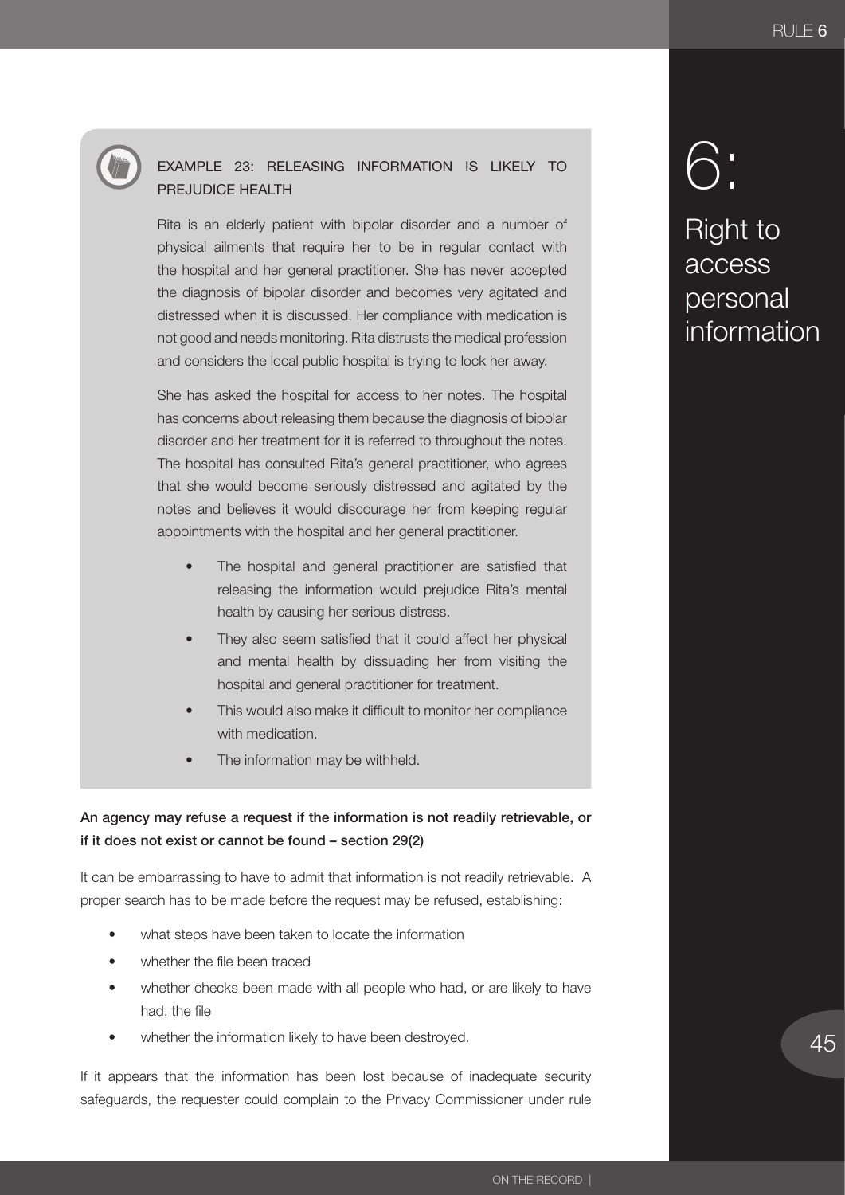### EXAMPLE 23: RELEASING INFORMATION IS LIKELY TO PREJUDICE HEALTH

Rita is an elderly patient with bipolar disorder and a number of physical ailments that require her to be in regular contact with the hospital and her general practitioner. She has never accepted the diagnosis of bipolar disorder and becomes very agitated and distressed when it is discussed. Her compliance with medication is not good and needs monitoring. Rita distrusts the medical profession and considers the local public hospital is trying to lock her away.

She has asked the hospital for access to her notes. The hospital has concerns about releasing them because the diagnosis of bipolar disorder and her treatment for it is referred to throughout the notes. The hospital has consulted Rita's general practitioner, who agrees that she would become seriously distressed and agitated by the notes and believes it would discourage her from keeping regular appointments with the hospital and her general practitioner.

- The hospital and general practitioner are satisfied that releasing the information would prejudice Rita's mental health by causing her serious distress.
- They also seem satisfied that it could affect her physical and mental health by dissuading her from visiting the hospital and general practitioner for treatment.
- This would also make it difficult to monitor her compliance with medication.
- The information may be withheld.

**An agency may refuse a request if the information is not readily retrievable, or if it does not exist or cannot be found – section 29(2)**

It can be embarrassing to have to admit that information is not readily retrievable. A proper search has to be made before the request may be refused, establishing:

- what steps have been taken to locate the information
- whether the file been traced
- whether checks been made with all people who had, or are likely to have had, the file
- whether the information likely to have been destroyed.

If it appears that the information has been lost because of inadequate security safeguards, the requester could complain to the Privacy Commissioner under rule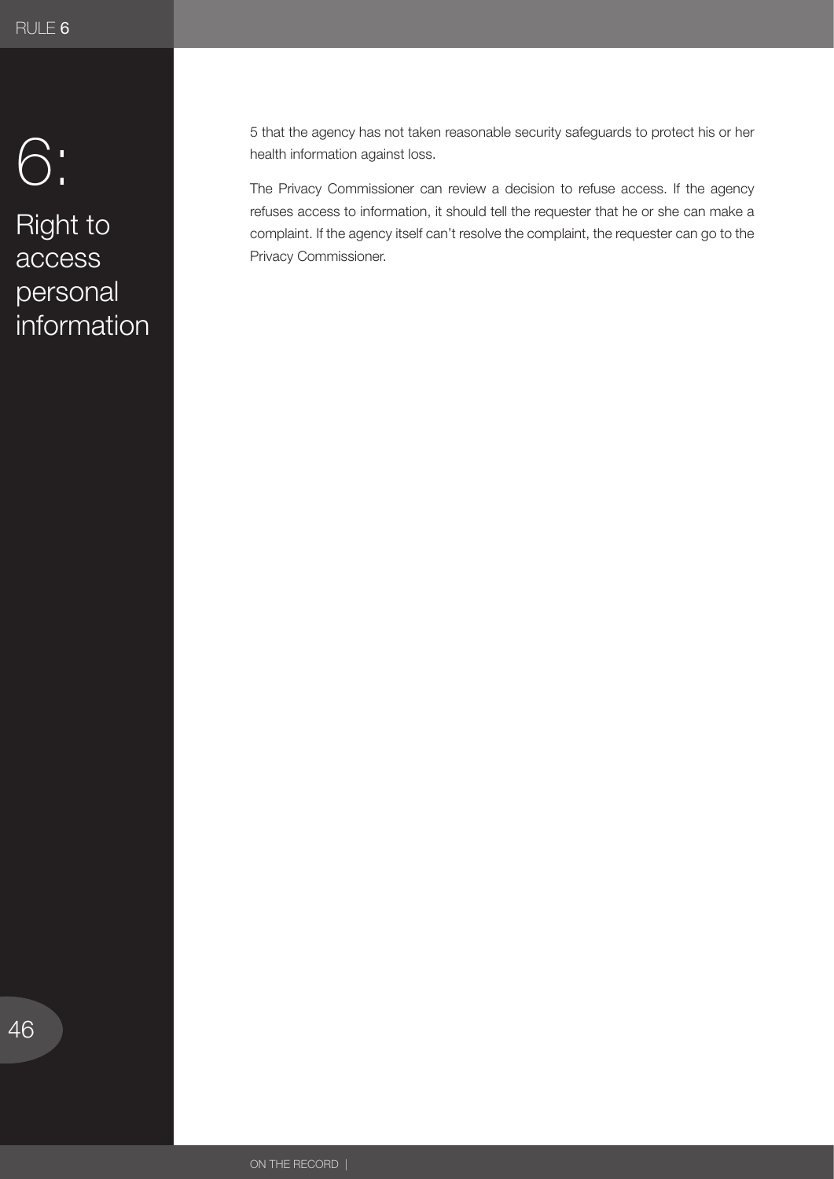# 6:

## Right to access personal information

5 that the agency has not taken reasonable security safeguards to protect his or her health information against loss.

The Privacy Commissioner can review a decision to refuse access. If the agency refuses access to information, it should tell the requester that he or she can make a complaint. If the agency itself can't resolve the complaint, the requester can go to the Privacy Commissioner.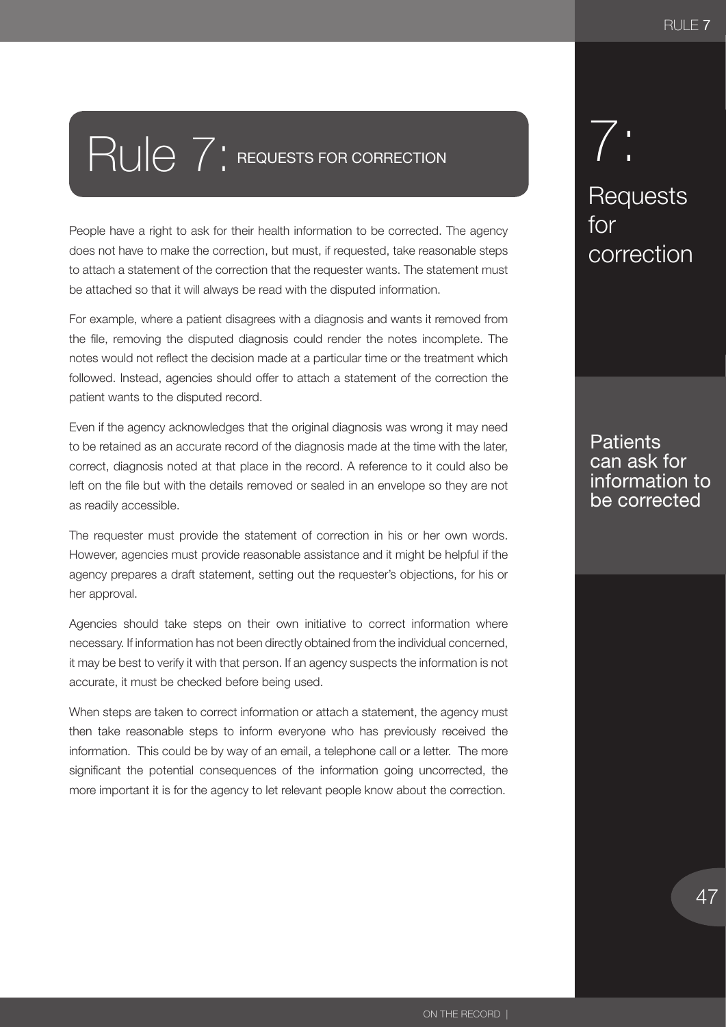# Rule 7: REQUESTS FOR CORRECTION

People have a right to ask for their health information to be corrected. The agency does not have to make the correction, but must, if requested, take reasonable steps to attach a statement of the correction that the requester wants. The statement must be attached so that it will always be read with the disputed information.

For example, where a patient disagrees with a diagnosis and wants it removed from the file, removing the disputed diagnosis could render the notes incomplete. The notes would not reflect the decision made at a particular time or the treatment which followed. Instead, agencies should offer to attach a statement of the correction the patient wants to the disputed record.

Even if the agency acknowledges that the original diagnosis was wrong it may need to be retained as an accurate record of the diagnosis made at the time with the later, correct, diagnosis noted at that place in the record. A reference to it could also be left on the file but with the details removed or sealed in an envelope so they are not as readily accessible.

The requester must provide the statement of correction in his or her own words. However, agencies must provide reasonable assistance and it might be helpful if the agency prepares a draft statement, setting out the requester's objections, for his or her approval.

Agencies should take steps on their own initiative to correct information where necessary. If information has not been directly obtained from the individual concerned, it may be best to verify it with that person. If an agency suspects the information is not accurate, it must be checked before being used.

When steps are taken to correct information or attach a statement, the agency must then take reasonable steps to inform everyone who has previously received the information. This could be by way of an email, a telephone call or a letter. The more significant the potential consequences of the information going uncorrected, the more important it is for the agency to let relevant people know about the correction.

7: Requests for correction

Patients can ask for information to be corrected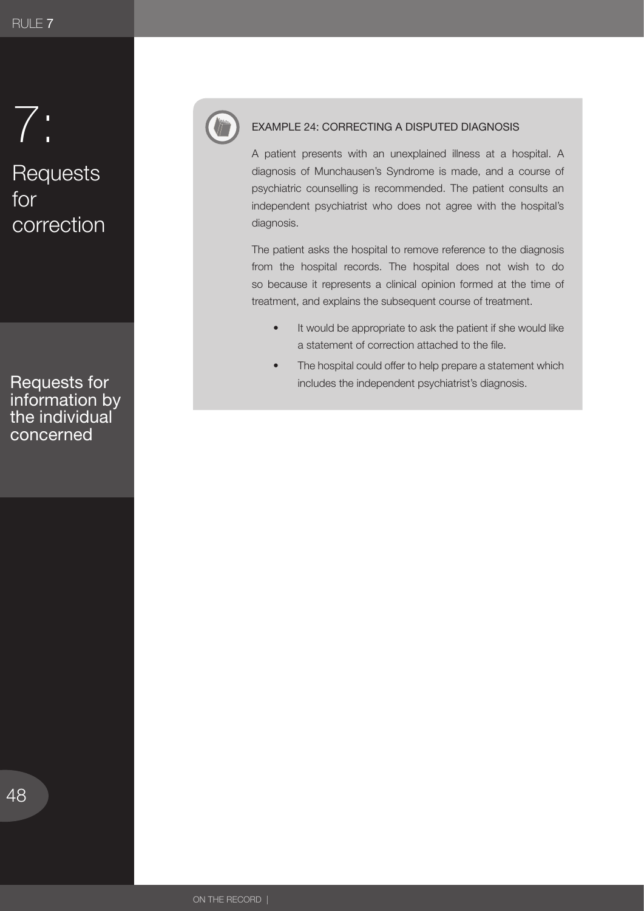## EXAMPLE 24: CORRECTING A DISPUTED DIAGNOSIS

A patient presents with an unexplained illness at a hospital. A diagnosis of Munchausen's Syndrome is made, and a course of psychiatric counselling is recommended. The patient consults an independent psychiatrist who does not agree with the hospital's diagnosis.

The patient asks the hospital to remove reference to the diagnosis from the hospital records. The hospital does not wish to do so because it represents a clinical opinion formed at the time of treatment, and explains the subsequent course of treatment.

- It would be appropriate to ask the patient if she would like a statement of correction attached to the file.
- The hospital could offer to help prepare a statement which includes the independent psychiatrist's diagnosis.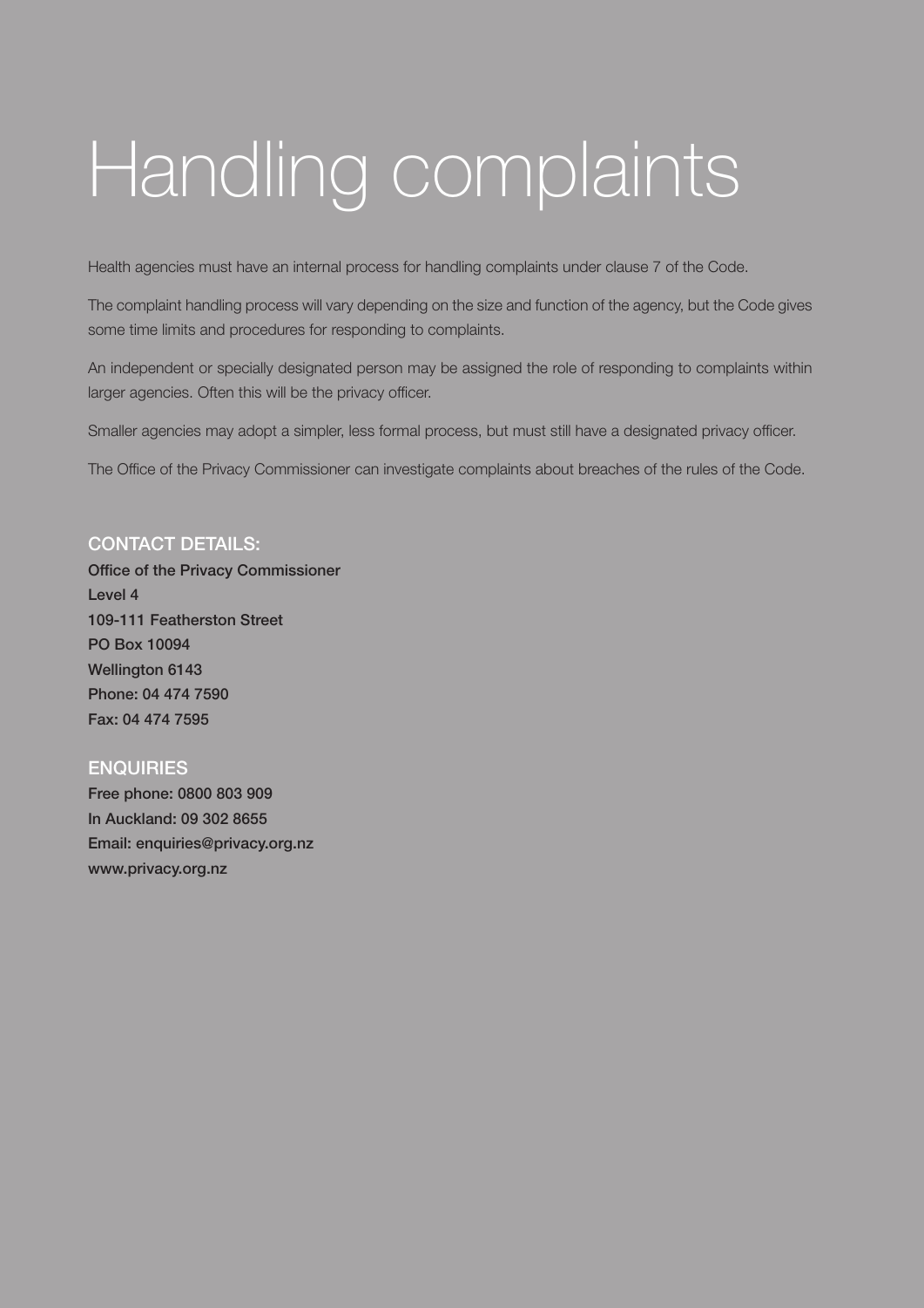# Handling complaints

Health agencies must have an internal process for handling complaints under clause 7 of the Code.

The complaint handling process will vary depending on the size and function of the agency, but the Code gives some time limits and procedures for responding to complaints.

An independent or specially designated person may be assigned the role of responding to complaints within larger agencies. Often this will be the privacy officer.

Smaller agencies may adopt a simpler, less formal process, but must still have a designated privacy officer.

The Office of the Privacy Commissioner can investigate complaints about breaches of the rules of the Code.

## CONTACT DETAILS:

**Office of the Privacy Commissioner**
**Level 4**
**109-111 Featherston Street**
**PO Box 10094**
**Wellington 6143**
**Phone: 04 474 7590**
**Fax: 04 474 7595**

## ENQUIRIES

**Free phone: 0800 803 909**
**In Auckland: 09 302 8655**
**Email: enquiries@privacy.org.nz**
**www.privacy.org.nz**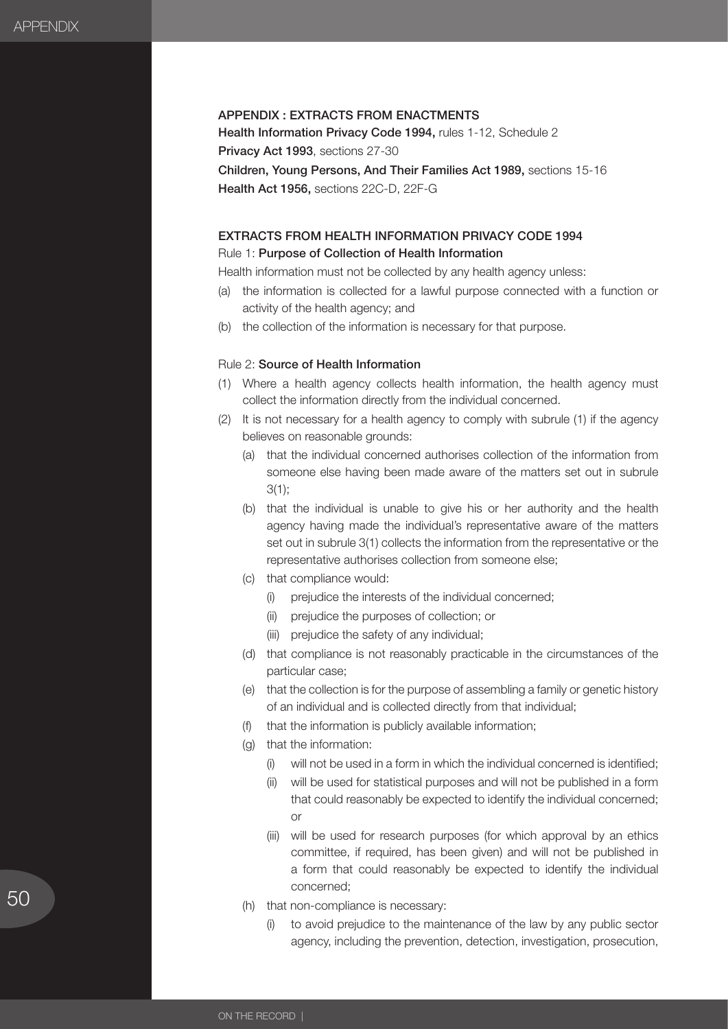## APPENDIX : EXTRACTS FROM ENACTMENTS

**Health Information Privacy Code 1994,** rules 1-12, Schedule 2
**Privacy Act 1993**, sections 27-30
**Children, Young Persons, And Their Families Act 1989,** sections 15-16
**Health Act 1956,** sections 22C-D, 22F-G

### EXTRACTS FROM HEALTH INFORMATION PRIVACY CODE 1994

Rule 1: **Purpose of Collection of Health Information**

Health information must not be collected by any health agency unless:

(a) the information is collected for a lawful purpose connected with a function or activity of the health agency; and

(b) the collection of the information is necessary for that purpose.

Rule 2: **Source of Health Information**

(1) Where a health agency collects health information, the health agency must collect the information directly from the individual concerned.

(2) It is not necessary for a health agency to comply with subrule (1) if the agency believes on reasonable grounds:

- (a) that the individual concerned authorises collection of the information from someone else having been made aware of the matters set out in subrule 3(1);
- (b) that the individual is unable to give his or her authority and the health agency having made the individual's representative aware of the matters set out in subrule 3(1) collects the information from the representative or the representative authorises collection from someone else;
- (c) that compliance would:
  - (i) prejudice the interests of the individual concerned;
  - (ii) prejudice the purposes of collection; or
  - (iii) prejudice the safety of any individual;
- (d) that compliance is not reasonably practicable in the circumstances of the particular case;
- (e) that the collection is for the purpose of assembling a family or genetic history of an individual and is collected directly from that individual;
- (f) that the information is publicly available information;
- (g) that the information:
  - (i) will not be used in a form in which the individual concerned is identified;
  - (ii) will be used for statistical purposes and will not be published in a form that could reasonably be expected to identify the individual concerned; or
  - (iii) will be used for research purposes (for which approval by an ethics committee, if required, has been given) and will not be published in a form that could reasonably be expected to identify the individual concerned;
- (h) that non-compliance is necessary:
  - (i) to avoid prejudice to the maintenance of the law by any public sector agency, including the prevention, detection, investigation, prosecution,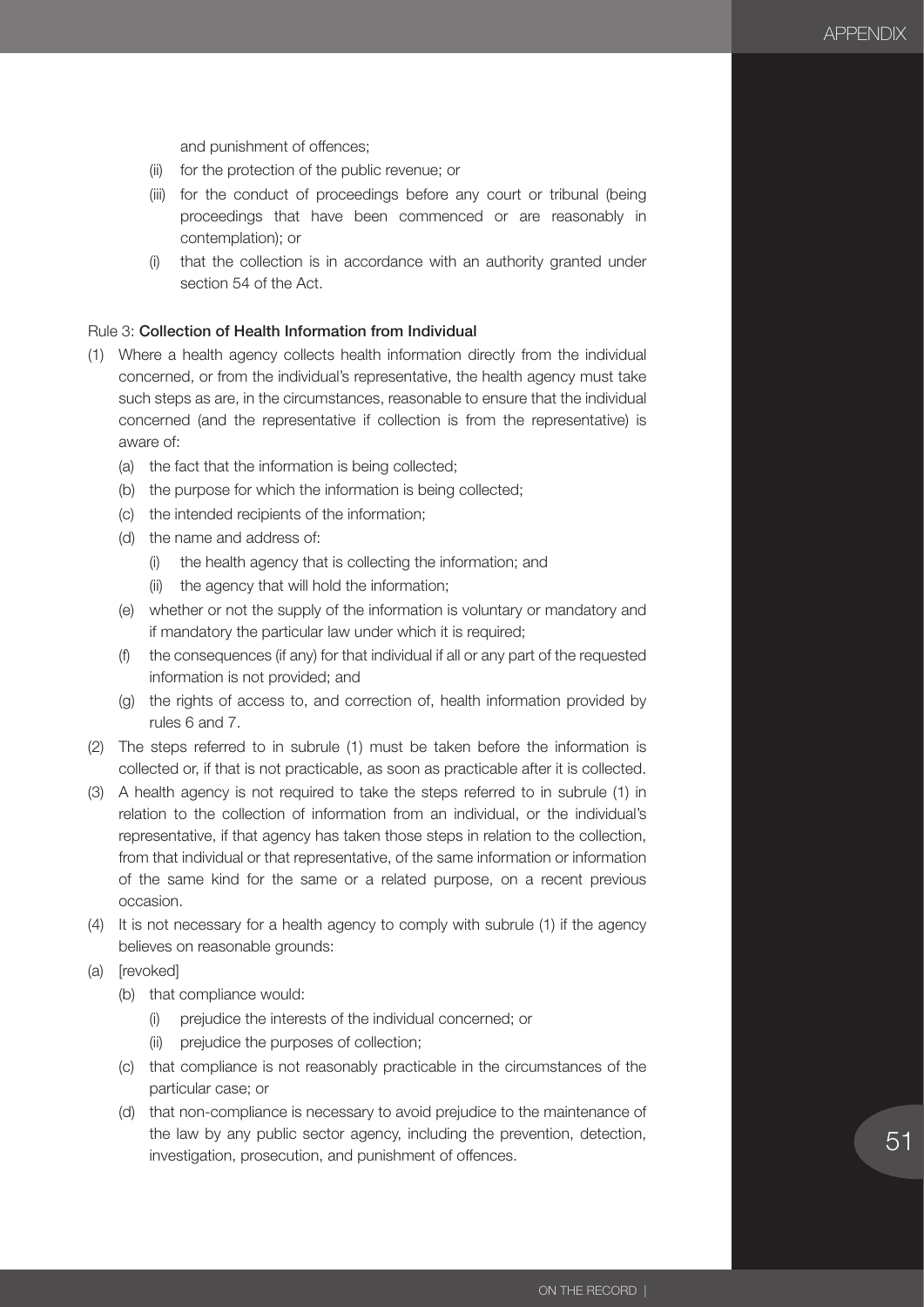and punishment of offences;

(ii) for the protection of the public revenue; or

(iii) for the conduct of proceedings before any court or tribunal (being proceedings that have been commenced or are reasonably in contemplation); or

(i) that the collection is in accordance with an authority granted under section 54 of the Act.

Rule 3: **Collection of Health Information from Individual**

(1) Where a health agency collects health information directly from the individual concerned, or from the individual's representative, the health agency must take such steps as are, in the circumstances, reasonable to ensure that the individual concerned (and the representative if collection is from the representative) is aware of:

- (a) the fact that the information is being collected;
- (b) the purpose for which the information is being collected;
- (c) the intended recipients of the information;
- (d) the name and address of:
  - (i) the health agency that is collecting the information; and
  - (ii) the agency that will hold the information;
- (e) whether or not the supply of the information is voluntary or mandatory and if mandatory the particular law under which it is required;
- (f) the consequences (if any) for that individual if all or any part of the requested information is not provided; and
- (g) the rights of access to, and correction of, health information provided by rules 6 and 7.

(2) The steps referred to in subrule (1) must be taken before the information is collected or, if that is not practicable, as soon as practicable after it is collected.

(3) A health agency is not required to take the steps referred to in subrule (1) in relation to the collection of information from an individual, or the individual's representative, if that agency has taken those steps in relation to the collection, from that individual or that representative, of the same information or information of the same kind for the same or a related purpose, on a recent previous occasion.

(4) It is not necessary for a health agency to comply with subrule (1) if the agency believes on reasonable grounds:

(a) [revoked]

- (b) that compliance would:
  - (i) prejudice the interests of the individual concerned; or
  - (ii) prejudice the purposes of collection;
- (c) that compliance is not reasonably practicable in the circumstances of the particular case; or
- (d) that non-compliance is necessary to avoid prejudice to the maintenance of the law by any public sector agency, including the prevention, detection, investigation, prosecution, and punishment of offences.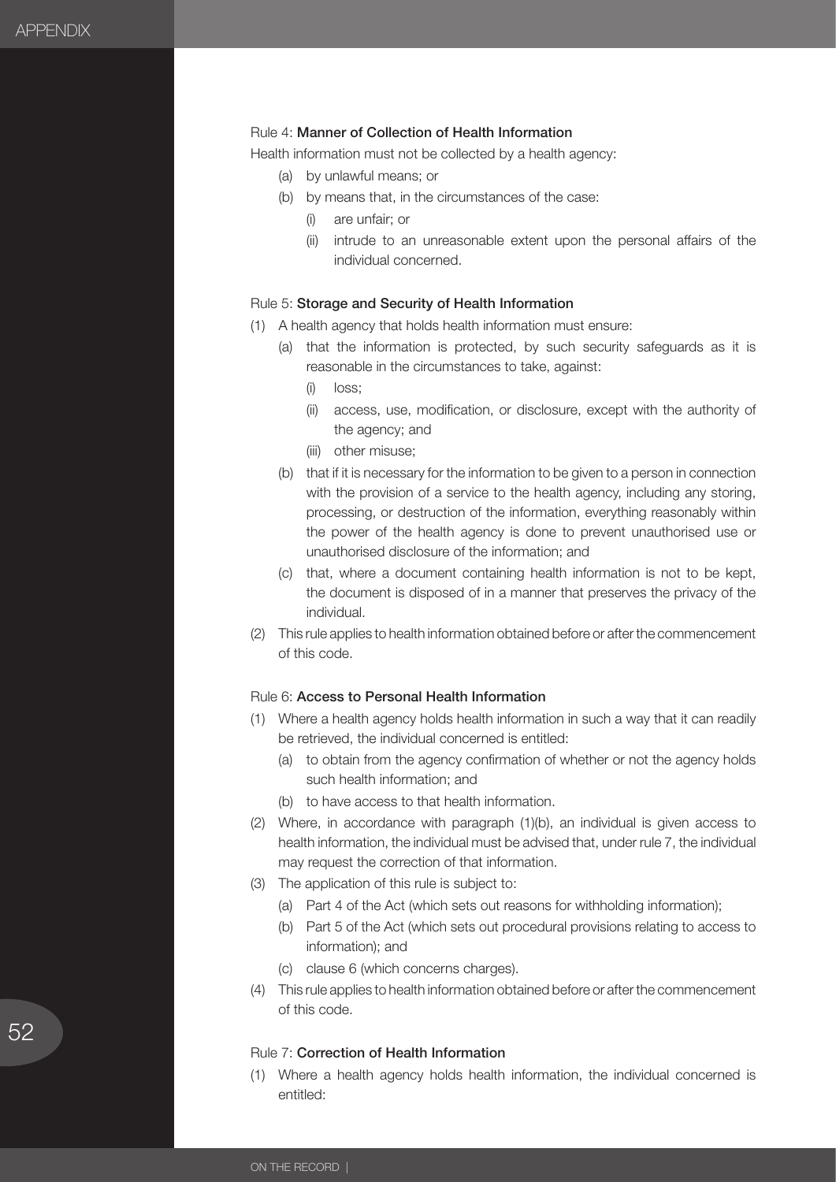Rule 4: **Manner of Collection of Health Information**

Health information must not be collected by a health agency:

- (a) by unlawful means; or
- (b) by means that, in the circumstances of the case:
  - (i) are unfair; or
  - (ii) intrude to an unreasonable extent upon the personal affairs of the individual concerned.

Rule 5: **Storage and Security of Health Information**

(1) A health agency that holds health information must ensure:

- (a) that the information is protected, by such security safeguards as it is reasonable in the circumstances to take, against:
  - (i) loss;
  - (ii) access, use, modification, or disclosure, except with the authority of the agency; and
  - (iii) other misuse;
- (b) that if it is necessary for the information to be given to a person in connection with the provision of a service to the health agency, including any storing, processing, or destruction of the information, everything reasonably within the power of the health agency is done to prevent unauthorised use or unauthorised disclosure of the information; and
- (c) that, where a document containing health information is not to be kept, the document is disposed of in a manner that preserves the privacy of the individual.

(2) This rule applies to health information obtained before or after the commencement of this code.

Rule 6: **Access to Personal Health Information**

(1) Where a health agency holds health information in such a way that it can readily be retrieved, the individual concerned is entitled:

- (a) to obtain from the agency confirmation of whether or not the agency holds such health information; and
- (b) to have access to that health information.

(2) Where, in accordance with paragraph (1)(b), an individual is given access to health information, the individual must be advised that, under rule 7, the individual may request the correction of that information.

(3) The application of this rule is subject to:

- (a) Part 4 of the Act (which sets out reasons for withholding information);
- (b) Part 5 of the Act (which sets out procedural provisions relating to access to information); and
- (c) clause 6 (which concerns charges).

(4) This rule applies to health information obtained before or after the commencement of this code.

Rule 7: **Correction of Health Information**

(1) Where a health agency holds health information, the individual concerned is entitled: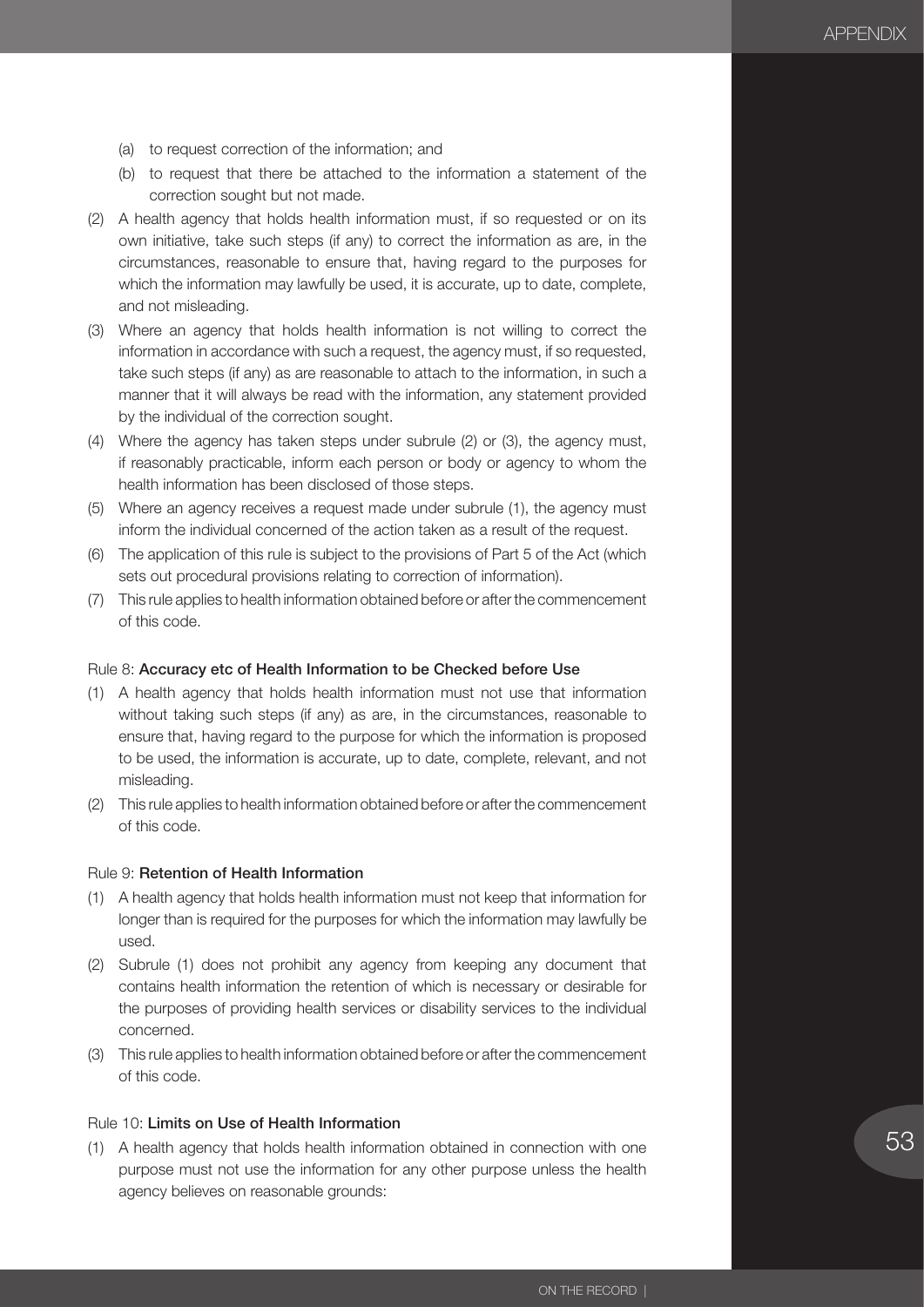(a) to request correction of the information; and

(b) to request that there be attached to the information a statement of the correction sought but not made.

(2) A health agency that holds health information must, if so requested or on its own initiative, take such steps (if any) to correct the information as are, in the circumstances, reasonable to ensure that, having regard to the purposes for which the information may lawfully be used, it is accurate, up to date, complete, and not misleading.

(3) Where an agency that holds health information is not willing to correct the information in accordance with such a request, the agency must, if so requested, take such steps (if any) as are reasonable to attach to the information, in such a manner that it will always be read with the information, any statement provided by the individual of the correction sought.

(4) Where the agency has taken steps under subrule (2) or (3), the agency must, if reasonably practicable, inform each person or body or agency to whom the health information has been disclosed of those steps.

(5) Where an agency receives a request made under subrule (1), the agency must inform the individual concerned of the action taken as a result of the request.

(6) The application of this rule is subject to the provisions of Part 5 of the Act (which sets out procedural provisions relating to correction of information).

(7) This rule applies to health information obtained before or after the commencement of this code.

Rule 8: **Accuracy etc of Health Information to be Checked before Use**

(1) A health agency that holds health information must not use that information without taking such steps (if any) as are, in the circumstances, reasonable to ensure that, having regard to the purpose for which the information is proposed to be used, the information is accurate, up to date, complete, relevant, and not misleading.

(2) This rule applies to health information obtained before or after the commencement of this code.

Rule 9: **Retention of Health Information**

(1) A health agency that holds health information must not keep that information for longer than is required for the purposes for which the information may lawfully be used.

(2) Subrule (1) does not prohibit any agency from keeping any document that contains health information the retention of which is necessary or desirable for the purposes of providing health services or disability services to the individual concerned.

(3) This rule applies to health information obtained before or after the commencement of this code.

Rule 10: **Limits on Use of Health Information**

(1) A health agency that holds health information obtained in connection with one purpose must not use the information for any other purpose unless the health agency believes on reasonable grounds: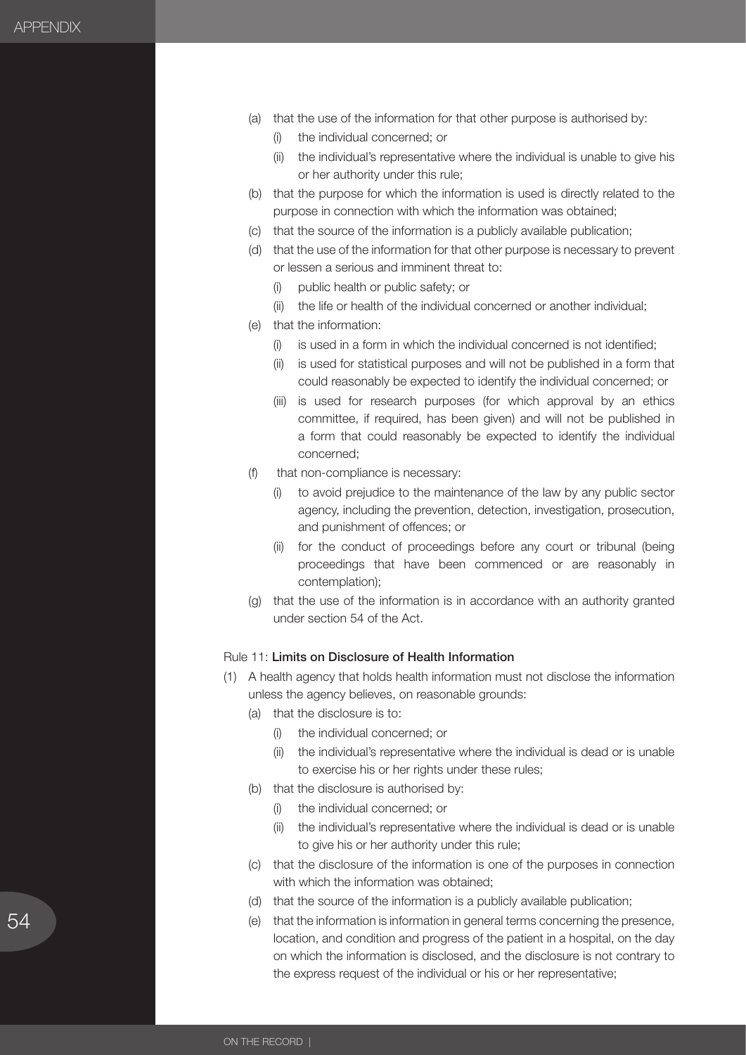(a) that the use of the information for that other purpose is authorised by:
   (i) the individual concerned; or
   (ii) the individual's representative where the individual is unable to give his or her authority under this rule;

(b) that the purpose for which the information is used is directly related to the purpose in connection with which the information was obtained;

(c) that the source of the information is a publicly available publication;

(d) that the use of the information for that other purpose is necessary to prevent or lessen a serious and imminent threat to:
   (i) public health or public safety; or
   (ii) the life or health of the individual concerned or another individual;

(e) that the information:
   (i) is used in a form in which the individual concerned is not identified;
   (ii) is used for statistical purposes and will not be published in a form that could reasonably be expected to identify the individual concerned; or
   (iii) is used for research purposes (for which approval by an ethics committee, if required, has been given) and will not be published in a form that could reasonably be expected to identify the individual concerned;

(f) that non-compliance is necessary:
   (i) to avoid prejudice to the maintenance of the law by any public sector agency, including the prevention, detection, investigation, prosecution, and punishment of offences; or
   (ii) for the conduct of proceedings before any court or tribunal (being proceedings that have been commenced or are reasonably in contemplation);

(g) that the use of the information is in accordance with an authority granted under section 54 of the Act.

Rule 11: **Limits on Disclosure of Health Information**

(1) A health agency that holds health information must not disclose the information unless the agency believes, on reasonable grounds:

   (a) that the disclosure is to:
      (i) the individual concerned; or
      (ii) the individual's representative where the individual is dead or is unable to exercise his or her rights under these rules;

   (b) that the disclosure is authorised by:
      (i) the individual concerned; or
      (ii) the individual's representative where the individual is dead or is unable to give his or her authority under this rule;

   (c) that the disclosure of the information is one of the purposes in connection with which the information was obtained;

   (d) that the source of the information is a publicly available publication;

   (e) that the information is information in general terms concerning the presence, location, and condition and progress of the patient in a hospital, on the day on which the information is disclosed, and the disclosure is not contrary to the express request of the individual or his or her representative;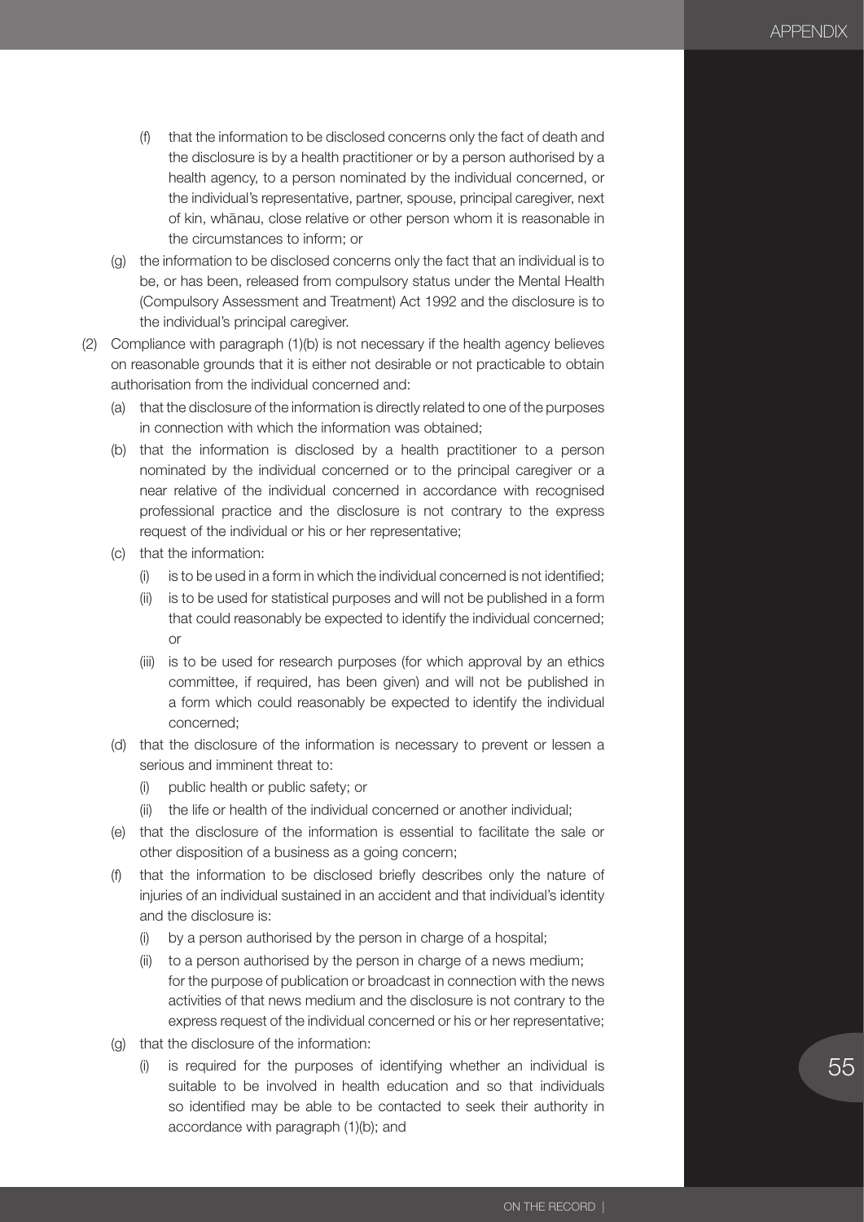- (f) that the information to be disclosed concerns only the fact of death and the disclosure is by a health practitioner or by a person authorised by a health agency, to a person nominated by the individual concerned, or the individual's representative, partner, spouse, principal caregiver, next of kin, whānau, close relative or other person whom it is reasonable in the circumstances to inform; or
- (g) the information to be disclosed concerns only the fact that an individual is to be, or has been, released from compulsory status under the Mental Health (Compulsory Assessment and Treatment) Act 1992 and the disclosure is to the individual's principal caregiver.

(2) Compliance with paragraph (1)(b) is not necessary if the health agency believes on reasonable grounds that it is either not desirable or not practicable to obtain authorisation from the individual concerned and:

- (a) that the disclosure of the information is directly related to one of the purposes in connection with which the information was obtained;
- (b) that the information is disclosed by a health practitioner to a person nominated by the individual concerned or to the principal caregiver or a near relative of the individual concerned in accordance with recognised professional practice and the disclosure is not contrary to the express request of the individual or his or her representative;
- (c) that the information:
  - (i) is to be used in a form in which the individual concerned is not identified;
  - (ii) is to be used for statistical purposes and will not be published in a form that could reasonably be expected to identify the individual concerned; or
  - (iii) is to be used for research purposes (for which approval by an ethics committee, if required, has been given) and will not be published in a form which could reasonably be expected to identify the individual concerned;
- (d) that the disclosure of the information is necessary to prevent or lessen a serious and imminent threat to:
  - (i) public health or public safety; or
  - (ii) the life or health of the individual concerned or another individual;
- (e) that the disclosure of the information is essential to facilitate the sale or other disposition of a business as a going concern;
- (f) that the information to be disclosed briefly describes only the nature of injuries of an individual sustained in an accident and that individual's identity and the disclosure is:
  - (i) by a person authorised by the person in charge of a hospital;
  - (ii) to a person authorised by the person in charge of a news medium;

  for the purpose of publication or broadcast in connection with the news activities of that news medium and the disclosure is not contrary to the express request of the individual concerned or his or her representative;
- (g) that the disclosure of the information:
  - (i) is required for the purposes of identifying whether an individual is suitable to be involved in health education and so that individuals so identified may be able to be contacted to seek their authority in accordance with paragraph (1)(b); and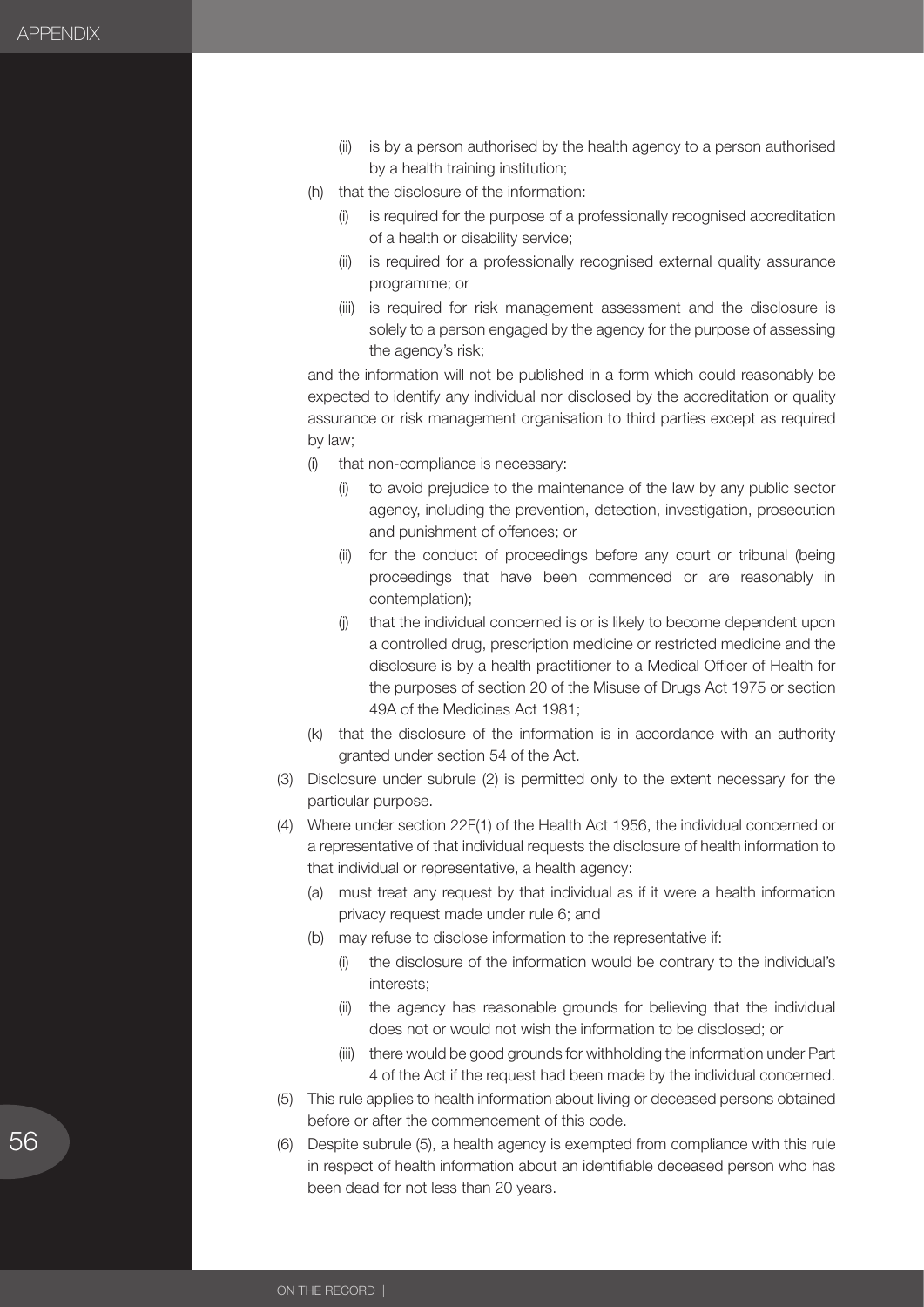- (ii) is by a person authorised by the health agency to a person authorised by a health training institution;
- (h) that the disclosure of the information:
  - (i) is required for the purpose of a professionally recognised accreditation of a health or disability service;
  - (ii) is required for a professionally recognised external quality assurance programme; or
  - (iii) is required for risk management assessment and the disclosure is solely to a person engaged by the agency for the purpose of assessing the agency's risk;

  and the information will not be published in a form which could reasonably be expected to identify any individual nor disclosed by the accreditation or quality assurance or risk management organisation to third parties except as required by law;
- (i) that non-compliance is necessary:
  - (i) to avoid prejudice to the maintenance of the law by any public sector agency, including the prevention, detection, investigation, prosecution and punishment of offences; or
  - (ii) for the conduct of proceedings before any court or tribunal (being proceedings that have been commenced or are reasonably in contemplation);
  - (j) that the individual concerned is or is likely to become dependent upon a controlled drug, prescription medicine or restricted medicine and the disclosure is by a health practitioner to a Medical Officer of Health for the purposes of section 20 of the Misuse of Drugs Act 1975 or section 49A of the Medicines Act 1981;
- (k) that the disclosure of the information is in accordance with an authority granted under section 54 of the Act.

(3) Disclosure under subrule (2) is permitted only to the extent necessary for the particular purpose.

(4) Where under section 22F(1) of the Health Act 1956, the individual concerned or a representative of that individual requests the disclosure of health information to that individual or representative, a health agency:

- (a) must treat any request by that individual as if it were a health information privacy request made under rule 6; and
- (b) may refuse to disclose information to the representative if:
  - (i) the disclosure of the information would be contrary to the individual's interests;
  - (ii) the agency has reasonable grounds for believing that the individual does not or would not wish the information to be disclosed; or
  - (iii) there would be good grounds for withholding the information under Part 4 of the Act if the request had been made by the individual concerned.

(5) This rule applies to health information about living or deceased persons obtained before or after the commencement of this code.

(6) Despite subrule (5), a health agency is exempted from compliance with this rule in respect of health information about an identifiable deceased person who has been dead for not less than 20 years.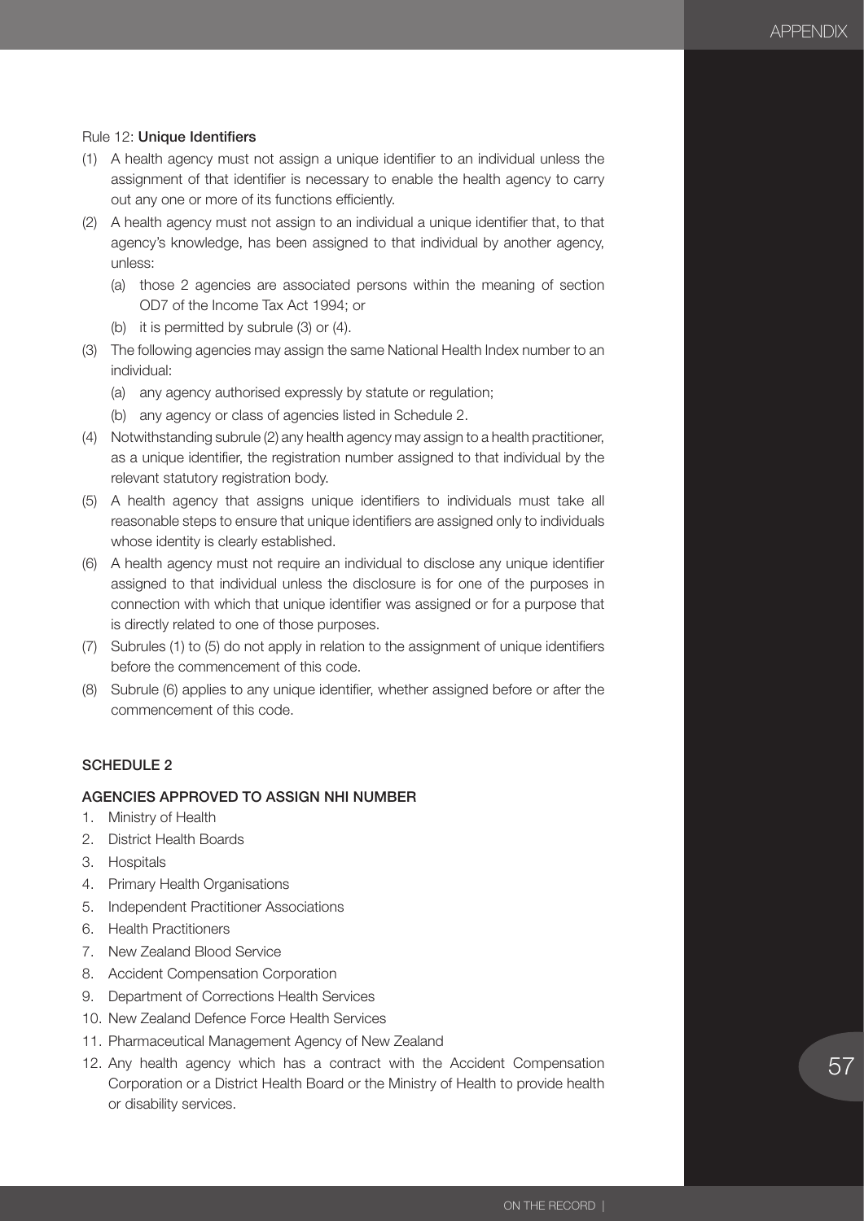Rule 12: **Unique Identifiers**

(1) A health agency must not assign a unique identifier to an individual unless the assignment of that identifier is necessary to enable the health agency to carry out any one or more of its functions efficiently.

(2) A health agency must not assign to an individual a unique identifier that, to that agency's knowledge, has been assigned to that individual by another agency, unless:

   (a) those 2 agencies are associated persons within the meaning of section OD7 of the Income Tax Act 1994; or

   (b) it is permitted by subrule (3) or (4).

(3) The following agencies may assign the same National Health Index number to an individual:

   (a) any agency authorised expressly by statute or regulation;

   (b) any agency or class of agencies listed in Schedule 2.

(4) Notwithstanding subrule (2) any health agency may assign to a health practitioner, as a unique identifier, the registration number assigned to that individual by the relevant statutory registration body.

(5) A health agency that assigns unique identifiers to individuals must take all reasonable steps to ensure that unique identifiers are assigned only to individuals whose identity is clearly established.

(6) A health agency must not require an individual to disclose any unique identifier assigned to that individual unless the disclosure is for one of the purposes in connection with which that unique identifier was assigned or for a purpose that is directly related to one of those purposes.

(7) Subrules (1) to (5) do not apply in relation to the assignment of unique identifiers before the commencement of this code.

(8) Subrule (6) applies to any unique identifier, whether assigned before or after the commencement of this code.

## SCHEDULE 2

### AGENCIES APPROVED TO ASSIGN NHI NUMBER

1. Ministry of Health
2. District Health Boards
3. Hospitals
4. Primary Health Organisations
5. Independent Practitioner Associations
6. Health Practitioners
7. New Zealand Blood Service
8. Accident Compensation Corporation
9. Department of Corrections Health Services
10. New Zealand Defence Force Health Services
11. Pharmaceutical Management Agency of New Zealand
12. Any health agency which has a contract with the Accident Compensation Corporation or a District Health Board or the Ministry of Health to provide health or disability services.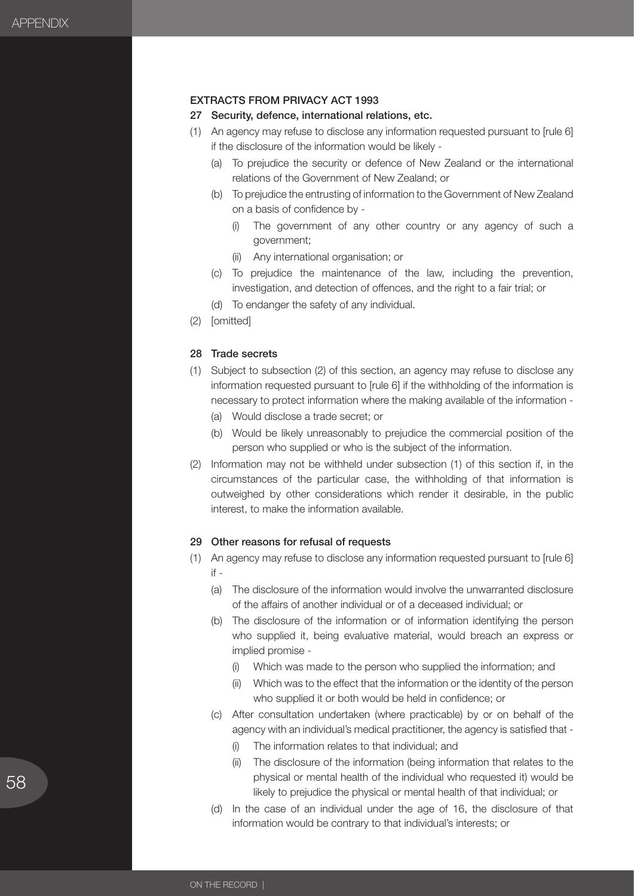## EXTRACTS FROM PRIVACY ACT 1993

### 27 Security, defence, international relations, etc.

(1) An agency may refuse to disclose any information requested pursuant to [rule 6] if the disclosure of the information would be likely -

- (a) To prejudice the security or defence of New Zealand or the international relations of the Government of New Zealand; or
- (b) To prejudice the entrusting of information to the Government of New Zealand on a basis of confidence by -
  - (i) The government of any other country or any agency of such a government;
  - (ii) Any international organisation; or
- (c) To prejudice the maintenance of the law, including the prevention, investigation, and detection of offences, and the right to a fair trial; or
- (d) To endanger the safety of any individual.

(2) [omitted]

### 28 Trade secrets

(1) Subject to subsection (2) of this section, an agency may refuse to disclose any information requested pursuant to [rule 6] if the withholding of the information is necessary to protect information where the making available of the information -

- (a) Would disclose a trade secret; or
- (b) Would be likely unreasonably to prejudice the commercial position of the person who supplied or who is the subject of the information.

(2) Information may not be withheld under subsection (1) of this section if, in the circumstances of the particular case, the withholding of that information is outweighed by other considerations which render it desirable, in the public interest, to make the information available.

### 29 Other reasons for refusal of requests

(1) An agency may refuse to disclose any information requested pursuant to [rule 6] if -

- (a) The disclosure of the information would involve the unwarranted disclosure of the affairs of another individual or of a deceased individual; or
- (b) The disclosure of the information or of information identifying the person who supplied it, being evaluative material, would breach an express or implied promise -
  - (i) Which was made to the person who supplied the information; and
  - (ii) Which was to the effect that the information or the identity of the person who supplied it or both would be held in confidence; or
- (c) After consultation undertaken (where practicable) by or on behalf of the agency with an individual's medical practitioner, the agency is satisfied that -
  - (i) The information relates to that individual; and
  - (ii) The disclosure of the information (being information that relates to the physical or mental health of the individual who requested it) would be likely to prejudice the physical or mental health of that individual; or
- (d) In the case of an individual under the age of 16, the disclosure of that information would be contrary to that individual's interests; or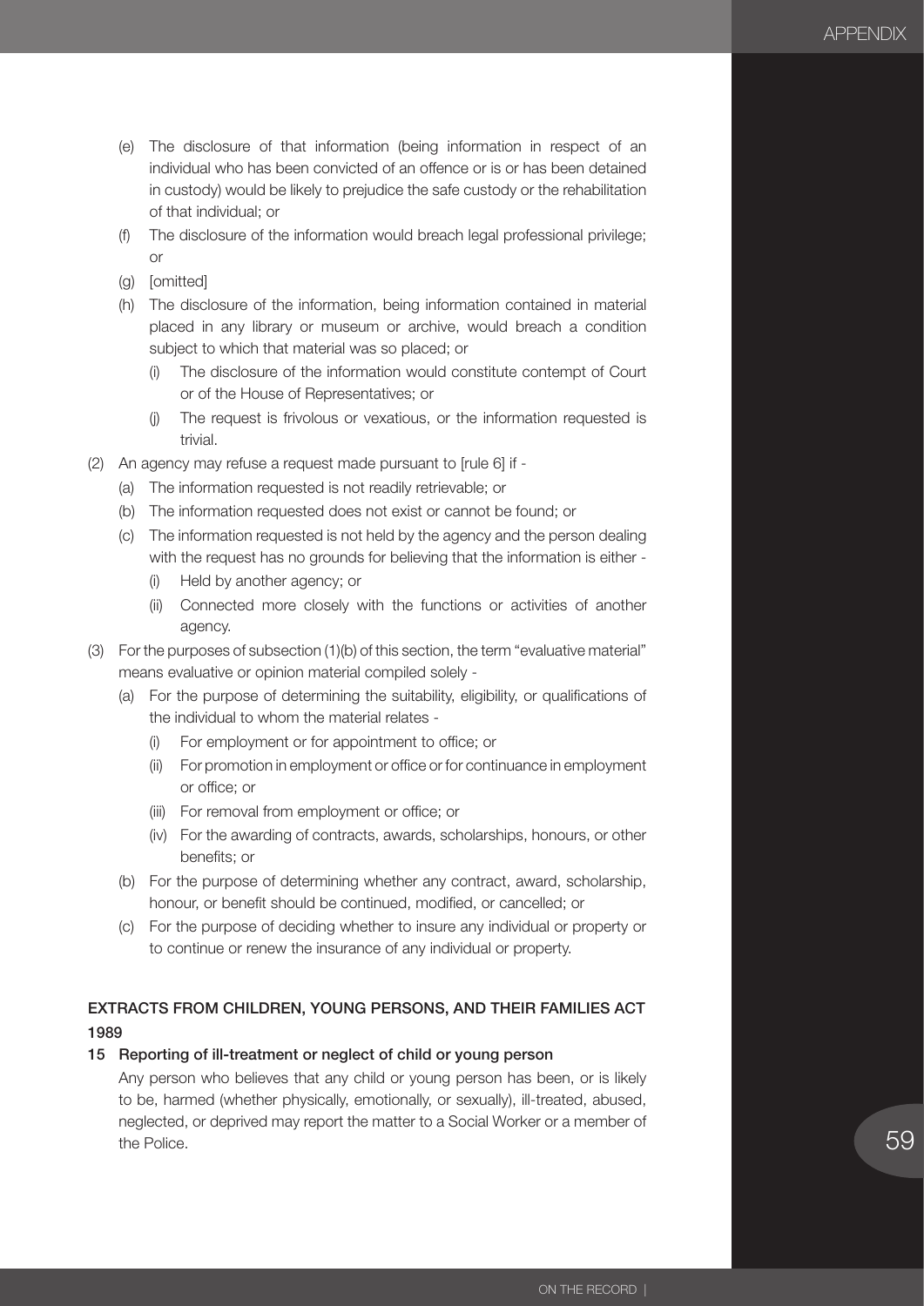- (e) The disclosure of that information (being information in respect of an individual who has been convicted of an offence or is or has been detained in custody) would be likely to prejudice the safe custody or the rehabilitation of that individual; or
- (f) The disclosure of the information would breach legal professional privilege; or
- (g) [omitted]
- (h) The disclosure of the information, being information contained in material placed in any library or museum or archive, would breach a condition subject to which that material was so placed; or
    - (i) The disclosure of the information would constitute contempt of Court or of the House of Representatives; or
    - (j) The request is frivolous or vexatious, or the information requested is trivial.

(2) An agency may refuse a request made pursuant to [rule 6] if -

- (a) The information requested is not readily retrievable; or
- (b) The information requested does not exist or cannot be found; or
- (c) The information requested is not held by the agency and the person dealing with the request has no grounds for believing that the information is either -
    - (i) Held by another agency; or
    - (ii) Connected more closely with the functions or activities of another agency.

(3) For the purposes of subsection (1)(b) of this section, the term "evaluative material" means evaluative or opinion material compiled solely -

- (a) For the purpose of determining the suitability, eligibility, or qualifications of the individual to whom the material relates -
    - (i) For employment or for appointment to office; or
    - (ii) For promotion in employment or office or for continuance in employment or office; or
    - (iii) For removal from employment or office; or
    - (iv) For the awarding of contracts, awards, scholarships, honours, or other benefits; or
- (b) For the purpose of determining whether any contract, award, scholarship, honour, or benefit should be continued, modified, or cancelled; or
- (c) For the purpose of deciding whether to insure any individual or property or to continue or renew the insurance of any individual or property.

## EXTRACTS FROM CHILDREN, YOUNG PERSONS, AND THEIR FAMILIES ACT 1989

### 15 Reporting of ill-treatment or neglect of child or young person

Any person who believes that any child or young person has been, or is likely to be, harmed (whether physically, emotionally, or sexually), ill-treated, abused, neglected, or deprived may report the matter to a Social Worker or a member of the Police.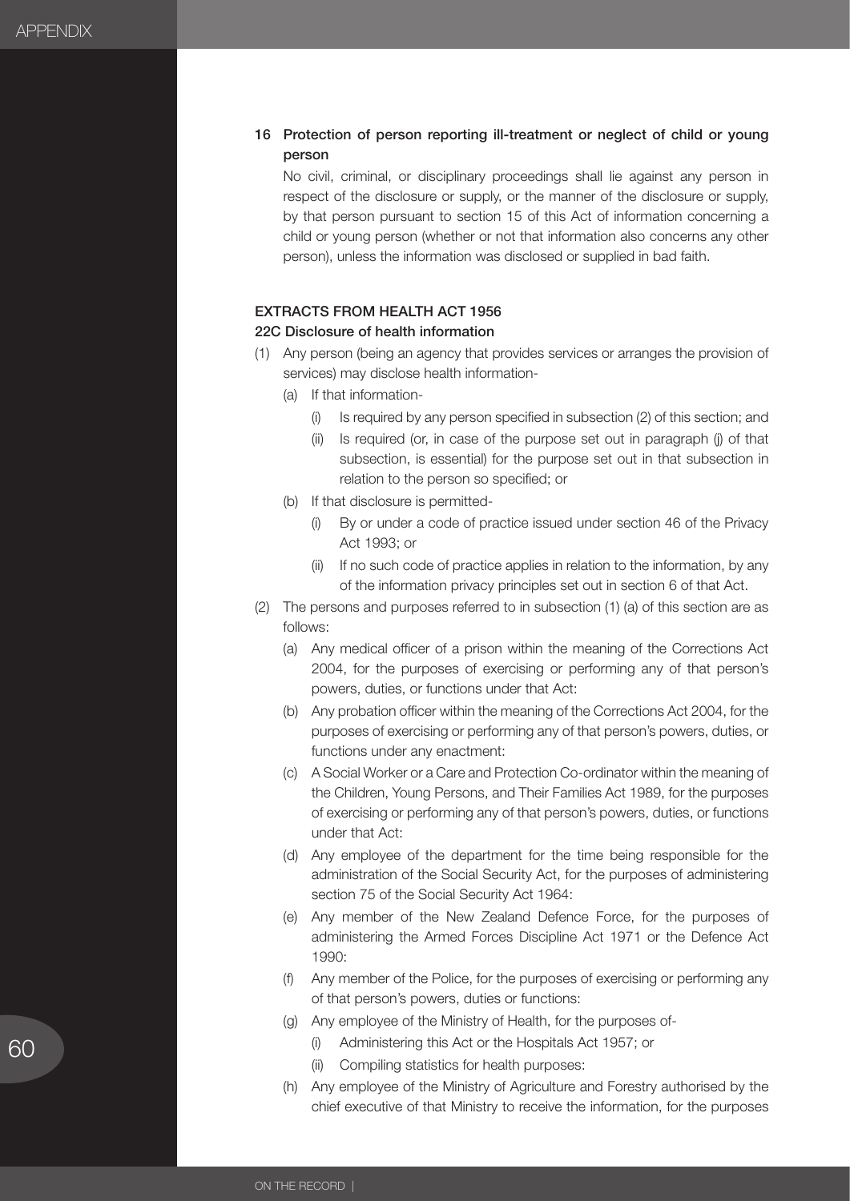**16 Protection of person reporting ill-treatment or neglect of child or young person**

No civil, criminal, or disciplinary proceedings shall lie against any person in respect of the disclosure or supply, or the manner of the disclosure or supply, by that person pursuant to section 15 of this Act of information concerning a child or young person (whether or not that information also concerns any other person), unless the information was disclosed or supplied in bad faith.

**EXTRACTS FROM HEALTH ACT 1956**

**22C Disclosure of health information**

(1) Any person (being an agency that provides services or arranges the provision of services) may disclose health information-
  - (a) If that information-
    - (i) Is required by any person specified in subsection (2) of this section; and
    - (ii) Is required (or, in case of the purpose set out in paragraph (j) of that subsection, is essential) for the purpose set out in that subsection in relation to the person so specified; or
  - (b) If that disclosure is permitted-
    - (i) By or under a code of practice issued under section 46 of the Privacy Act 1993; or
    - (ii) If no such code of practice applies in relation to the information, by any of the information privacy principles set out in section 6 of that Act.

(2) The persons and purposes referred to in subsection (1) (a) of this section are as follows:
  - (a) Any medical officer of a prison within the meaning of the Corrections Act 2004, for the purposes of exercising or performing any of that person's powers, duties, or functions under that Act:
  - (b) Any probation officer within the meaning of the Corrections Act 2004, for the purposes of exercising or performing any of that person's powers, duties, or functions under any enactment:
  - (c) A Social Worker or a Care and Protection Co-ordinator within the meaning of the Children, Young Persons, and Their Families Act 1989, for the purposes of exercising or performing any of that person's powers, duties, or functions under that Act:
  - (d) Any employee of the department for the time being responsible for the administration of the Social Security Act, for the purposes of administering section 75 of the Social Security Act 1964:
  - (e) Any member of the New Zealand Defence Force, for the purposes of administering the Armed Forces Discipline Act 1971 or the Defence Act 1990:
  - (f) Any member of the Police, for the purposes of exercising or performing any of that person's powers, duties or functions:
  - (g) Any employee of the Ministry of Health, for the purposes of-
    - (i) Administering this Act or the Hospitals Act 1957; or
    - (ii) Compiling statistics for health purposes:
  - (h) Any employee of the Ministry of Agriculture and Forestry authorised by the chief executive of that Ministry to receive the information, for the purposes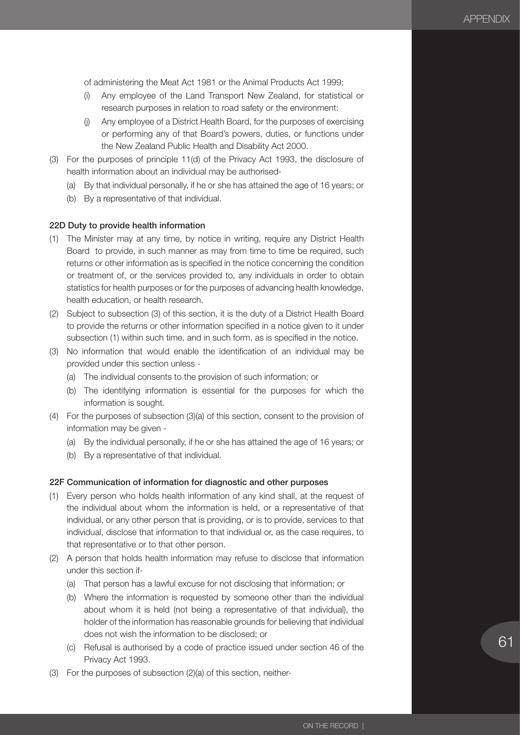of administering the Meat Act 1981 or the Animal Products Act 1999;

(i) Any employee of the Land Transport New Zealand, for statistical or research purposes in relation to road safety or the environment:

(j) Any employee of a District Health Board, for the purposes of exercising or performing any of that Board's powers, duties, or functions under the New Zealand Public Health and Disability Act 2000.

(3) For the purposes of principle 11(d) of the Privacy Act 1993, the disclosure of health information about an individual may be authorised-

(a) By that individual personally, if he or she has attained the age of 16 years; or

(b) By a representative of that individual.

**22D Duty to provide health information**

(1) The Minister may at any time, by notice in writing, require any District Health Board to provide, in such manner as may from time to time be required, such returns or other information as is specified in the notice concerning the condition or treatment of, or the services provided to, any individuals in order to obtain statistics for health purposes or for the purposes of advancing health knowledge, health education, or health research.

(2) Subject to subsection (3) of this section, it is the duty of a District Health Board to provide the returns or other information specified in a notice given to it under subsection (1) within such time, and in such form, as is specified in the notice.

(3) No information that would enable the identification of an individual may be provided under this section unless -

(a) The individual consents to the provision of such information; or

(b) The identifying information is essential for the purposes for which the information is sought.

(4) For the purposes of subsection (3)(a) of this section, consent to the provision of information may be given -

(a) By the individual personally, if he or she has attained the age of 16 years; or

(b) By a representative of that individual.

**22F Communication of information for diagnostic and other purposes**

(1) Every person who holds health information of any kind shall, at the request of the individual about whom the information is held, or a representative of that individual, or any other person that is providing, or is to provide, services to that individual, disclose that information to that individual or, as the case requires, to that representative or to that other person.

(2) A person that holds health information may refuse to disclose that information under this section if-

(a) That person has a lawful excuse for not disclosing that information; or

(b) Where the information is requested by someone other than the individual about whom it is held (not being a representative of that individual), the holder of the information has reasonable grounds for believing that individual does not wish the information to be disclosed; or

(c) Refusal is authorised by a code of practice issued under section 46 of the Privacy Act 1993.

(3) For the purposes of subsection (2)(a) of this section, neither-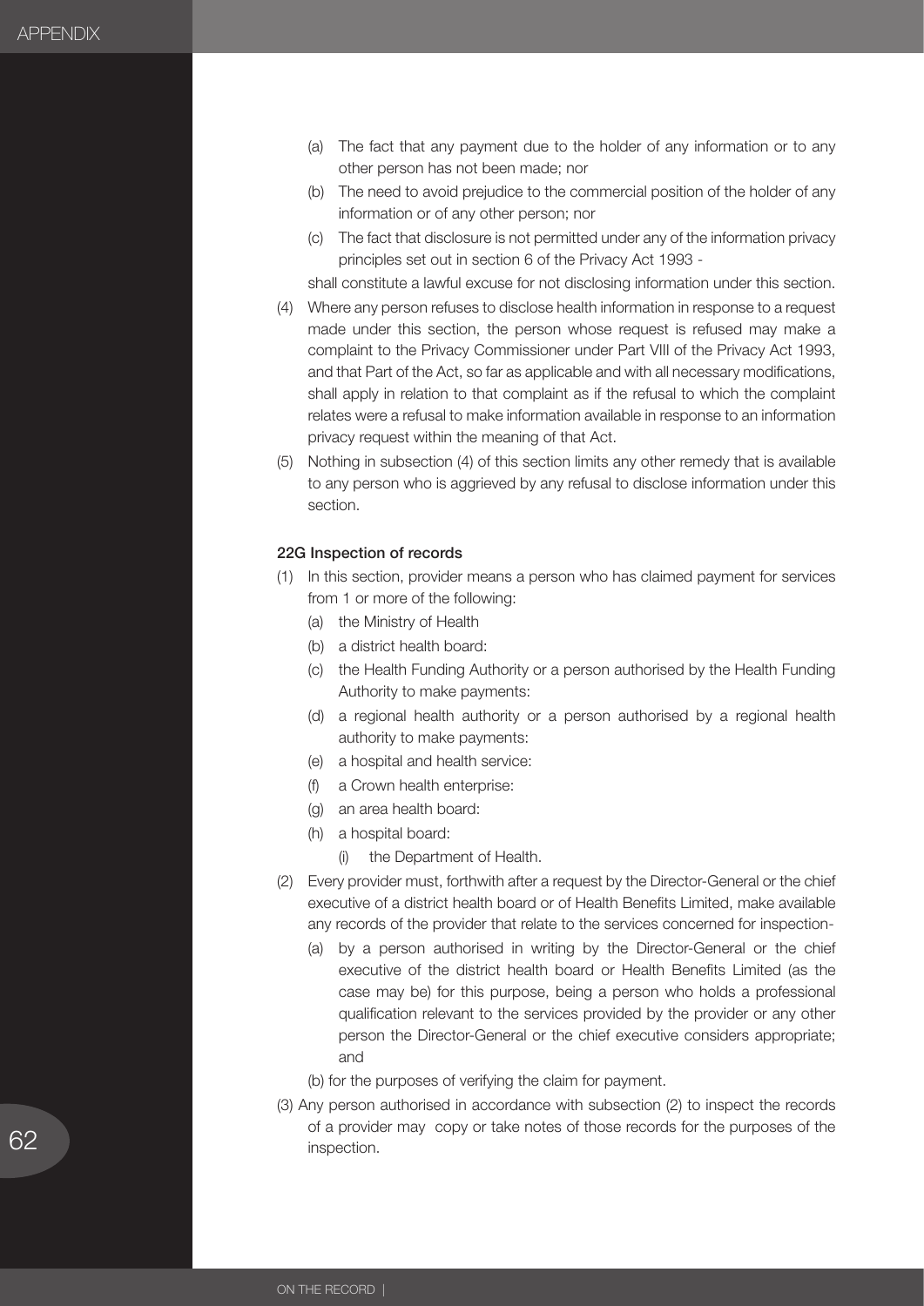(a) The fact that any payment due to the holder of any information or to any other person has not been made; nor

(b) The need to avoid prejudice to the commercial position of the holder of any information or of any other person; nor

(c) The fact that disclosure is not permitted under any of the information privacy principles set out in section 6 of the Privacy Act 1993 -

shall constitute a lawful excuse for not disclosing information under this section.

(4) Where any person refuses to disclose health information in response to a request made under this section, the person whose request is refused may make a complaint to the Privacy Commissioner under Part VIII of the Privacy Act 1993, and that Part of the Act, so far as applicable and with all necessary modifications, shall apply in relation to that complaint as if the refusal to which the complaint relates were a refusal to make information available in response to an information privacy request within the meaning of that Act.

(5) Nothing in subsection (4) of this section limits any other remedy that is available to any person who is aggrieved by any refusal to disclose information under this section.

**22G Inspection of records**

(1) In this section, provider means a person who has claimed payment for services from 1 or more of the following:

  (a) the Ministry of Health
  (b) a district health board:
  (c) the Health Funding Authority or a person authorised by the Health Funding Authority to make payments:
  (d) a regional health authority or a person authorised by a regional health authority to make payments:
  (e) a hospital and health service:
  (f) a Crown health enterprise:
  (g) an area health board:
  (h) a hospital board:
    (i) the Department of Health.

(2) Every provider must, forthwith after a request by the Director-General or the chief executive of a district health board or of Health Benefits Limited, make available any records of the provider that relate to the services concerned for inspection-

  (a) by a person authorised in writing by the Director-General or the chief executive of the district health board or Health Benefits Limited (as the case may be) for this purpose, being a person who holds a professional qualification relevant to the services provided by the provider or any other person the Director-General or the chief executive considers appropriate; and

  (b) for the purposes of verifying the claim for payment.

(3) Any person authorised in accordance with subsection (2) to inspect the records of a provider may copy or take notes of those records for the purposes of the inspection.